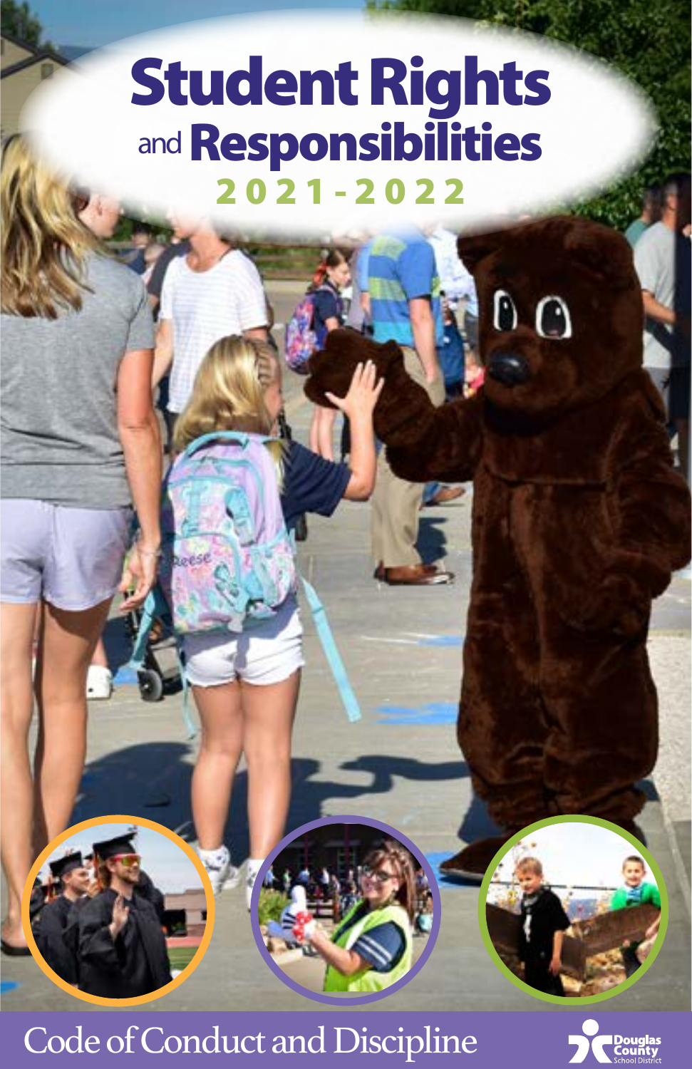# Student Rights and Responsibilities

## 2021-2022

Code of Conduct and Discipline

Douglas County School District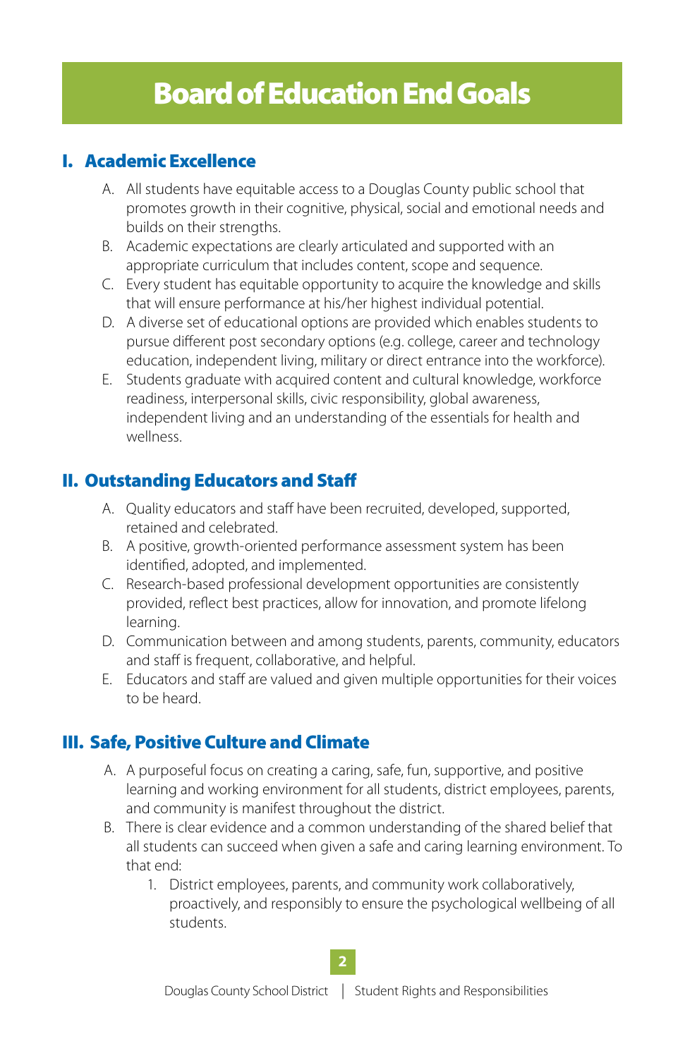# Board of Education End Goals

## I. Academic Excellence

A. All students have equitable access to a Douglas County public school that promotes growth in their cognitive, physical, social and emotional needs and builds on their strengths.

B. Academic expectations are clearly articulated and supported with an appropriate curriculum that includes content, scope and sequence.

C. Every student has equitable opportunity to acquire the knowledge and skills that will ensure performance at his/her highest individual potential.

D. A diverse set of educational options are provided which enables students to pursue different post secondary options (e.g. college, career and technology education, independent living, military or direct entrance into the workforce).

E. Students graduate with acquired content and cultural knowledge, workforce readiness, interpersonal skills, civic responsibility, global awareness, independent living and an understanding of the essentials for health and wellness.

## II. Outstanding Educators and Staff

A. Quality educators and staff have been recruited, developed, supported, retained and celebrated.

B. A positive, growth-oriented performance assessment system has been identified, adopted, and implemented.

C. Research-based professional development opportunities are consistently provided, reflect best practices, allow for innovation, and promote lifelong learning.

D. Communication between and among students, parents, community, educators and staff is frequent, collaborative, and helpful.

E. Educators and staff are valued and given multiple opportunities for their voices to be heard.

## III. Safe, Positive Culture and Climate

A. A purposeful focus on creating a caring, safe, fun, supportive, and positive learning and working environment for all students, district employees, parents, and community is manifest throughout the district.

B. There is clear evidence and a common understanding of the shared belief that all students can succeed when given a safe and caring learning environment. To that end:

   1. District employees, parents, and community work collaboratively, proactively, and responsibly to ensure the psychological wellbeing of all students.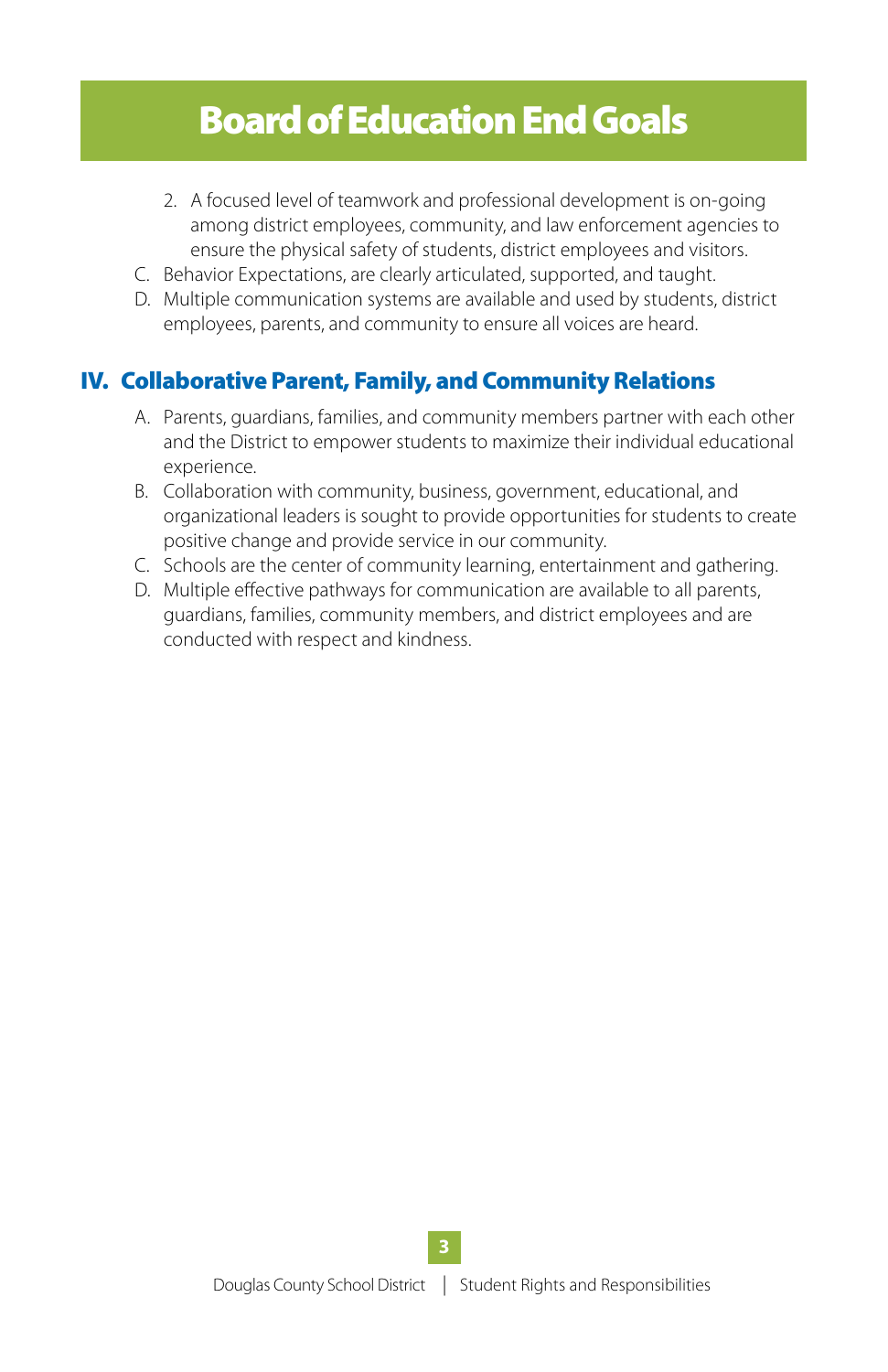# Board of Education End Goals

   2. A focused level of teamwork and professional development is on-going among district employees, community, and law enforcement agencies to ensure the physical safety of students, district employees and visitors.

C. Behavior Expectations, are clearly articulated, supported, and taught.

D. Multiple communication systems are available and used by students, district employees, parents, and community to ensure all voices are heard.

## IV. Collaborative Parent, Family, and Community Relations

A. Parents, guardians, families, and community members partner with each other and the District to empower students to maximize their individual educational experience.

B. Collaboration with community, business, government, educational, and organizational leaders is sought to provide opportunities for students to create positive change and provide service in our community.

C. Schools are the center of community learning, entertainment and gathering.

D. Multiple effective pathways for communication are available to all parents, guardians, families, community members, and district employees and are conducted with respect and kindness.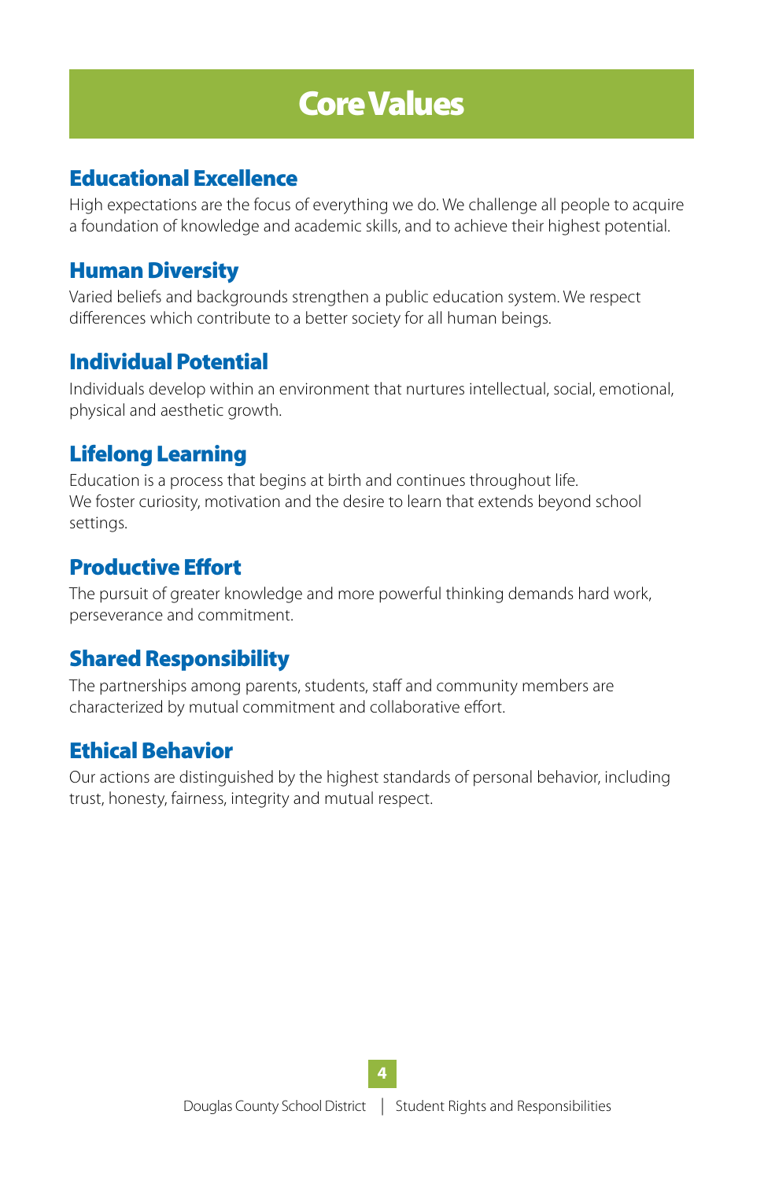# Core Values

## Educational Excellence

High expectations are the focus of everything we do. We challenge all people to acquire a foundation of knowledge and academic skills, and to achieve their highest potential.

## Human Diversity

Varied beliefs and backgrounds strengthen a public education system. We respect differences which contribute to a better society for all human beings.

## Individual Potential

Individuals develop within an environment that nurtures intellectual, social, emotional, physical and aesthetic growth.

## Lifelong Learning

Education is a process that begins at birth and continues throughout life. We foster curiosity, motivation and the desire to learn that extends beyond school settings.

## Productive Effort

The pursuit of greater knowledge and more powerful thinking demands hard work, perseverance and commitment.

## Shared Responsibility

The partnerships among parents, students, staff and community members are characterized by mutual commitment and collaborative effort.

## Ethical Behavior

Our actions are distinguished by the highest standards of personal behavior, including trust, honesty, fairness, integrity and mutual respect.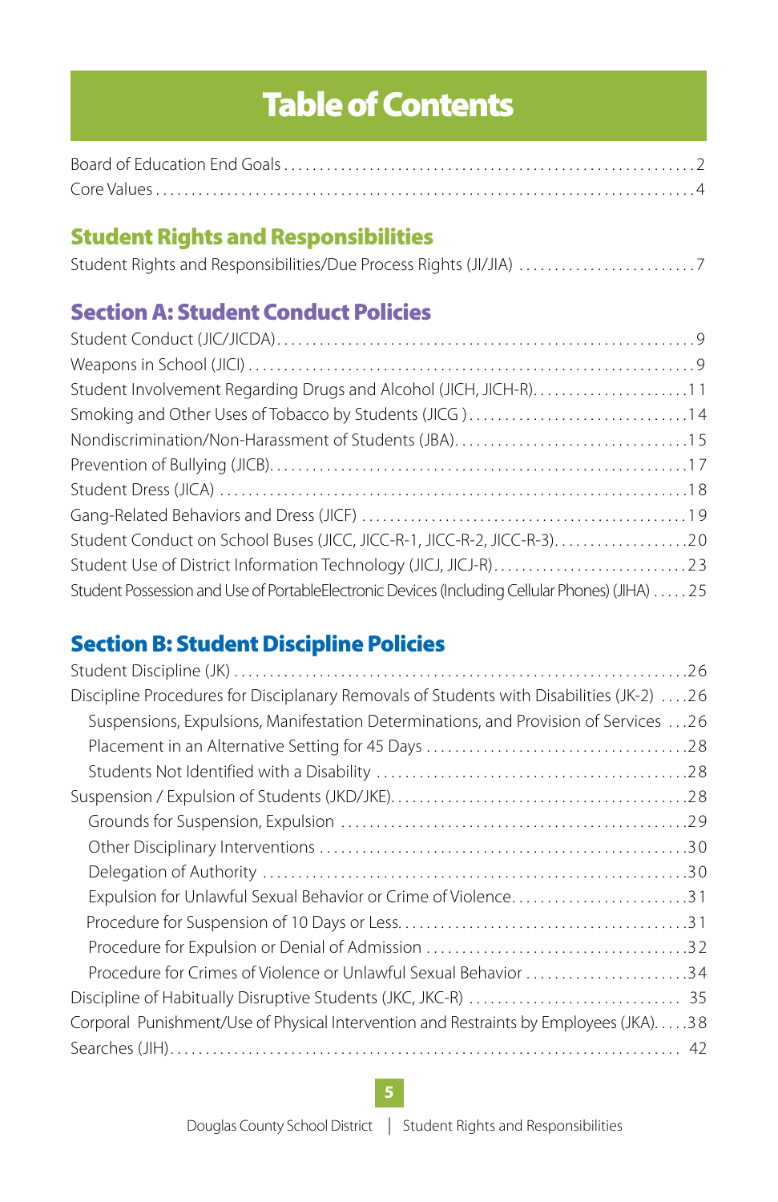# Table of Contents

Board of Education End Goals . . . . . . . . . . 2
Core Values . . . . . . . . . . 4

## Student Rights and Responsibilities

Student Rights and Responsibilities/Due Process Rights (JI/JIA) . . . . . . . . . . 7

## Section A: Student Conduct Policies

Student Conduct (JIC/JICDA) . . . . . . . . . . 9
Weapons in School (JICI) . . . . . . . . . . 9
Student Involvement Regarding Drugs and Alcohol (JICH, JICH-R) . . . . . . . . . . 11
Smoking and Other Uses of Tobacco by Students (JICG ) . . . . . . . . . . 14
Nondiscrimination/Non-Harassment of Students (JBA) . . . . . . . . . . 15
Prevention of Bullying (JICB) . . . . . . . . . . 17
Student Dress (JICA) . . . . . . . . . . 18
Gang-Related Behaviors and Dress (JICF) . . . . . . . . . . 19
Student Conduct on School Buses (JICC, JICC-R-1, JICC-R-2, JICC-R-3) . . . . . . . . . . 20
Student Use of District Information Technology (JICJ, JICJ-R) . . . . . . . . . . 23
Student Possession and Use of PortableElectronic Devices (Including Cellular Phones) (JIHA) . . . . . 25

## Section B: Student Discipline Policies

Student Discipline (JK) . . . . . . . . . . 26
Discipline Procedures for Disciplanary Removals of Students with Disabilities (JK-2) . . . . 26
- Suspensions, Expulsions, Manifestation Determinations, and Provision of Services . . . 26
- Placement in an Alternative Setting for 45 Days . . . . . . . . . . 28
- Students Not Identified with a Disability . . . . . . . . . . 28

Suspension / Expulsion of Students (JKD/JKE) . . . . . . . . . . 28
- Grounds for Suspension, Expulsion . . . . . . . . . . 29
- Other Disciplinary Interventions . . . . . . . . . . 30
- Delegation of Authority . . . . . . . . . . 30
- Expulsion for Unlawful Sexual Behavior or Crime of Violence . . . . . . . . . . 31
- Procedure for Suspension of 10 Days or Less . . . . . . . . . . 31
- Procedure for Expulsion or Denial of Admission . . . . . . . . . . 32
- Procedure for Crimes of Violence or Unlawful Sexual Behavior . . . . . . . . . . 34

Discipline of Habitually Disruptive Students (JKC, JKC-R) . . . . . . . . . . 35
Corporal Punishment/Use of Physical Intervention and Restraints by Employees (JKA) . . . . 38
Searches (JIH) . . . . . . . . . . 42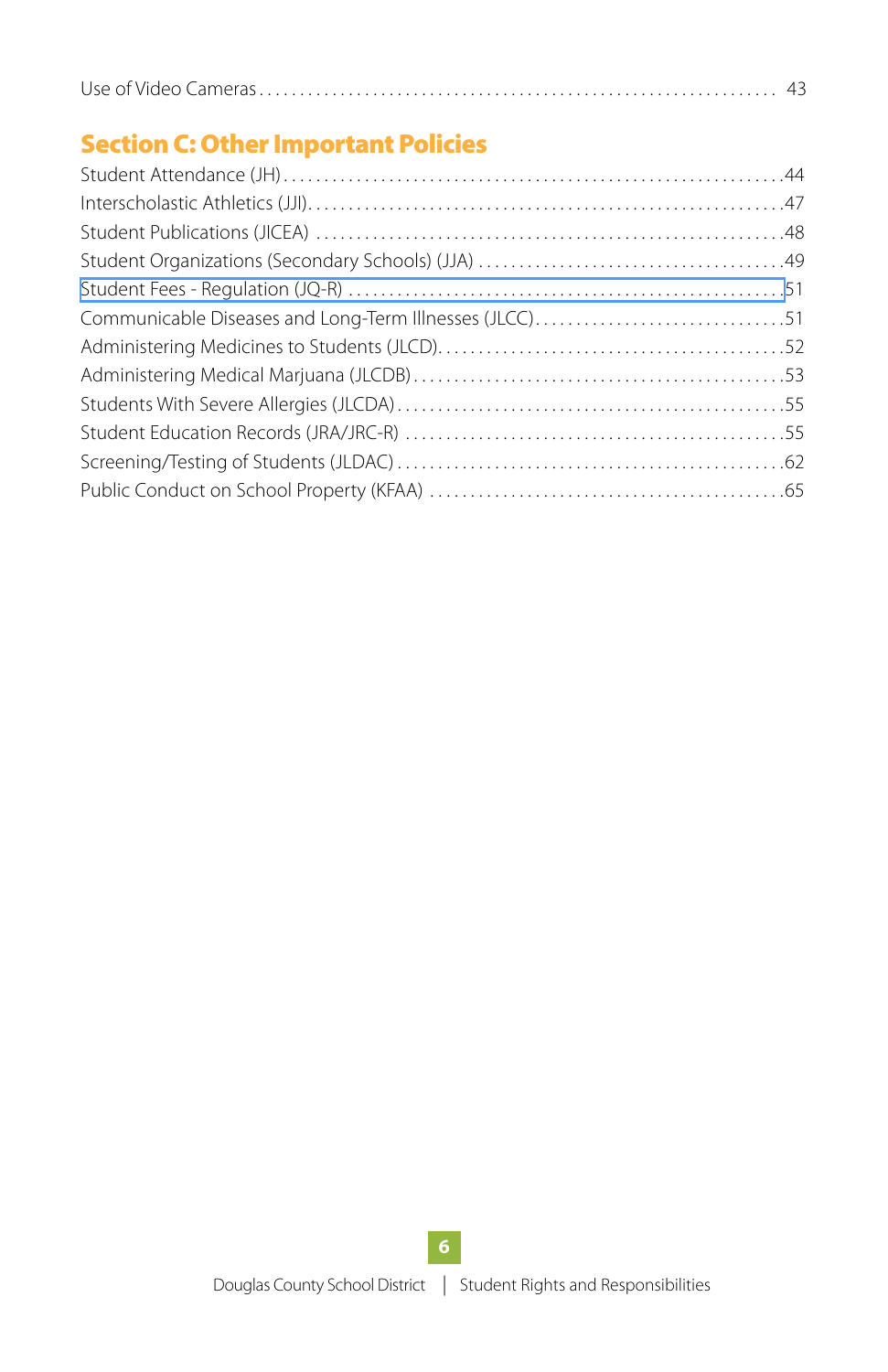Use of Video Cameras . . . . . . . . . . . . . . . . . . . . . . . . . . . . . . . . . . . . . . . . . . . . . . . . . . . . . . . . . . . . . 43

## Section C: Other Important Policies

Student Attendance (JH) . . . . . . . . . . . . . . . . . . . . . . . . . . . . . . . . . . . . . . . . . . . . . . . . . . . . . . . . . . . .44

Interscholastic Athletics (JJI) . . . . . . . . . . . . . . . . . . . . . . . . . . . . . . . . . . . . . . . . . . . . . . . . . . . . . . . . .47

Student Publications (JICEA) . . . . . . . . . . . . . . . . . . . . . . . . . . . . . . . . . . . . . . . . . . . . . . . . . . . . . . . .48

Student Organizations (Secondary Schools) (JJA) . . . . . . . . . . . . . . . . . . . . . . . . . . . . . . . . . . . . .49

Student Fees - Regulation (JQ-R) . . . . . . . . . . . . . . . . . . . . . . . . . . . . . . . . . . . . . . . . . . . . . . . . . . . .51

Communicable Diseases and Long-Term Illnesses (JLCC) . . . . . . . . . . . . . . . . . . . . . . . . . . . . . . .51

Administering Medicines to Students (JLCD) . . . . . . . . . . . . . . . . . . . . . . . . . . . . . . . . . . . . . . . . . .52

Administering Medical Marjuana (JLCDB) . . . . . . . . . . . . . . . . . . . . . . . . . . . . . . . . . . . . . . . . . . . .53

Students With Severe Allergies (JLCDA) . . . . . . . . . . . . . . . . . . . . . . . . . . . . . . . . . . . . . . . . . . . . . .55

Student Education Records (JRA/JRC-R) . . . . . . . . . . . . . . . . . . . . . . . . . . . . . . . . . . . . . . . . . . . . .55

Screening/Testing of Students (JLDAC) . . . . . . . . . . . . . . . . . . . . . . . . . . . . . . . . . . . . . . . . . . . . . . .62

Public Conduct on School Property (KFAA) . . . . . . . . . . . . . . . . . . . . . . . . . . . . . . . . . . . . . . . . . .65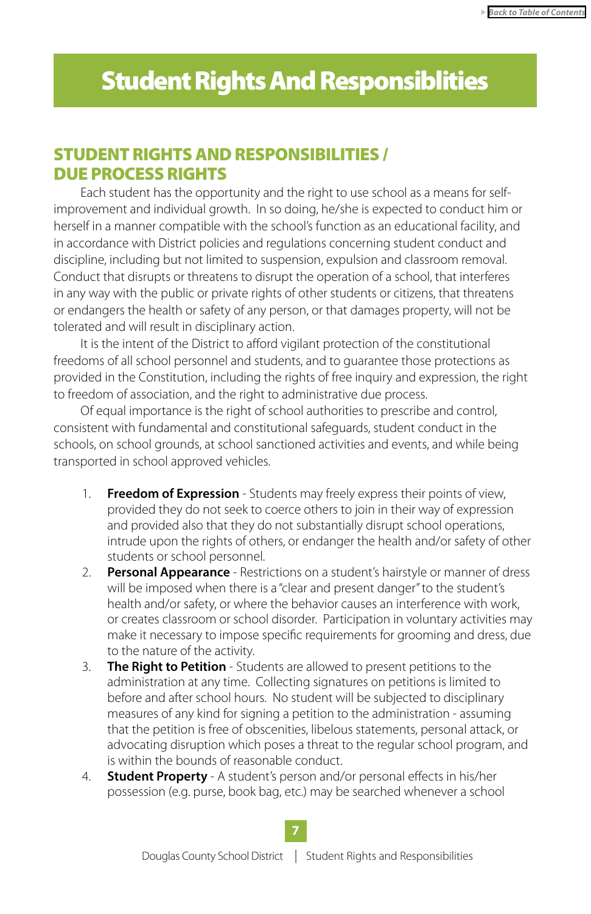# Student Rights And Responsiblities

## STUDENT RIGHTS AND RESPONSIBILITIES / DUE PROCESS RIGHTS

Each student has the opportunity and the right to use school as a means for self-improvement and individual growth. In so doing, he/she is expected to conduct him or herself in a manner compatible with the school's function as an educational facility, and in accordance with District policies and regulations concerning student conduct and discipline, including but not limited to suspension, expulsion and classroom removal. Conduct that disrupts or threatens to disrupt the operation of a school, that interferes in any way with the public or private rights of other students or citizens, that threatens or endangers the health or safety of any person, or that damages property, will not be tolerated and will result in disciplinary action.

It is the intent of the District to afford vigilant protection of the constitutional freedoms of all school personnel and students, and to guarantee those protections as provided in the Constitution, including the rights of free inquiry and expression, the right to freedom of association, and the right to administrative due process.

Of equal importance is the right of school authorities to prescribe and control, consistent with fundamental and constitutional safeguards, student conduct in the schools, on school grounds, at school sanctioned activities and events, and while being transported in school approved vehicles.

1. **Freedom of Expression** - Students may freely express their points of view, provided they do not seek to coerce others to join in their way of expression and provided also that they do not substantially disrupt school operations, intrude upon the rights of others, or endanger the health and/or safety of other students or school personnel.
2. **Personal Appearance** - Restrictions on a student's hairstyle or manner of dress will be imposed when there is a "clear and present danger" to the student's health and/or safety, or where the behavior causes an interference with work, or creates classroom or school disorder. Participation in voluntary activities may make it necessary to impose specific requirements for grooming and dress, due to the nature of the activity.
3. **The Right to Petition** - Students are allowed to present petitions to the administration at any time. Collecting signatures on petitions is limited to before and after school hours. No student will be subjected to disciplinary measures of any kind for signing a petition to the administration - assuming that the petition is free of obscenities, libelous statements, personal attack, or advocating disruption which poses a threat to the regular school program, and is within the bounds of reasonable conduct.
4. **Student Property** - A student's person and/or personal effects in his/her possession (e.g. purse, book bag, etc.) may be searched whenever a school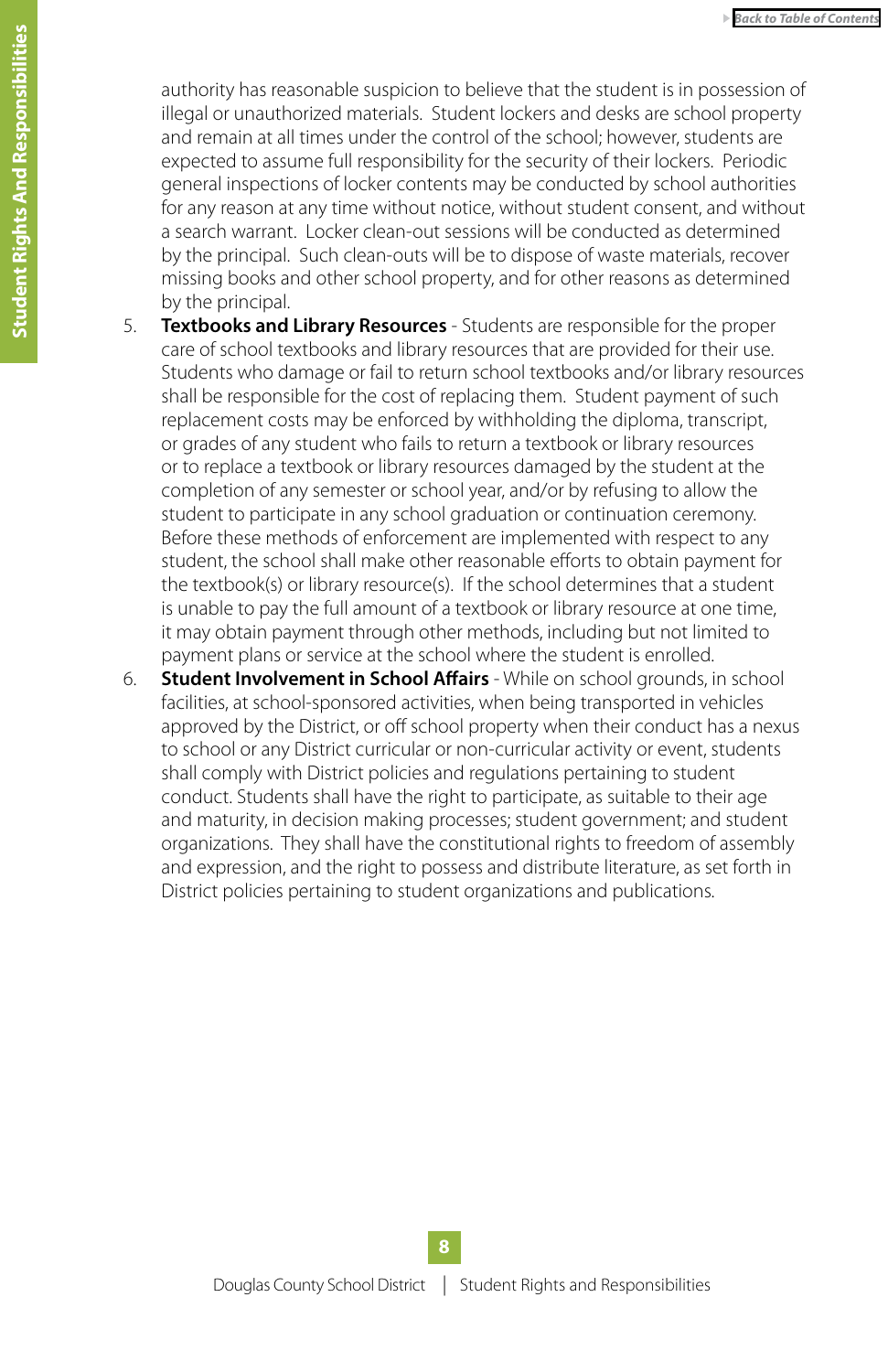authority has reasonable suspicion to believe that the student is in possession of illegal or unauthorized materials. Student lockers and desks are school property and remain at all times under the control of the school; however, students are expected to assume full responsibility for the security of their lockers. Periodic general inspections of locker contents may be conducted by school authorities for any reason at any time without notice, without student consent, and without a search warrant. Locker clean-out sessions will be conducted as determined by the principal. Such clean-outs will be to dispose of waste materials, recover missing books and other school property, and for other reasons as determined by the principal.

5. **Textbooks and Library Resources** - Students are responsible for the proper care of school textbooks and library resources that are provided for their use. Students who damage or fail to return school textbooks and/or library resources shall be responsible for the cost of replacing them. Student payment of such replacement costs may be enforced by withholding the diploma, transcript, or grades of any student who fails to return a textbook or library resources or to replace a textbook or library resources damaged by the student at the completion of any semester or school year, and/or by refusing to allow the student to participate in any school graduation or continuation ceremony. Before these methods of enforcement are implemented with respect to any student, the school shall make other reasonable efforts to obtain payment for the textbook(s) or library resource(s). If the school determines that a student is unable to pay the full amount of a textbook or library resource at one time, it may obtain payment through other methods, including but not limited to payment plans or service at the school where the student is enrolled.
6. **Student Involvement in School Affairs** - While on school grounds, in school facilities, at school-sponsored activities, when being transported in vehicles approved by the District, or off school property when their conduct has a nexus to school or any District curricular or non-curricular activity or event, students shall comply with District policies and regulations pertaining to student conduct. Students shall have the right to participate, as suitable to their age and maturity, in decision making processes; student government; and student organizations. They shall have the constitutional rights to freedom of assembly and expression, and the right to possess and distribute literature, as set forth in District policies pertaining to student organizations and publications.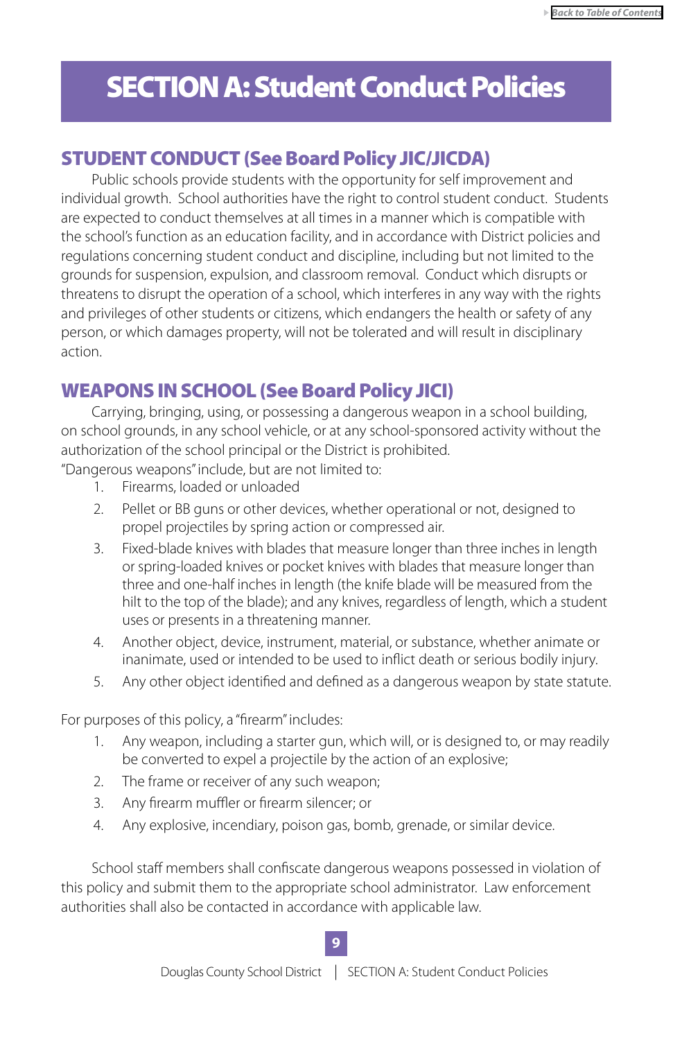# SECTION A: Student Conduct Policies

## STUDENT CONDUCT (See Board Policy JIC/JICDA)

Public schools provide students with the opportunity for self improvement and individual growth. School authorities have the right to control student conduct. Students are expected to conduct themselves at all times in a manner which is compatible with the school's function as an education facility, and in accordance with District policies and regulations concerning student conduct and discipline, including but not limited to the grounds for suspension, expulsion, and classroom removal. Conduct which disrupts or threatens to disrupt the operation of a school, which interferes in any way with the rights and privileges of other students or citizens, which endangers the health or safety of any person, or which damages property, will not be tolerated and will result in disciplinary action.

## WEAPONS IN SCHOOL (See Board Policy JICI)

Carrying, bringing, using, or possessing a dangerous weapon in a school building, on school grounds, in any school vehicle, or at any school-sponsored activity without the authorization of the school principal or the District is prohibited.

"Dangerous weapons" include, but are not limited to:

1. Firearms, loaded or unloaded
2. Pellet or BB guns or other devices, whether operational or not, designed to propel projectiles by spring action or compressed air.
3. Fixed-blade knives with blades that measure longer than three inches in length or spring-loaded knives or pocket knives with blades that measure longer than three and one-half inches in length (the knife blade will be measured from the hilt to the top of the blade); and any knives, regardless of length, which a student uses or presents in a threatening manner.
4. Another object, device, instrument, material, or substance, whether animate or inanimate, used or intended to be used to inflict death or serious bodily injury.
5. Any other object identified and defined as a dangerous weapon by state statute.

For purposes of this policy, a "firearm" includes:

1. Any weapon, including a starter gun, which will, or is designed to, or may readily be converted to expel a projectile by the action of an explosive;
2. The frame or receiver of any such weapon;
3. Any firearm muffler or firearm silencer; or
4. Any explosive, incendiary, poison gas, bomb, grenade, or similar device.

School staff members shall confiscate dangerous weapons possessed in violation of this policy and submit them to the appropriate school administrator. Law enforcement authorities shall also be contacted in accordance with applicable law.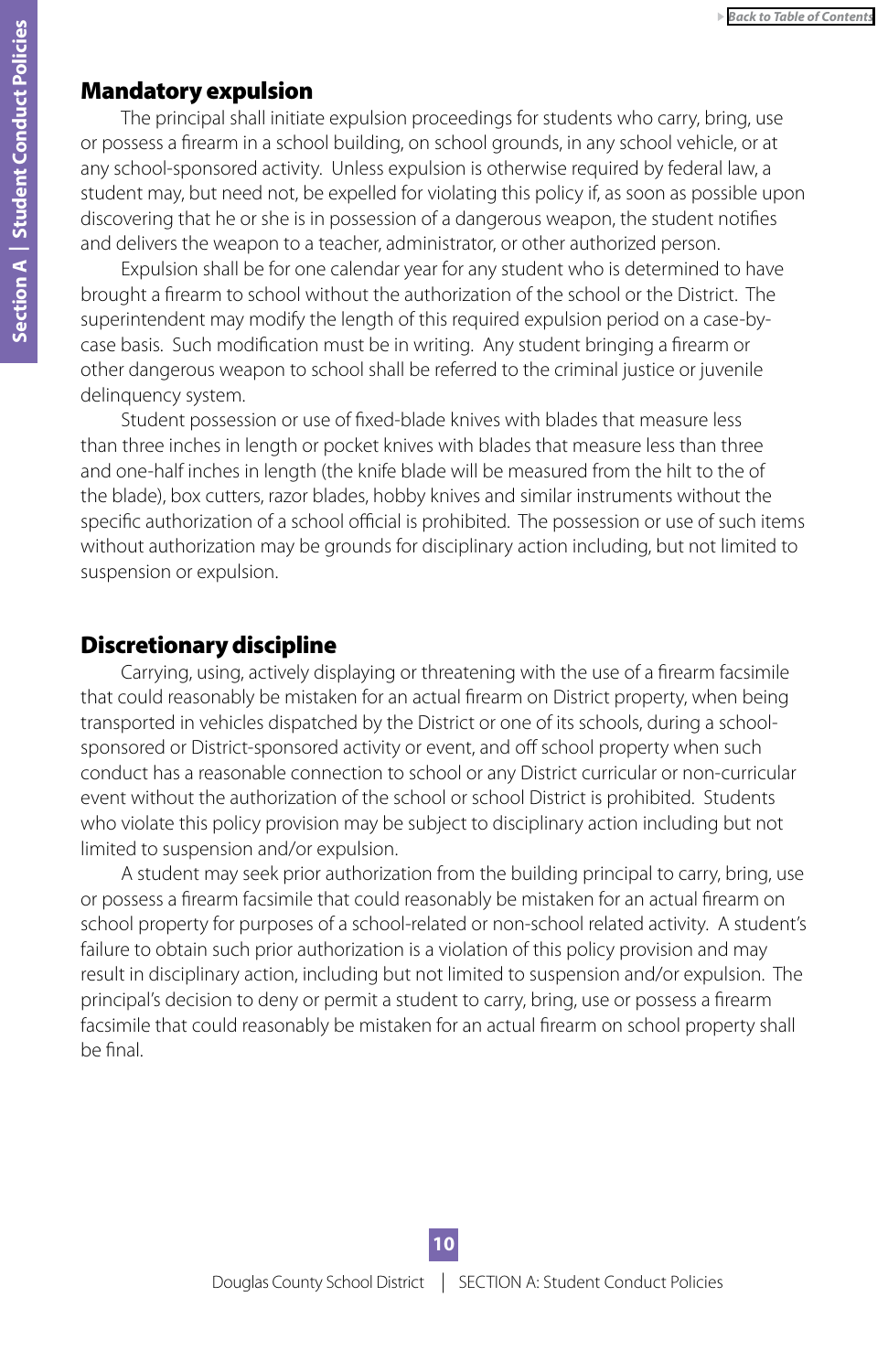## Mandatory expulsion

The principal shall initiate expulsion proceedings for students who carry, bring, use or possess a firearm in a school building, on school grounds, in any school vehicle, or at any school-sponsored activity. Unless expulsion is otherwise required by federal law, a student may, but need not, be expelled for violating this policy if, as soon as possible upon discovering that he or she is in possession of a dangerous weapon, the student notifies and delivers the weapon to a teacher, administrator, or other authorized person.

Expulsion shall be for one calendar year for any student who is determined to have brought a firearm to school without the authorization of the school or the District. The superintendent may modify the length of this required expulsion period on a case-by-case basis. Such modification must be in writing. Any student bringing a firearm or other dangerous weapon to school shall be referred to the criminal justice or juvenile delinquency system.

Student possession or use of fixed-blade knives with blades that measure less than three inches in length or pocket knives with blades that measure less than three and one-half inches in length (the knife blade will be measured from the hilt to the of the blade), box cutters, razor blades, hobby knives and similar instruments without the specific authorization of a school official is prohibited. The possession or use of such items without authorization may be grounds for disciplinary action including, but not limited to suspension or expulsion.

## Discretionary discipline

Carrying, using, actively displaying or threatening with the use of a firearm facsimile that could reasonably be mistaken for an actual firearm on District property, when being transported in vehicles dispatched by the District or one of its schools, during a school-sponsored or District-sponsored activity or event, and off school property when such conduct has a reasonable connection to school or any District curricular or non-curricular event without the authorization of the school or school District is prohibited. Students who violate this policy provision may be subject to disciplinary action including but not limited to suspension and/or expulsion.

A student may seek prior authorization from the building principal to carry, bring, use or possess a firearm facsimile that could reasonably be mistaken for an actual firearm on school property for purposes of a school-related or non-school related activity. A student's failure to obtain such prior authorization is a violation of this policy provision and may result in disciplinary action, including but not limited to suspension and/or expulsion. The principal's decision to deny or permit a student to carry, bring, use or possess a firearm facsimile that could reasonably be mistaken for an actual firearm on school property shall be final.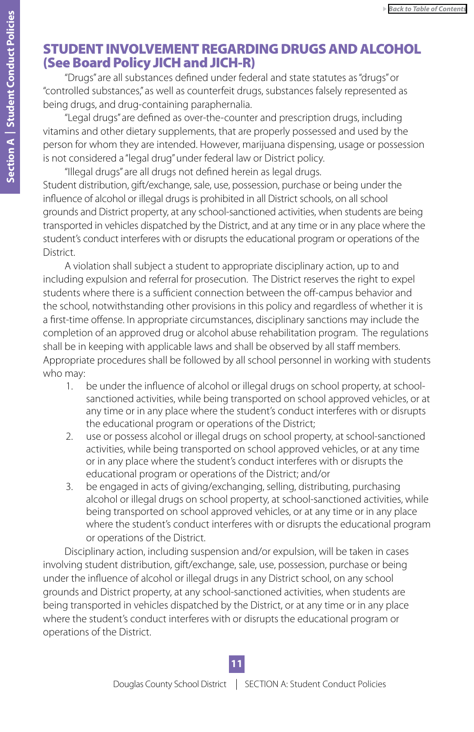## STUDENT INVOLVEMENT REGARDING DRUGS AND ALCOHOL (See Board Policy JICH and JICH-R)

"Drugs" are all substances defined under federal and state statutes as "drugs" or "controlled substances," as well as counterfeit drugs, substances falsely represented as being drugs, and drug-containing paraphernalia.

"Legal drugs" are defined as over-the-counter and prescription drugs, including vitamins and other dietary supplements, that are properly possessed and used by the person for whom they are intended. However, marijuana dispensing, usage or possession is not considered a "legal drug" under federal law or District policy.

"Illegal drugs" are all drugs not defined herein as legal drugs.

Student distribution, gift/exchange, sale, use, possession, purchase or being under the influence of alcohol or illegal drugs is prohibited in all District schools, on all school grounds and District property, at any school-sanctioned activities, when students are being transported in vehicles dispatched by the District, and at any time or in any place where the student's conduct interferes with or disrupts the educational program or operations of the District.

A violation shall subject a student to appropriate disciplinary action, up to and including expulsion and referral for prosecution. The District reserves the right to expel students where there is a sufficient connection between the off-campus behavior and the school, notwithstanding other provisions in this policy and regardless of whether it is a first-time offense. In appropriate circumstances, disciplinary sanctions may include the completion of an approved drug or alcohol abuse rehabilitation program. The regulations shall be in keeping with applicable laws and shall be observed by all staff members. Appropriate procedures shall be followed by all school personnel in working with students who may:

1. be under the influence of alcohol or illegal drugs on school property, at school-sanctioned activities, while being transported on school approved vehicles, or at any time or in any place where the student's conduct interferes with or disrupts the educational program or operations of the District;
2. use or possess alcohol or illegal drugs on school property, at school-sanctioned activities, while being transported on school approved vehicles, or at any time or in any place where the student's conduct interferes with or disrupts the educational program or operations of the District; and/or
3. be engaged in acts of giving/exchanging, selling, distributing, purchasing alcohol or illegal drugs on school property, at school-sanctioned activities, while being transported on school approved vehicles, or at any time or in any place where the student's conduct interferes with or disrupts the educational program or operations of the District.

Disciplinary action, including suspension and/or expulsion, will be taken in cases involving student distribution, gift/exchange, sale, use, possession, purchase or being under the influence of alcohol or illegal drugs in any District school, on any school grounds and District property, at any school-sanctioned activities, when students are being transported in vehicles dispatched by the District, or at any time or in any place where the student's conduct interferes with or disrupts the educational program or operations of the District.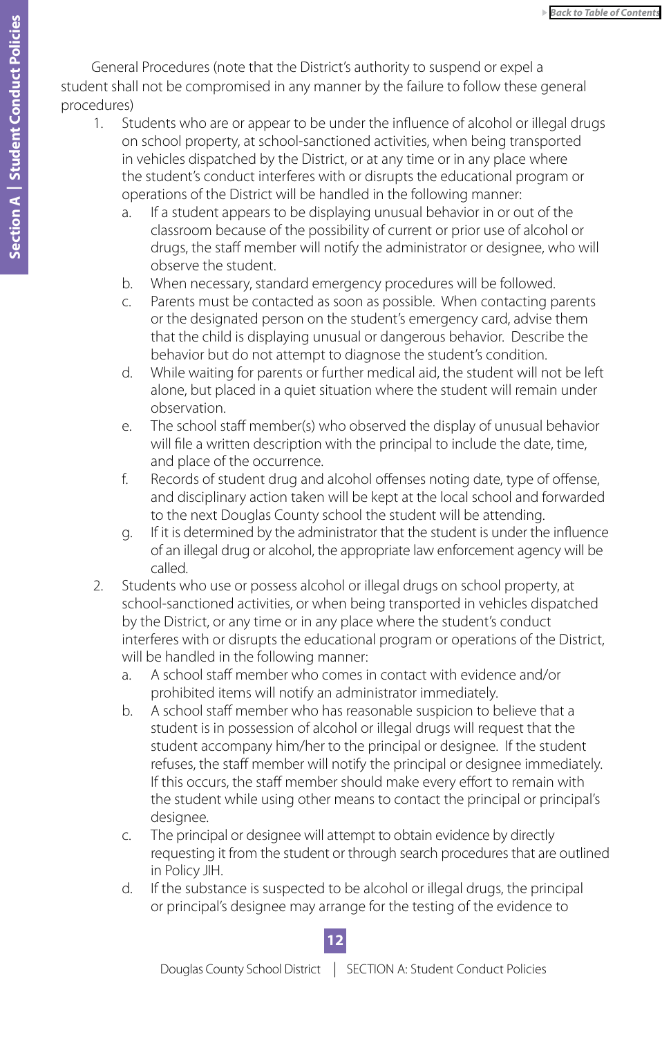General Procedures (note that the District's authority to suspend or expel a student shall not be compromised in any manner by the failure to follow these general procedures)

1. Students who are or appear to be under the influence of alcohol or illegal drugs on school property, at school-sanctioned activities, when being transported in vehicles dispatched by the District, or at any time or in any place where the student's conduct interferes with or disrupts the educational program or operations of the District will be handled in the following manner:
   a. If a student appears to be displaying unusual behavior in or out of the classroom because of the possibility of current or prior use of alcohol or drugs, the staff member will notify the administrator or designee, who will observe the student.
   b. When necessary, standard emergency procedures will be followed.
   c. Parents must be contacted as soon as possible. When contacting parents or the designated person on the student's emergency card, advise them that the child is displaying unusual or dangerous behavior. Describe the behavior but do not attempt to diagnose the student's condition.
   d. While waiting for parents or further medical aid, the student will not be left alone, but placed in a quiet situation where the student will remain under observation.
   e. The school staff member(s) who observed the display of unusual behavior will file a written description with the principal to include the date, time, and place of the occurrence.
   f. Records of student drug and alcohol offenses noting date, type of offense, and disciplinary action taken will be kept at the local school and forwarded to the next Douglas County school the student will be attending.
   g. If it is determined by the administrator that the student is under the influence of an illegal drug or alcohol, the appropriate law enforcement agency will be called.
2. Students who use or possess alcohol or illegal drugs on school property, at school-sanctioned activities, or when being transported in vehicles dispatched by the District, or any time or in any place where the student's conduct interferes with or disrupts the educational program or operations of the District, will be handled in the following manner:
   a. A school staff member who comes in contact with evidence and/or prohibited items will notify an administrator immediately.
   b. A school staff member who has reasonable suspicion to believe that a student is in possession of alcohol or illegal drugs will request that the student accompany him/her to the principal or designee. If the student refuses, the staff member will notify the principal or designee immediately. If this occurs, the staff member should make every effort to remain with the student while using other means to contact the principal or principal's designee.
   c. The principal or designee will attempt to obtain evidence by directly requesting it from the student or through search procedures that are outlined in Policy JIH.
   d. If the substance is suspected to be alcohol or illegal drugs, the principal or principal's designee may arrange for the testing of the evidence to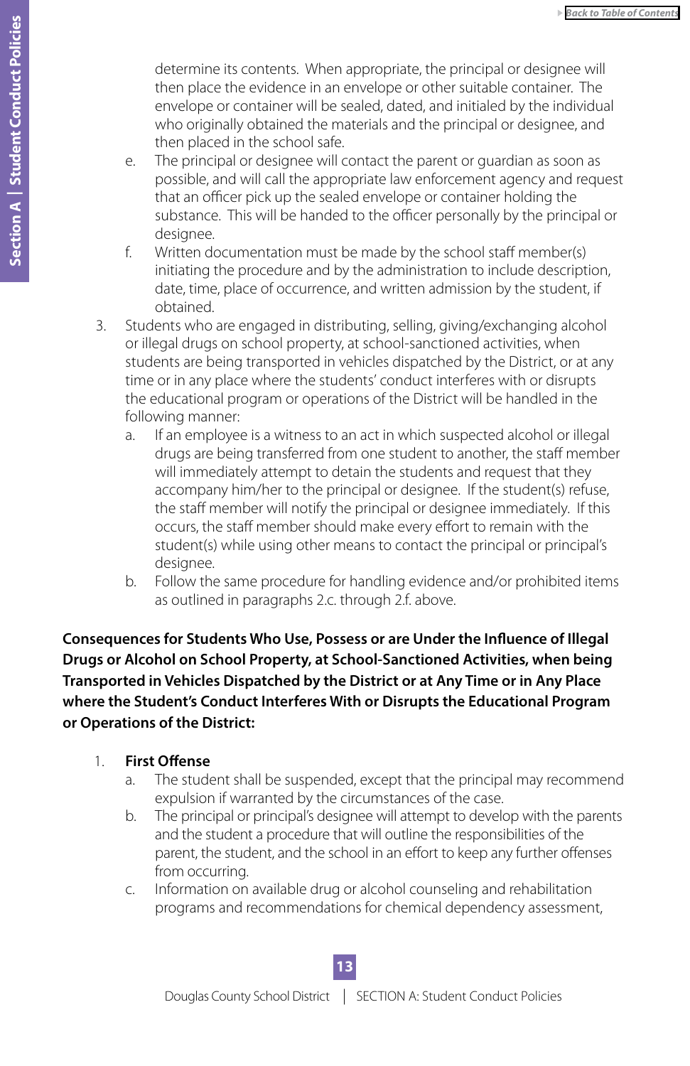determine its contents. When appropriate, the principal or designee will then place the evidence in an envelope or other suitable container. The envelope or container will be sealed, dated, and initialed by the individual who originally obtained the materials and the principal or designee, and then placed in the school safe.

e. The principal or designee will contact the parent or guardian as soon as possible, and will call the appropriate law enforcement agency and request that an officer pick up the sealed envelope or container holding the substance. This will be handed to the officer personally by the principal or designee.

f. Written documentation must be made by the school staff member(s) initiating the procedure and by the administration to include description, date, time, place of occurrence, and written admission by the student, if obtained.

3. Students who are engaged in distributing, selling, giving/exchanging alcohol or illegal drugs on school property, at school-sanctioned activities, when students are being transported in vehicles dispatched by the District, or at any time or in any place where the students' conduct interferes with or disrupts the educational program or operations of the District will be handled in the following manner:
   a. If an employee is a witness to an act in which suspected alcohol or illegal drugs are being transferred from one student to another, the staff member will immediately attempt to detain the students and request that they accompany him/her to the principal or designee. If the student(s) refuse, the staff member will notify the principal or designee immediately. If this occurs, the staff member should make every effort to remain with the student(s) while using other means to contact the principal or principal's designee.
   b. Follow the same procedure for handling evidence and/or prohibited items as outlined in paragraphs 2.c. through 2.f. above.

**Consequences for Students Who Use, Possess or are Under the Influence of Illegal Drugs or Alcohol on School Property, at School-Sanctioned Activities, when being Transported in Vehicles Dispatched by the District or at Any Time or in Any Place where the Student's Conduct Interferes With or Disrupts the Educational Program or Operations of the District:**

1. **First Offense**
   a. The student shall be suspended, except that the principal may recommend expulsion if warranted by the circumstances of the case.
   b. The principal or principal's designee will attempt to develop with the parents and the student a procedure that will outline the responsibilities of the parent, the student, and the school in an effort to keep any further offenses from occurring.
   c. Information on available drug or alcohol counseling and rehabilitation programs and recommendations for chemical dependency assessment,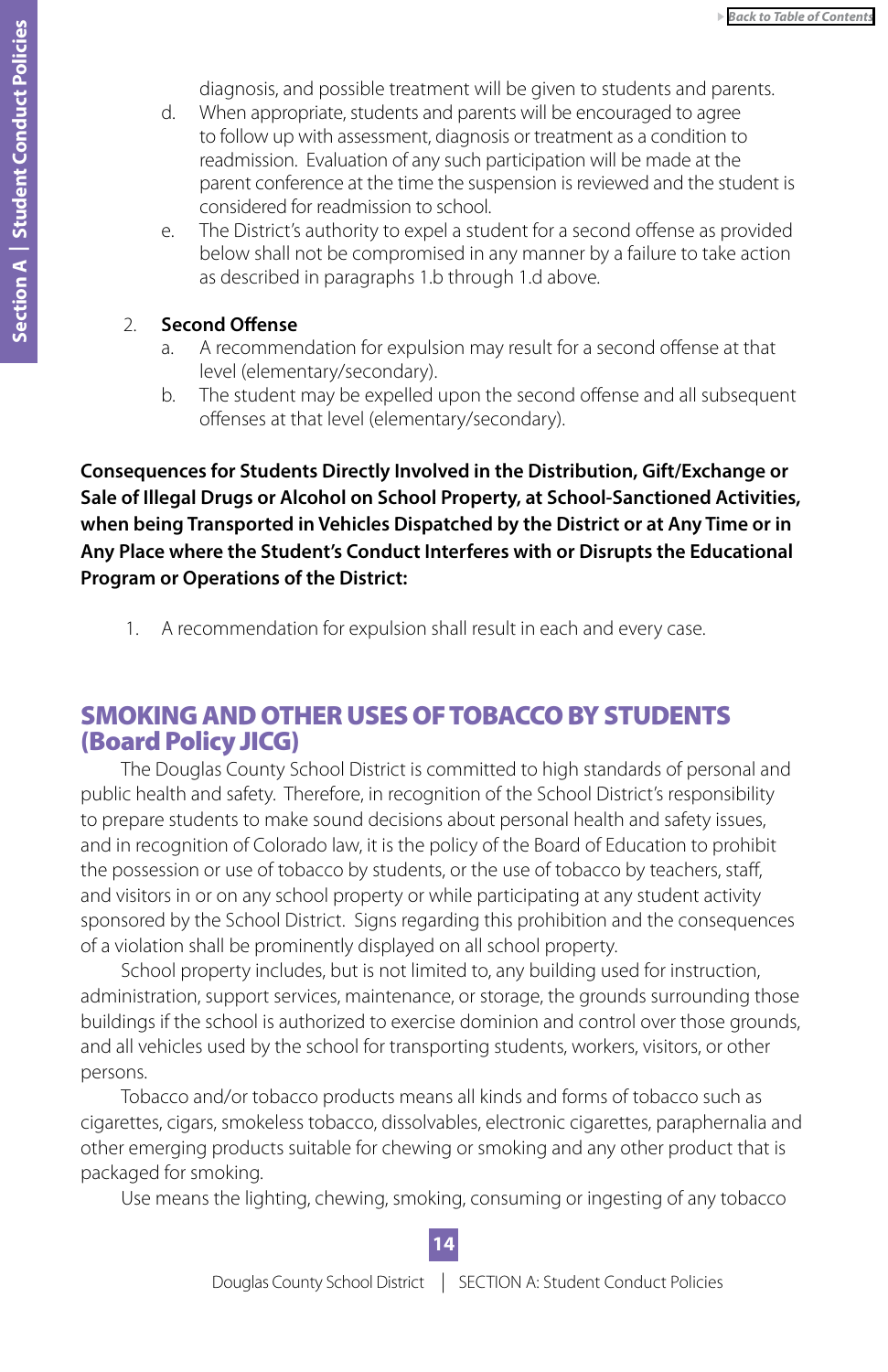diagnosis, and possible treatment will be given to students and parents.

d. When appropriate, students and parents will be encouraged to agree to follow up with assessment, diagnosis or treatment as a condition to readmission. Evaluation of any such participation will be made at the parent conference at the time the suspension is reviewed and the student is considered for readmission to school.

e. The District's authority to expel a student for a second offense as provided below shall not be compromised in any manner by a failure to take action as described in paragraphs 1.b through 1.d above.

2. **Second Offense**
   a. A recommendation for expulsion may result for a second offense at that level (elementary/secondary).
   b. The student may be expelled upon the second offense and all subsequent offenses at that level (elementary/secondary).

**Consequences for Students Directly Involved in the Distribution, Gift/Exchange or Sale of Illegal Drugs or Alcohol on School Property, at School-Sanctioned Activities, when being Transported in Vehicles Dispatched by the District or at Any Time or in Any Place where the Student's Conduct Interferes with or Disrupts the Educational Program or Operations of the District:**

1. A recommendation for expulsion shall result in each and every case.

## SMOKING AND OTHER USES OF TOBACCO BY STUDENTS (Board Policy JICG)

The Douglas County School District is committed to high standards of personal and public health and safety. Therefore, in recognition of the School District's responsibility to prepare students to make sound decisions about personal health and safety issues, and in recognition of Colorado law, it is the policy of the Board of Education to prohibit the possession or use of tobacco by students, or the use of tobacco by teachers, staff, and visitors in or on any school property or while participating at any student activity sponsored by the School District. Signs regarding this prohibition and the consequences of a violation shall be prominently displayed on all school property.

School property includes, but is not limited to, any building used for instruction, administration, support services, maintenance, or storage, the grounds surrounding those buildings if the school is authorized to exercise dominion and control over those grounds, and all vehicles used by the school for transporting students, workers, visitors, or other persons.

Tobacco and/or tobacco products means all kinds and forms of tobacco such as cigarettes, cigars, smokeless tobacco, dissolvables, electronic cigarettes, paraphernalia and other emerging products suitable for chewing or smoking and any other product that is packaged for smoking.

Use means the lighting, chewing, smoking, consuming or ingesting of any tobacco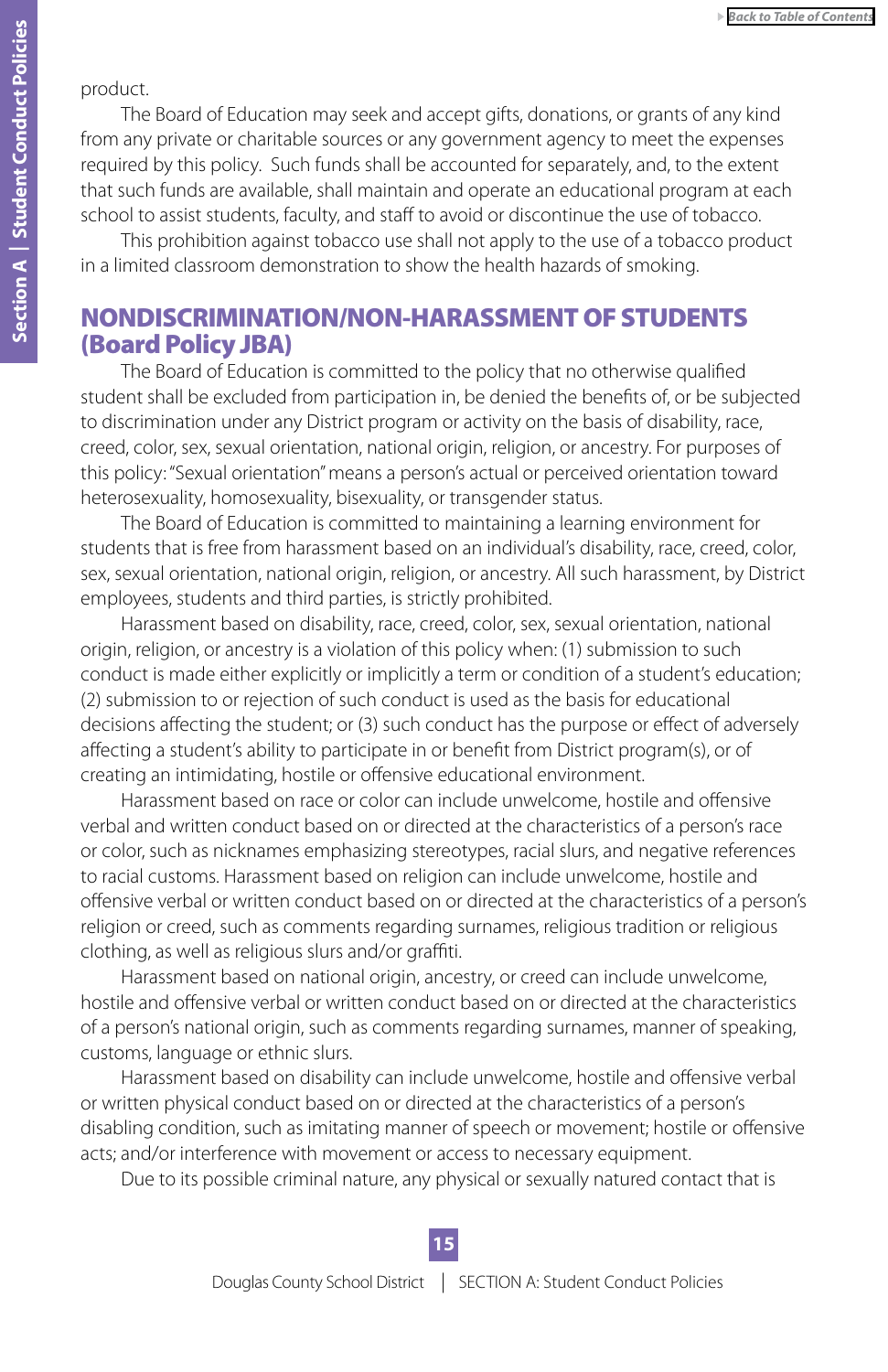product.

The Board of Education may seek and accept gifts, donations, or grants of any kind from any private or charitable sources or any government agency to meet the expenses required by this policy. Such funds shall be accounted for separately, and, to the extent that such funds are available, shall maintain and operate an educational program at each school to assist students, faculty, and staff to avoid or discontinue the use of tobacco.

This prohibition against tobacco use shall not apply to the use of a tobacco product in a limited classroom demonstration to show the health hazards of smoking.

## NONDISCRIMINATION/NON-HARASSMENT OF STUDENTS (Board Policy JBA)

The Board of Education is committed to the policy that no otherwise qualified student shall be excluded from participation in, be denied the benefits of, or be subjected to discrimination under any District program or activity on the basis of disability, race, creed, color, sex, sexual orientation, national origin, religion, or ancestry. For purposes of this policy: "Sexual orientation" means a person's actual or perceived orientation toward heterosexuality, homosexuality, bisexuality, or transgender status.

The Board of Education is committed to maintaining a learning environment for students that is free from harassment based on an individual's disability, race, creed, color, sex, sexual orientation, national origin, religion, or ancestry. All such harassment, by District employees, students and third parties, is strictly prohibited.

Harassment based on disability, race, creed, color, sex, sexual orientation, national origin, religion, or ancestry is a violation of this policy when: (1) submission to such conduct is made either explicitly or implicitly a term or condition of a student's education; (2) submission to or rejection of such conduct is used as the basis for educational decisions affecting the student; or (3) such conduct has the purpose or effect of adversely affecting a student's ability to participate in or benefit from District program(s), or of creating an intimidating, hostile or offensive educational environment.

Harassment based on race or color can include unwelcome, hostile and offensive verbal and written conduct based on or directed at the characteristics of a person's race or color, such as nicknames emphasizing stereotypes, racial slurs, and negative references to racial customs. Harassment based on religion can include unwelcome, hostile and offensive verbal or written conduct based on or directed at the characteristics of a person's religion or creed, such as comments regarding surnames, religious tradition or religious clothing, as well as religious slurs and/or graffiti.

Harassment based on national origin, ancestry, or creed can include unwelcome, hostile and offensive verbal or written conduct based on or directed at the characteristics of a person's national origin, such as comments regarding surnames, manner of speaking, customs, language or ethnic slurs.

Harassment based on disability can include unwelcome, hostile and offensive verbal or written physical conduct based on or directed at the characteristics of a person's disabling condition, such as imitating manner of speech or movement; hostile or offensive acts; and/or interference with movement or access to necessary equipment.

Due to its possible criminal nature, any physical or sexually natured contact that is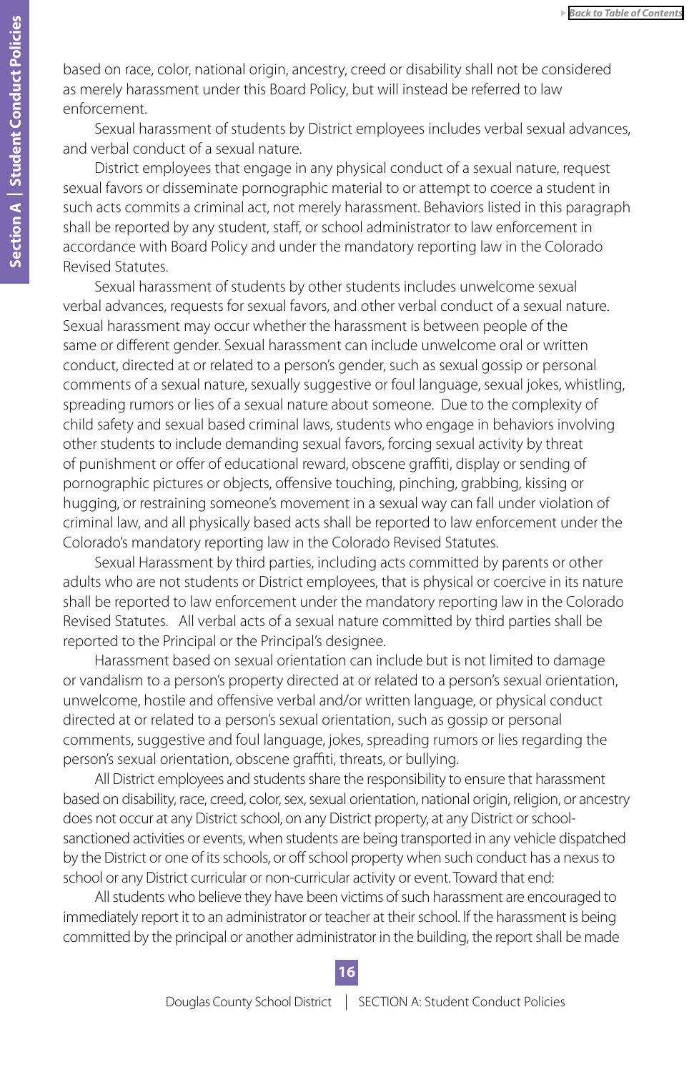based on race, color, national origin, ancestry, creed or disability shall not be considered as merely harassment under this Board Policy, but will instead be referred to law enforcement.

Sexual harassment of students by District employees includes verbal sexual advances, and verbal conduct of a sexual nature.

District employees that engage in any physical conduct of a sexual nature, request sexual favors or disseminate pornographic material to or attempt to coerce a student in such acts commits a criminal act, not merely harassment. Behaviors listed in this paragraph shall be reported by any student, staff, or school administrator to law enforcement in accordance with Board Policy and under the mandatory reporting law in the Colorado Revised Statutes.

Sexual harassment of students by other students includes unwelcome sexual verbal advances, requests for sexual favors, and other verbal conduct of a sexual nature. Sexual harassment may occur whether the harassment is between people of the same or different gender. Sexual harassment can include unwelcome oral or written conduct, directed at or related to a person's gender, such as sexual gossip or personal comments of a sexual nature, sexually suggestive or foul language, sexual jokes, whistling, spreading rumors or lies of a sexual nature about someone. Due to the complexity of child safety and sexual based criminal laws, students who engage in behaviors involving other students to include demanding sexual favors, forcing sexual activity by threat of punishment or offer of educational reward, obscene graffiti, display or sending of pornographic pictures or objects, offensive touching, pinching, grabbing, kissing or hugging, or restraining someone's movement in a sexual way can fall under violation of criminal law, and all physically based acts shall be reported to law enforcement under the Colorado's mandatory reporting law in the Colorado Revised Statutes.

Sexual Harassment by third parties, including acts committed by parents or other adults who are not students or District employees, that is physical or coercive in its nature shall be reported to law enforcement under the mandatory reporting law in the Colorado Revised Statutes. All verbal acts of a sexual nature committed by third parties shall be reported to the Principal or the Principal's designee.

Harassment based on sexual orientation can include but is not limited to damage or vandalism to a person's property directed at or related to a person's sexual orientation, unwelcome, hostile and offensive verbal and/or written language, or physical conduct directed at or related to a person's sexual orientation, such as gossip or personal comments, suggestive and foul language, jokes, spreading rumors or lies regarding the person's sexual orientation, obscene graffiti, threats, or bullying.

All District employees and students share the responsibility to ensure that harassment based on disability, race, creed, color, sex, sexual orientation, national origin, religion, or ancestry does not occur at any District school, on any District property, at any District or school-sanctioned activities or events, when students are being transported in any vehicle dispatched by the District or one of its schools, or off school property when such conduct has a nexus to school or any District curricular or non-curricular activity or event. Toward that end:

All students who believe they have been victims of such harassment are encouraged to immediately report it to an administrator or teacher at their school. If the harassment is being committed by the principal or another administrator in the building, the report shall be made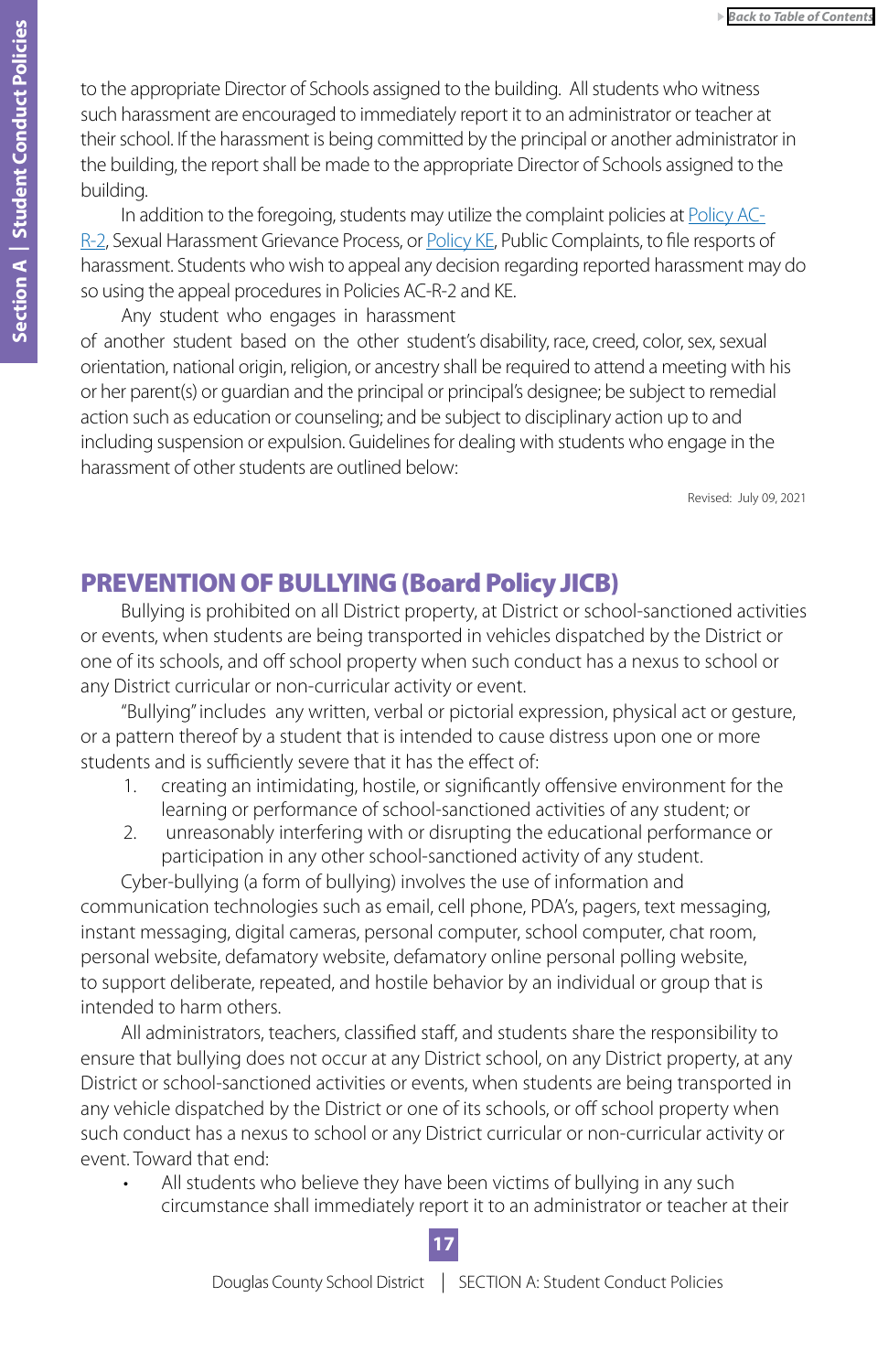to the appropriate Director of Schools assigned to the building. All students who witness such harassment are encouraged to immediately report it to an administrator or teacher at their school. If the harassment is being committed by the principal or another administrator in the building, the report shall be made to the appropriate Director of Schools assigned to the building.

In addition to the foregoing, students may utilize the complaint policies at Policy AC-R-2, Sexual Harassment Grievance Process, or Policy KE, Public Complaints, to file resports of harassment. Students who wish to appeal any decision regarding reported harassment may do so using the appeal procedures in Policies AC-R-2 and KE.

Any student who engages in harassment of another student based on the other student's disability, race, creed, color, sex, sexual orientation, national origin, religion, or ancestry shall be required to attend a meeting with his or her parent(s) or guardian and the principal or principal's designee; be subject to remedial action such as education or counseling; and be subject to disciplinary action up to and including suspension or expulsion. Guidelines for dealing with students who engage in the harassment of other students are outlined below:

Revised: July 09, 2021

## PREVENTION OF BULLYING (Board Policy JICB)

Bullying is prohibited on all District property, at District or school-sanctioned activities or events, when students are being transported in vehicles dispatched by the District or one of its schools, and off school property when such conduct has a nexus to school or any District curricular or non-curricular activity or event.

"Bullying" includes any written, verbal or pictorial expression, physical act or gesture, or a pattern thereof by a student that is intended to cause distress upon one or more students and is sufficiently severe that it has the effect of:

1. creating an intimidating, hostile, or significantly offensive environment for the learning or performance of school-sanctioned activities of any student; or
2. unreasonably interfering with or disrupting the educational performance or participation in any other school-sanctioned activity of any student.

Cyber-bullying (a form of bullying) involves the use of information and communication technologies such as email, cell phone, PDA's, pagers, text messaging, instant messaging, digital cameras, personal computer, school computer, chat room, personal website, defamatory website, defamatory online personal polling website, to support deliberate, repeated, and hostile behavior by an individual or group that is intended to harm others.

All administrators, teachers, classified staff, and students share the responsibility to ensure that bullying does not occur at any District school, on any District property, at any District or school-sanctioned activities or events, when students are being transported in any vehicle dispatched by the District or one of its schools, or off school property when such conduct has a nexus to school or any District curricular or non-curricular activity or event. Toward that end:

- All students who believe they have been victims of bullying in any such circumstance shall immediately report it to an administrator or teacher at their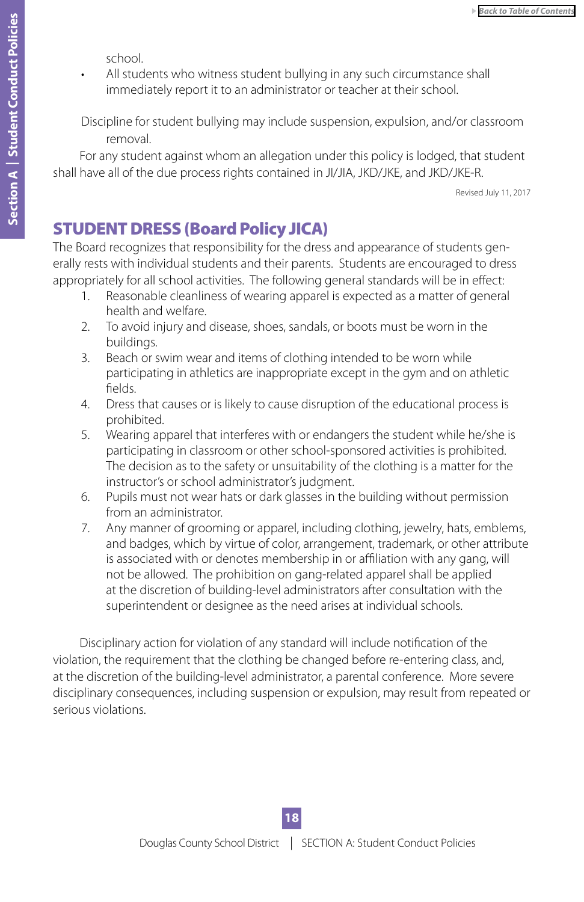school.

- All students who witness student bullying in any such circumstance shall immediately report it to an administrator or teacher at their school.

Discipline for student bullying may include suspension, expulsion, and/or classroom removal.

For any student against whom an allegation under this policy is lodged, that student shall have all of the due process rights contained in JI/JIA, JKD/JKE, and JKD/JKE-R.

Revised July 11, 2017

## STUDENT DRESS (Board Policy JICA)

The Board recognizes that responsibility for the dress and appearance of students generally rests with individual students and their parents. Students are encouraged to dress appropriately for all school activities. The following general standards will be in effect:

1. Reasonable cleanliness of wearing apparel is expected as a matter of general health and welfare.
2. To avoid injury and disease, shoes, sandals, or boots must be worn in the buildings.
3. Beach or swim wear and items of clothing intended to be worn while participating in athletics are inappropriate except in the gym and on athletic fields.
4. Dress that causes or is likely to cause disruption of the educational process is prohibited.
5. Wearing apparel that interferes with or endangers the student while he/she is participating in classroom or other school-sponsored activities is prohibited. The decision as to the safety or unsuitability of the clothing is a matter for the instructor's or school administrator's judgment.
6. Pupils must not wear hats or dark glasses in the building without permission from an administrator.
7. Any manner of grooming or apparel, including clothing, jewelry, hats, emblems, and badges, which by virtue of color, arrangement, trademark, or other attribute is associated with or denotes membership in or affiliation with any gang, will not be allowed. The prohibition on gang-related apparel shall be applied at the discretion of building-level administrators after consultation with the superintendent or designee as the need arises at individual schools.

Disciplinary action for violation of any standard will include notification of the violation, the requirement that the clothing be changed before re-entering class, and, at the discretion of the building-level administrator, a parental conference. More severe disciplinary consequences, including suspension or expulsion, may result from repeated or serious violations.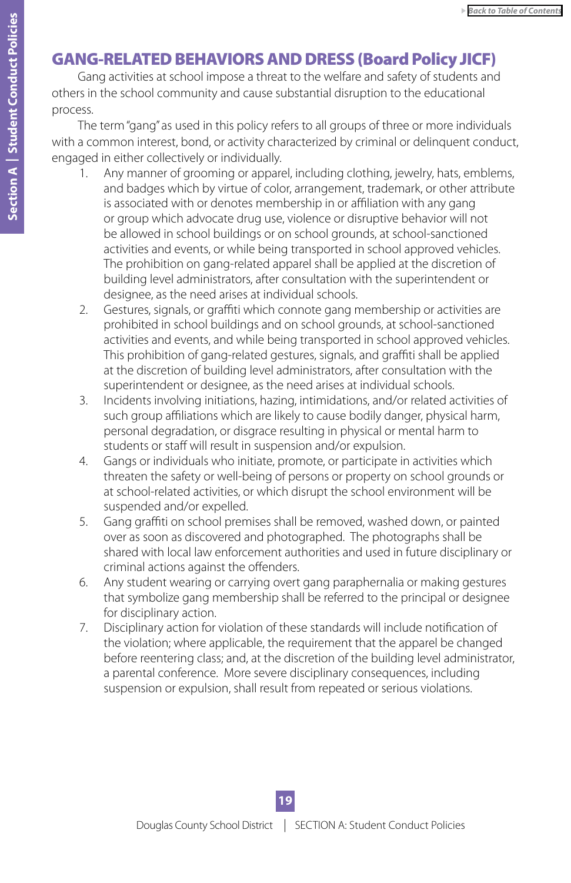## GANG-RELATED BEHAVIORS AND DRESS (Board Policy JICF)

Gang activities at school impose a threat to the welfare and safety of students and others in the school community and cause substantial disruption to the educational process.

The term "gang" as used in this policy refers to all groups of three or more individuals with a common interest, bond, or activity characterized by criminal or delinquent conduct, engaged in either collectively or individually.

1. Any manner of grooming or apparel, including clothing, jewelry, hats, emblems, and badges which by virtue of color, arrangement, trademark, or other attribute is associated with or denotes membership in or affiliation with any gang or group which advocate drug use, violence or disruptive behavior will not be allowed in school buildings or on school grounds, at school-sanctioned activities and events, or while being transported in school approved vehicles. The prohibition on gang-related apparel shall be applied at the discretion of building level administrators, after consultation with the superintendent or designee, as the need arises at individual schools.
2. Gestures, signals, or graffiti which connote gang membership or activities are prohibited in school buildings and on school grounds, at school-sanctioned activities and events, and while being transported in school approved vehicles. This prohibition of gang-related gestures, signals, and graffiti shall be applied at the discretion of building level administrators, after consultation with the superintendent or designee, as the need arises at individual schools.
3. Incidents involving initiations, hazing, intimidations, and/or related activities of such group affiliations which are likely to cause bodily danger, physical harm, personal degradation, or disgrace resulting in physical or mental harm to students or staff will result in suspension and/or expulsion.
4. Gangs or individuals who initiate, promote, or participate in activities which threaten the safety or well-being of persons or property on school grounds or at school-related activities, or which disrupt the school environment will be suspended and/or expelled.
5. Gang graffiti on school premises shall be removed, washed down, or painted over as soon as discovered and photographed. The photographs shall be shared with local law enforcement authorities and used in future disciplinary or criminal actions against the offenders.
6. Any student wearing or carrying overt gang paraphernalia or making gestures that symbolize gang membership shall be referred to the principal or designee for disciplinary action.
7. Disciplinary action for violation of these standards will include notification of the violation; where applicable, the requirement that the apparel be changed before reentering class; and, at the discretion of the building level administrator, a parental conference. More severe disciplinary consequences, including suspension or expulsion, shall result from repeated or serious violations.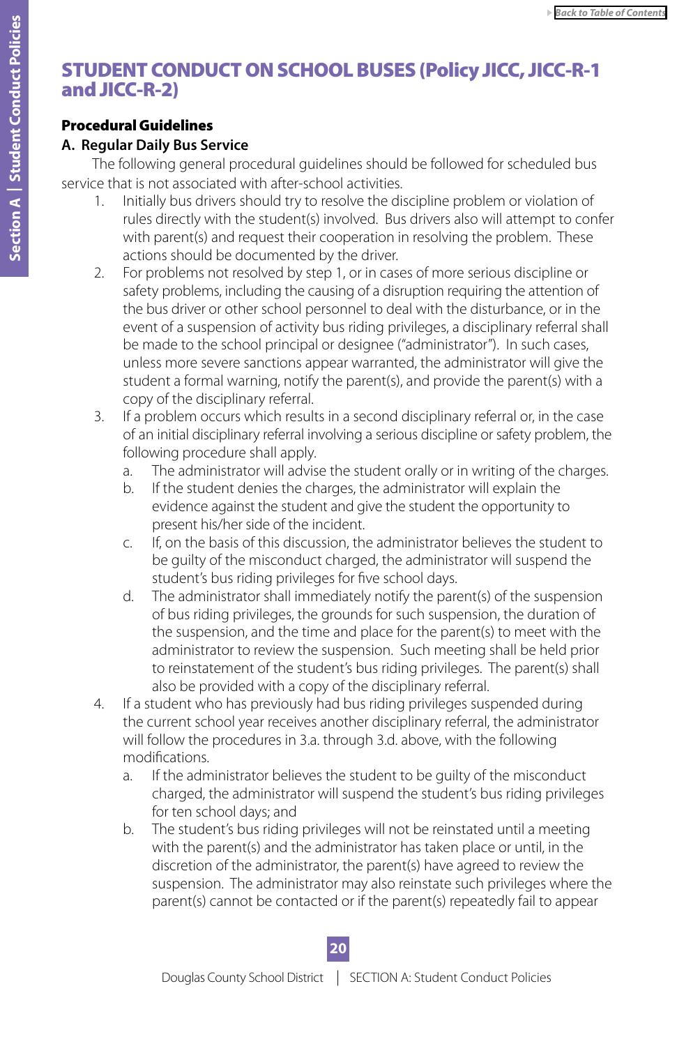## STUDENT CONDUCT ON SCHOOL BUSES (Policy JICC, JICC-R-1 and JICC-R-2)

**Procedural Guidelines**

**A. Regular Daily Bus Service**

The following general procedural guidelines should be followed for scheduled bus service that is not associated with after-school activities.

1. Initially bus drivers should try to resolve the discipline problem or violation of rules directly with the student(s) involved. Bus drivers also will attempt to confer with parent(s) and request their cooperation in resolving the problem. These actions should be documented by the driver.
2. For problems not resolved by step 1, or in cases of more serious discipline or safety problems, including the causing of a disruption requiring the attention of the bus driver or other school personnel to deal with the disturbance, or in the event of a suspension of activity bus riding privileges, a disciplinary referral shall be made to the school principal or designee ("administrator"). In such cases, unless more severe sanctions appear warranted, the administrator will give the student a formal warning, notify the parent(s), and provide the parent(s) with a copy of the disciplinary referral.
3. If a problem occurs which results in a second disciplinary referral or, in the case of an initial disciplinary referral involving a serious discipline or safety problem, the following procedure shall apply.
   a. The administrator will advise the student orally or in writing of the charges.
   b. If the student denies the charges, the administrator will explain the evidence against the student and give the student the opportunity to present his/her side of the incident.
   c. If, on the basis of this discussion, the administrator believes the student to be guilty of the misconduct charged, the administrator will suspend the student's bus riding privileges for five school days.
   d. The administrator shall immediately notify the parent(s) of the suspension of bus riding privileges, the grounds for such suspension, the duration of the suspension, and the time and place for the parent(s) to meet with the administrator to review the suspension. Such meeting shall be held prior to reinstatement of the student's bus riding privileges. The parent(s) shall also be provided with a copy of the disciplinary referral.
4. If a student who has previously had bus riding privileges suspended during the current school year receives another disciplinary referral, the administrator will follow the procedures in 3.a. through 3.d. above, with the following modifications.
   a. If the administrator believes the student to be guilty of the misconduct charged, the administrator will suspend the student's bus riding privileges for ten school days; and
   b. The student's bus riding privileges will not be reinstated until a meeting with the parent(s) and the administrator has taken place or until, in the discretion of the administrator, the parent(s) have agreed to review the suspension. The administrator may also reinstate such privileges where the parent(s) cannot be contacted or if the parent(s) repeatedly fail to appear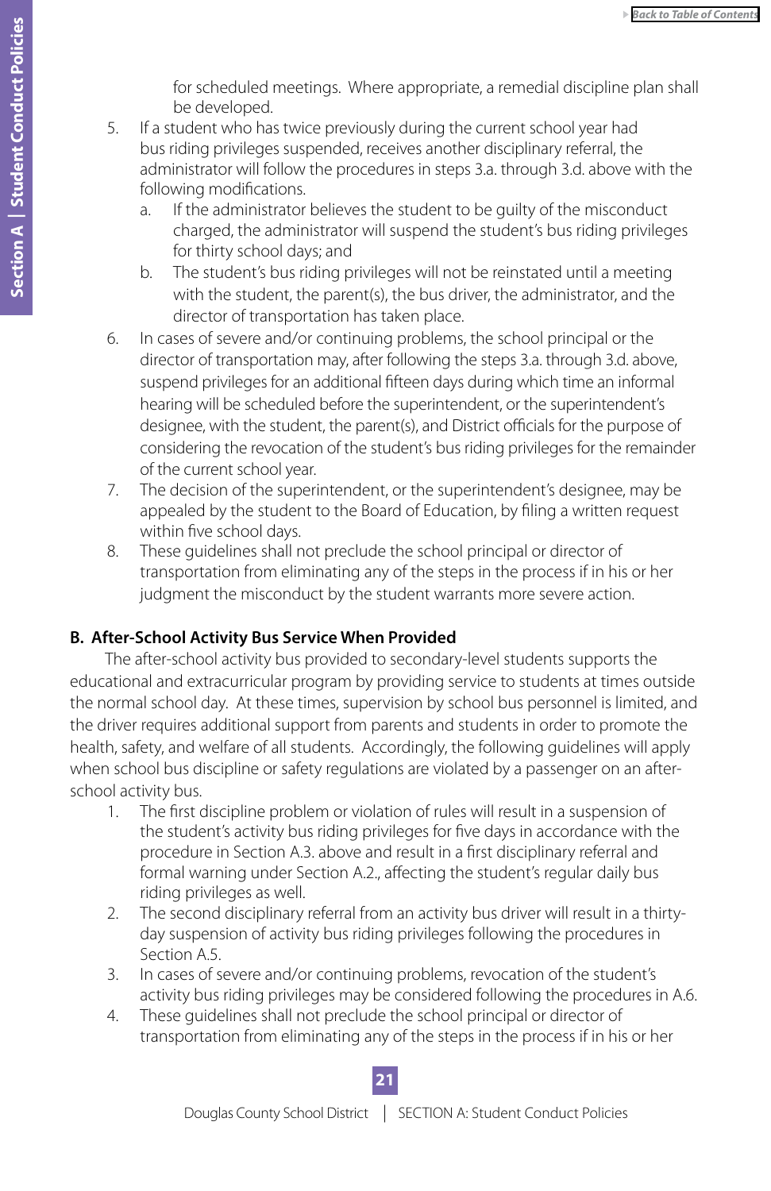for scheduled meetings. Where appropriate, a remedial discipline plan shall be developed.

5. If a student who has twice previously during the current school year had bus riding privileges suspended, receives another disciplinary referral, the administrator will follow the procedures in steps 3.a. through 3.d. above with the following modifications.
   a. If the administrator believes the student to be guilty of the misconduct charged, the administrator will suspend the student's bus riding privileges for thirty school days; and
   b. The student's bus riding privileges will not be reinstated until a meeting with the student, the parent(s), the bus driver, the administrator, and the director of transportation has taken place.
6. In cases of severe and/or continuing problems, the school principal or the director of transportation may, after following the steps 3.a. through 3.d. above, suspend privileges for an additional fifteen days during which time an informal hearing will be scheduled before the superintendent, or the superintendent's designee, with the student, the parent(s), and District officials for the purpose of considering the revocation of the student's bus riding privileges for the remainder of the current school year.
7. The decision of the superintendent, or the superintendent's designee, may be appealed by the student to the Board of Education, by filing a written request within five school days.
8. These guidelines shall not preclude the school principal or director of transportation from eliminating any of the steps in the process if in his or her judgment the misconduct by the student warrants more severe action.

### B. After-School Activity Bus Service When Provided

The after-school activity bus provided to secondary-level students supports the educational and extracurricular program by providing service to students at times outside the normal school day. At these times, supervision by school bus personnel is limited, and the driver requires additional support from parents and students in order to promote the health, safety, and welfare of all students. Accordingly, the following guidelines will apply when school bus discipline or safety regulations are violated by a passenger on an after-school activity bus.

1. The first discipline problem or violation of rules will result in a suspension of the student's activity bus riding privileges for five days in accordance with the procedure in Section A.3. above and result in a first disciplinary referral and formal warning under Section A.2., affecting the student's regular daily bus riding privileges as well.
2. The second disciplinary referral from an activity bus driver will result in a thirty-day suspension of activity bus riding privileges following the procedures in Section A.5.
3. In cases of severe and/or continuing problems, revocation of the student's activity bus riding privileges may be considered following the procedures in A.6.
4. These guidelines shall not preclude the school principal or director of transportation from eliminating any of the steps in the process if in his or her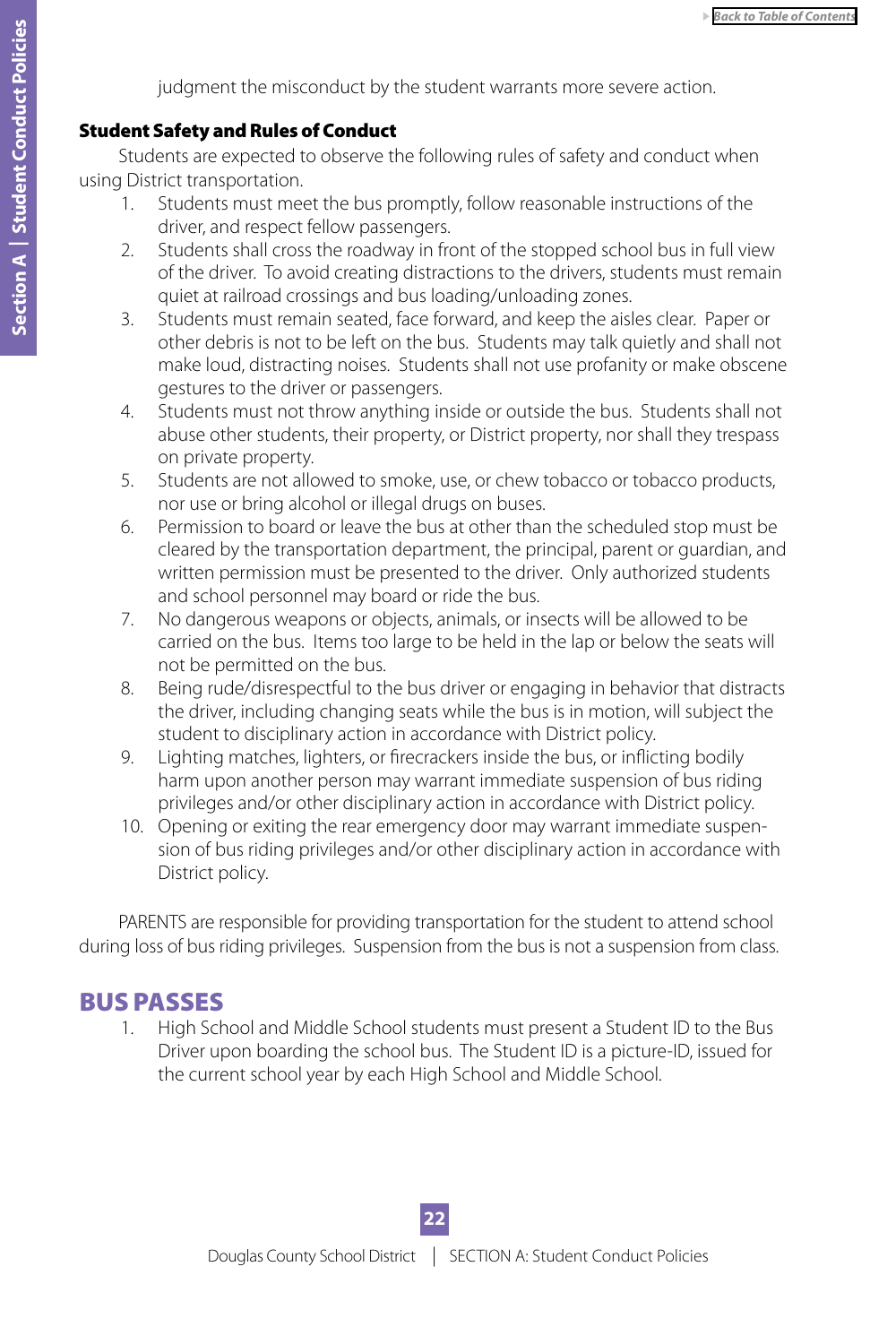judgment the misconduct by the student warrants more severe action.

**Student Safety and Rules of Conduct**

Students are expected to observe the following rules of safety and conduct when using District transportation.

1. Students must meet the bus promptly, follow reasonable instructions of the driver, and respect fellow passengers.
2. Students shall cross the roadway in front of the stopped school bus in full view of the driver. To avoid creating distractions to the drivers, students must remain quiet at railroad crossings and bus loading/unloading zones.
3. Students must remain seated, face forward, and keep the aisles clear. Paper or other debris is not to be left on the bus. Students may talk quietly and shall not make loud, distracting noises. Students shall not use profanity or make obscene gestures to the driver or passengers.
4. Students must not throw anything inside or outside the bus. Students shall not abuse other students, their property, or District property, nor shall they trespass on private property.
5. Students are not allowed to smoke, use, or chew tobacco or tobacco products, nor use or bring alcohol or illegal drugs on buses.
6. Permission to board or leave the bus at other than the scheduled stop must be cleared by the transportation department, the principal, parent or guardian, and written permission must be presented to the driver. Only authorized students and school personnel may board or ride the bus.
7. No dangerous weapons or objects, animals, or insects will be allowed to be carried on the bus. Items too large to be held in the lap or below the seats will not be permitted on the bus.
8. Being rude/disrespectful to the bus driver or engaging in behavior that distracts the driver, including changing seats while the bus is in motion, will subject the student to disciplinary action in accordance with District policy.
9. Lighting matches, lighters, or firecrackers inside the bus, or inflicting bodily harm upon another person may warrant immediate suspension of bus riding privileges and/or other disciplinary action in accordance with District policy.
10. Opening or exiting the rear emergency door may warrant immediate suspension of bus riding privileges and/or other disciplinary action in accordance with District policy.

PARENTS are responsible for providing transportation for the student to attend school during loss of bus riding privileges. Suspension from the bus is not a suspension from class.

## BUS PASSES

1. High School and Middle School students must present a Student ID to the Bus Driver upon boarding the school bus. The Student ID is a picture-ID, issued for the current school year by each High School and Middle School.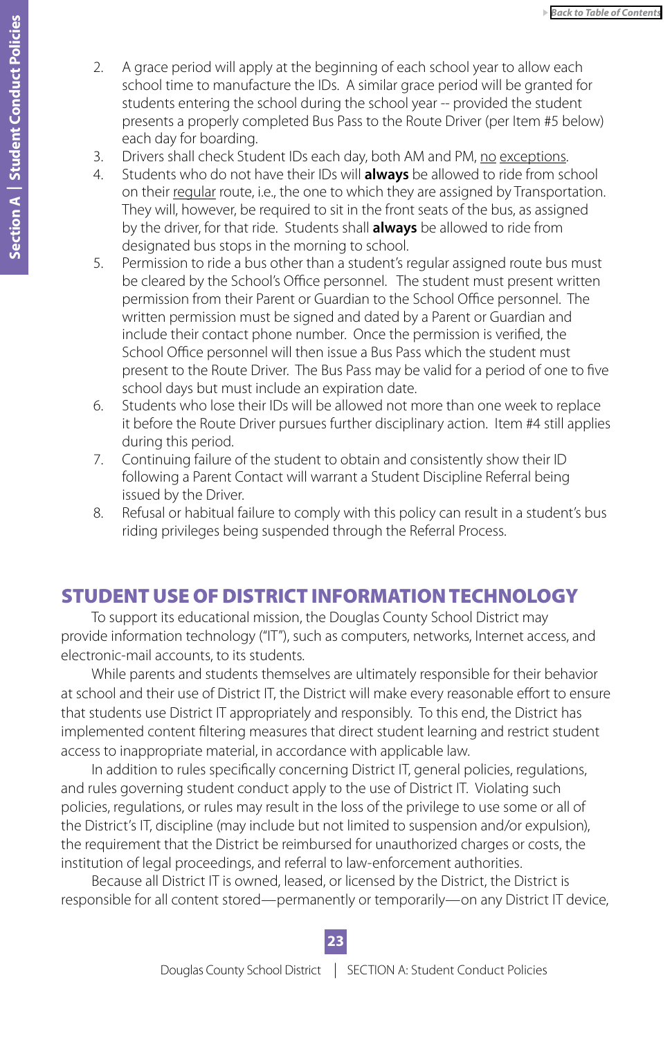2. A grace period will apply at the beginning of each school year to allow each school time to manufacture the IDs. A similar grace period will be granted for students entering the school during the school year -- provided the student presents a properly completed Bus Pass to the Route Driver (per Item #5 below) each day for boarding.
3. Drivers shall check Student IDs each day, both AM and PM, <u>no</u> <u>exceptions</u>.
4. Students who do not have their IDs will **always** be allowed to ride from school on their <u>regular</u> route, i.e., the one to which they are assigned by Transportation. They will, however, be required to sit in the front seats of the bus, as assigned by the driver, for that ride. Students shall **always** be allowed to ride from designated bus stops in the morning to school.
5. Permission to ride a bus other than a student's regular assigned route bus must be cleared by the School's Office personnel. The student must present written permission from their Parent or Guardian to the School Office personnel. The written permission must be signed and dated by a Parent or Guardian and include their contact phone number. Once the permission is verified, the School Office personnel will then issue a Bus Pass which the student must present to the Route Driver. The Bus Pass may be valid for a period of one to five school days but must include an expiration date.
6. Students who lose their IDs will be allowed not more than one week to replace it before the Route Driver pursues further disciplinary action. Item #4 still applies during this period.
7. Continuing failure of the student to obtain and consistently show their ID following a Parent Contact will warrant a Student Discipline Referral being issued by the Driver.
8. Refusal or habitual failure to comply with this policy can result in a student's bus riding privileges being suspended through the Referral Process.

## STUDENT USE OF DISTRICT INFORMATION TECHNOLOGY

To support its educational mission, the Douglas County School District may provide information technology ("IT"), such as computers, networks, Internet access, and electronic-mail accounts, to its students.

While parents and students themselves are ultimately responsible for their behavior at school and their use of District IT, the District will make every reasonable effort to ensure that students use District IT appropriately and responsibly. To this end, the District has implemented content filtering measures that direct student learning and restrict student access to inappropriate material, in accordance with applicable law.

In addition to rules specifically concerning District IT, general policies, regulations, and rules governing student conduct apply to the use of District IT. Violating such policies, regulations, or rules may result in the loss of the privilege to use some or all of the District's IT, discipline (may include but not limited to suspension and/or expulsion), the requirement that the District be reimbursed for unauthorized charges or costs, the institution of legal proceedings, and referral to law-enforcement authorities.

Because all District IT is owned, leased, or licensed by the District, the District is responsible for all content stored—permanently or temporarily—on any District IT device,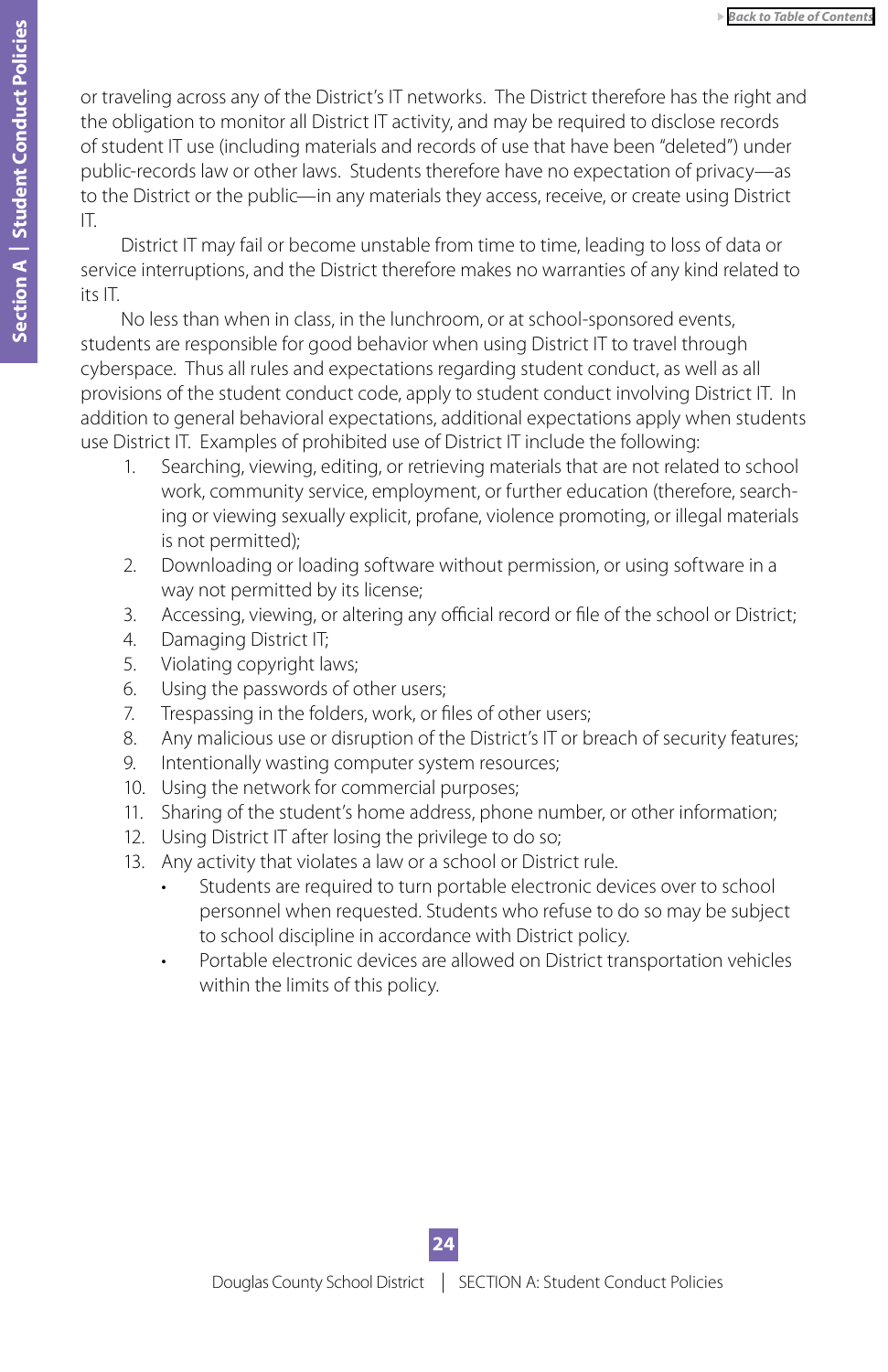or traveling across any of the District's IT networks. The District therefore has the right and the obligation to monitor all District IT activity, and may be required to disclose records of student IT use (including materials and records of use that have been "deleted") under public-records law or other laws. Students therefore have no expectation of privacy—as to the District or the public—in any materials they access, receive, or create using District IT.

District IT may fail or become unstable from time to time, leading to loss of data or service interruptions, and the District therefore makes no warranties of any kind related to its IT.

No less than when in class, in the lunchroom, or at school-sponsored events, students are responsible for good behavior when using District IT to travel through cyberspace. Thus all rules and expectations regarding student conduct, as well as all provisions of the student conduct code, apply to student conduct involving District IT. In addition to general behavioral expectations, additional expectations apply when students use District IT. Examples of prohibited use of District IT include the following:

1. Searching, viewing, editing, or retrieving materials that are not related to school work, community service, employment, or further education (therefore, searching or viewing sexually explicit, profane, violence promoting, or illegal materials is not permitted);
2. Downloading or loading software without permission, or using software in a way not permitted by its license;
3. Accessing, viewing, or altering any official record or file of the school or District;
4. Damaging District IT;
5. Violating copyright laws;
6. Using the passwords of other users;
7. Trespassing in the folders, work, or files of other users;
8. Any malicious use or disruption of the District's IT or breach of security features;
9. Intentionally wasting computer system resources;
10. Using the network for commercial purposes;
11. Sharing of the student's home address, phone number, or other information;
12. Using District IT after losing the privilege to do so;
13. Any activity that violates a law or a school or District rule.
    - Students are required to turn portable electronic devices over to school personnel when requested. Students who refuse to do so may be subject to school discipline in accordance with District policy.
    - Portable electronic devices are allowed on District transportation vehicles within the limits of this policy.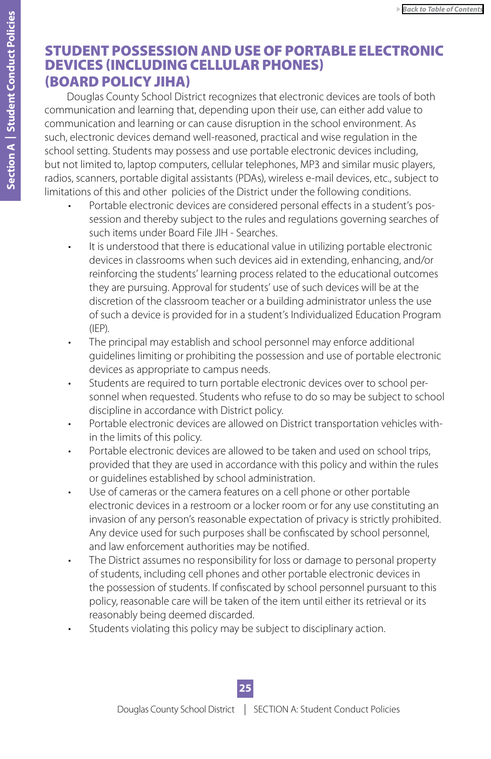## STUDENT POSSESSION AND USE OF PORTABLE ELECTRONIC DEVICES (INCLUDING CELLULAR PHONES) (BOARD POLICY JIHA)

Douglas County School District recognizes that electronic devices are tools of both communication and learning that, depending upon their use, can either add value to communication and learning or can cause disruption in the school environment. As such, electronic devices demand well-reasoned, practical and wise regulation in the school setting. Students may possess and use portable electronic devices including, but not limited to, laptop computers, cellular telephones, MP3 and similar music players, radios, scanners, portable digital assistants (PDAs), wireless e-mail devices, etc., subject to limitations of this and other policies of the District under the following conditions.

- Portable electronic devices are considered personal effects in a student's possession and thereby subject to the rules and regulations governing searches of such items under Board File JIH - Searches.
- It is understood that there is educational value in utilizing portable electronic devices in classrooms when such devices aid in extending, enhancing, and/or reinforcing the students' learning process related to the educational outcomes they are pursuing. Approval for students' use of such devices will be at the discretion of the classroom teacher or a building administrator unless the use of such a device is provided for in a student's Individualized Education Program (IEP).
- The principal may establish and school personnel may enforce additional guidelines limiting or prohibiting the possession and use of portable electronic devices as appropriate to campus needs.
- Students are required to turn portable electronic devices over to school personnel when requested. Students who refuse to do so may be subject to school discipline in accordance with District policy.
- Portable electronic devices are allowed on District transportation vehicles within the limits of this policy.
- Portable electronic devices are allowed to be taken and used on school trips, provided that they are used in accordance with this policy and within the rules or guidelines established by school administration.
- Use of cameras or the camera features on a cell phone or other portable electronic devices in a restroom or a locker room or for any use constituting an invasion of any person's reasonable expectation of privacy is strictly prohibited. Any device used for such purposes shall be confiscated by school personnel, and law enforcement authorities may be notified.
- The District assumes no responsibility for loss or damage to personal property of students, including cell phones and other portable electronic devices in the possession of students. If confiscated by school personnel pursuant to this policy, reasonable care will be taken of the item until either its retrieval or its reasonably being deemed discarded.
- Students violating this policy may be subject to disciplinary action.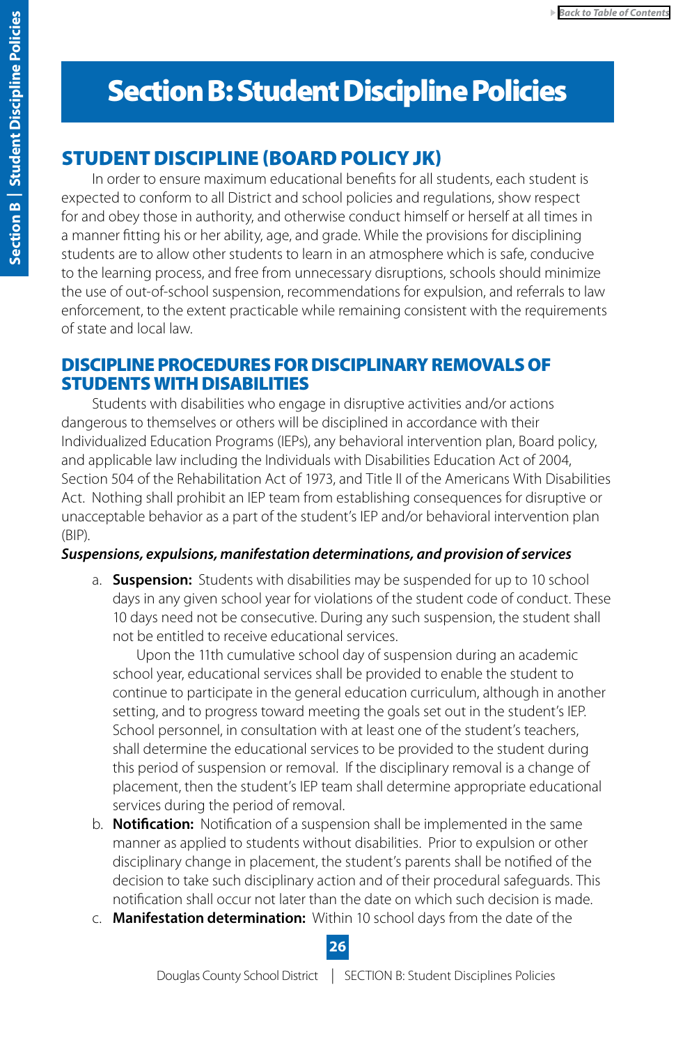# Section B: Student Discipline Policies

## STUDENT DISCIPLINE (BOARD POLICY JK)

In order to ensure maximum educational benefits for all students, each student is expected to conform to all District and school policies and regulations, show respect for and obey those in authority, and otherwise conduct himself or herself at all times in a manner fitting his or her ability, age, and grade. While the provisions for disciplining students are to allow other students to learn in an atmosphere which is safe, conducive to the learning process, and free from unnecessary disruptions, schools should minimize the use of out-of-school suspension, recommendations for expulsion, and referrals to law enforcement, to the extent practicable while remaining consistent with the requirements of state and local law.

## DISCIPLINE PROCEDURES FOR DISCIPLINARY REMOVALS OF STUDENTS WITH DISABILITIES

Students with disabilities who engage in disruptive activities and/or actions dangerous to themselves or others will be disciplined in accordance with their Individualized Education Programs (IEPs), any behavioral intervention plan, Board policy, and applicable law including the Individuals with Disabilities Education Act of 2004, Section 504 of the Rehabilitation Act of 1973, and Title II of the Americans With Disabilities Act. Nothing shall prohibit an IEP team from establishing consequences for disruptive or unacceptable behavior as a part of the student's IEP and/or behavioral intervention plan (BIP).

***Suspensions, expulsions, manifestation determinations, and provision of services***

a. **Suspension:** Students with disabilities may be suspended for up to 10 school days in any given school year for violations of the student code of conduct. These 10 days need not be consecutive. During any such suspension, the student shall not be entitled to receive educational services.

   Upon the 11th cumulative school day of suspension during an academic school year, educational services shall be provided to enable the student to continue to participate in the general education curriculum, although in another setting, and to progress toward meeting the goals set out in the student's IEP. School personnel, in consultation with at least one of the student's teachers, shall determine the educational services to be provided to the student during this period of suspension or removal. If the disciplinary removal is a change of placement, then the student's IEP team shall determine appropriate educational services during the period of removal.

b. **Notification:** Notification of a suspension shall be implemented in the same manner as applied to students without disabilities. Prior to expulsion or other disciplinary change in placement, the student's parents shall be notified of the decision to take such disciplinary action and of their procedural safeguards. This notification shall occur not later than the date on which such decision is made.

c. **Manifestation determination:** Within 10 school days from the date of the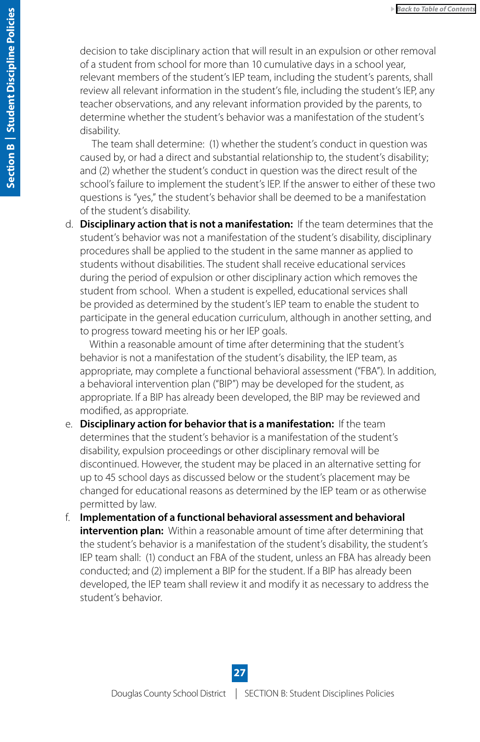decision to take disciplinary action that will result in an expulsion or other removal of a student from school for more than 10 cumulative days in a school year, relevant members of the student's IEP team, including the student's parents, shall review all relevant information in the student's file, including the student's IEP, any teacher observations, and any relevant information provided by the parents, to determine whether the student's behavior was a manifestation of the student's disability.

The team shall determine: (1) whether the student's conduct in question was caused by, or had a direct and substantial relationship to, the student's disability; and (2) whether the student's conduct in question was the direct result of the school's failure to implement the student's IEP. If the answer to either of these two questions is "yes," the student's behavior shall be deemed to be a manifestation of the student's disability.

d. **Disciplinary action that is not a manifestation:** If the team determines that the student's behavior was not a manifestation of the student's disability, disciplinary procedures shall be applied to the student in the same manner as applied to students without disabilities. The student shall receive educational services during the period of expulsion or other disciplinary action which removes the student from school. When a student is expelled, educational services shall be provided as determined by the student's IEP team to enable the student to participate in the general education curriculum, although in another setting, and to progress toward meeting his or her IEP goals.

   Within a reasonable amount of time after determining that the student's behavior is not a manifestation of the student's disability, the IEP team, as appropriate, may complete a functional behavioral assessment ("FBA"). In addition, a behavioral intervention plan ("BIP") may be developed for the student, as appropriate. If a BIP has already been developed, the BIP may be reviewed and modified, as appropriate.

e. **Disciplinary action for behavior that is a manifestation:** If the team determines that the student's behavior is a manifestation of the student's disability, expulsion proceedings or other disciplinary removal will be discontinued. However, the student may be placed in an alternative setting for up to 45 school days as discussed below or the student's placement may be changed for educational reasons as determined by the IEP team or as otherwise permitted by law.

f. **Implementation of a functional behavioral assessment and behavioral intervention plan:** Within a reasonable amount of time after determining that the student's behavior is a manifestation of the student's disability, the student's IEP team shall: (1) conduct an FBA of the student, unless an FBA has already been conducted; and (2) implement a BIP for the student. If a BIP has already been developed, the IEP team shall review it and modify it as necessary to address the student's behavior.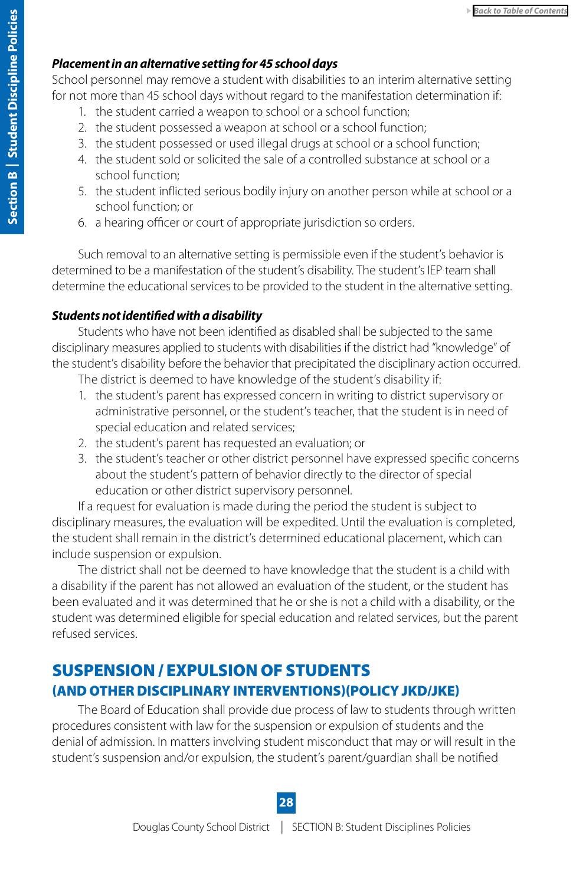***Placement in an alternative setting for 45 school days***

School personnel may remove a student with disabilities to an interim alternative setting for not more than 45 school days without regard to the manifestation determination if:

1. the student carried a weapon to school or a school function;
2. the student possessed a weapon at school or a school function;
3. the student possessed or used illegal drugs at school or a school function;
4. the student sold or solicited the sale of a controlled substance at school or a school function;
5. the student inflicted serious bodily injury on another person while at school or a school function; or
6. a hearing officer or court of appropriate jurisdiction so orders.

Such removal to an alternative setting is permissible even if the student's behavior is determined to be a manifestation of the student's disability. The student's IEP team shall determine the educational services to be provided to the student in the alternative setting.

***Students not identified with a disability***

Students who have not been identified as disabled shall be subjected to the same disciplinary measures applied to students with disabilities if the district had "knowledge" of the student's disability before the behavior that precipitated the disciplinary action occurred.

The district is deemed to have knowledge of the student's disability if:

1. the student's parent has expressed concern in writing to district supervisory or administrative personnel, or the student's teacher, that the student is in need of special education and related services;
2. the student's parent has requested an evaluation; or
3. the student's teacher or other district personnel have expressed specific concerns about the student's pattern of behavior directly to the director of special education or other district supervisory personnel.

If a request for evaluation is made during the period the student is subject to disciplinary measures, the evaluation will be expedited. Until the evaluation is completed, the student shall remain in the district's determined educational placement, which can include suspension or expulsion.

The district shall not be deemed to have knowledge that the student is a child with a disability if the parent has not allowed an evaluation of the student, or the student has been evaluated and it was determined that he or she is not a child with a disability, or the student was determined eligible for special education and related services, but the parent refused services.

## SUSPENSION / EXPULSION OF STUDENTS

### (AND OTHER DISCIPLINARY INTERVENTIONS)(POLICY JKD/JKE)

The Board of Education shall provide due process of law to students through written procedures consistent with law for the suspension or expulsion of students and the denial of admission. In matters involving student misconduct that may or will result in the student's suspension and/or expulsion, the student's parent/guardian shall be notified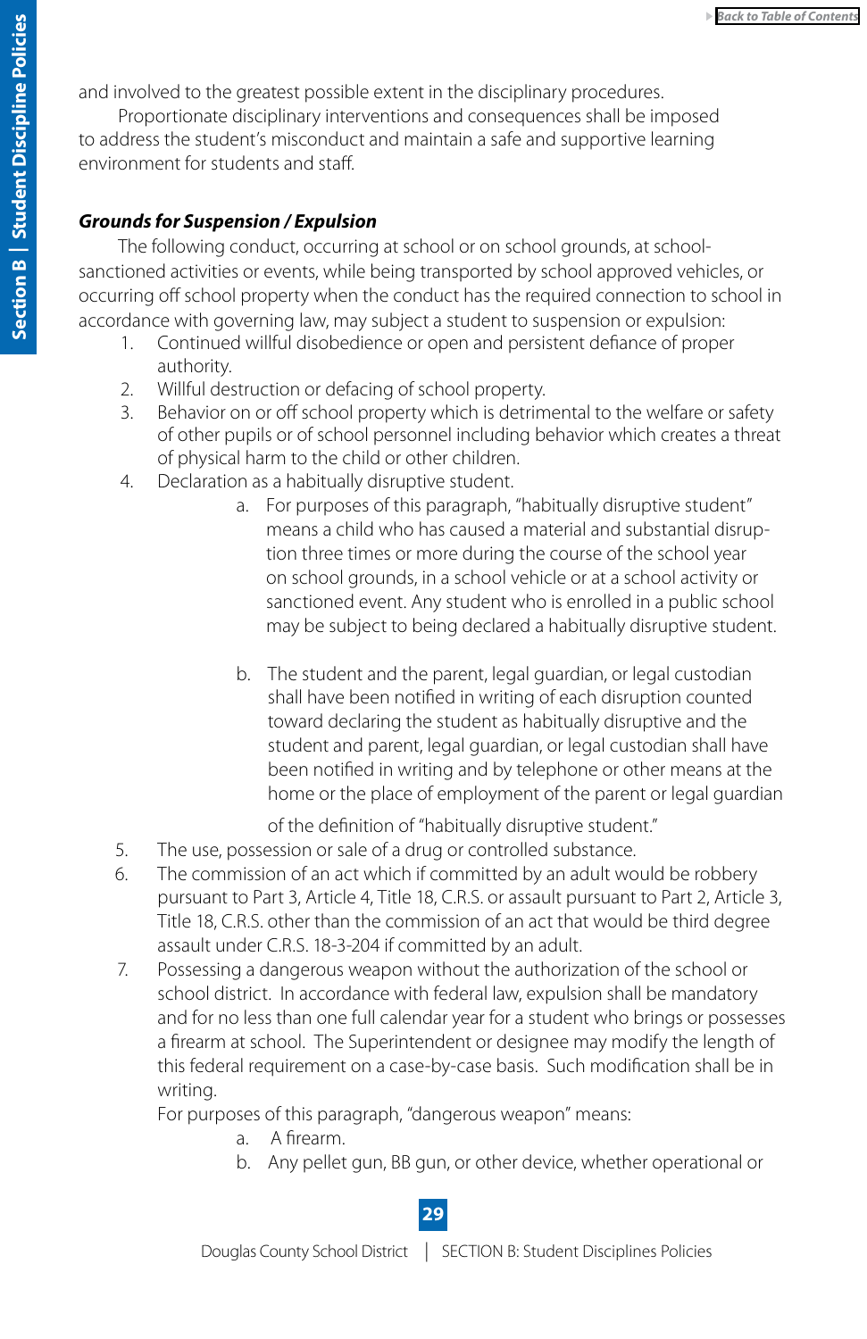and involved to the greatest possible extent in the disciplinary procedures.

Proportionate disciplinary interventions and consequences shall be imposed to address the student's misconduct and maintain a safe and supportive learning environment for students and staff.

***Grounds for Suspension / Expulsion***

The following conduct, occurring at school or on school grounds, at school-sanctioned activities or events, while being transported by school approved vehicles, or occurring off school property when the conduct has the required connection to school in accordance with governing law, may subject a student to suspension or expulsion:

1. Continued willful disobedience or open and persistent defiance of proper authority.
2. Willful destruction or defacing of school property.
3. Behavior on or off school property which is detrimental to the welfare or safety of other pupils or of school personnel including behavior which creates a threat of physical harm to the child or other children.
4. Declaration as a habitually disruptive student.
   a. For purposes of this paragraph, "habitually disruptive student" means a child who has caused a material and substantial disruption three times or more during the course of the school year on school grounds, in a school vehicle or at a school activity or sanctioned event. Any student who is enrolled in a public school may be subject to being declared a habitually disruptive student.
   b. The student and the parent, legal guardian, or legal custodian shall have been notified in writing of each disruption counted toward declaring the student as habitually disruptive and the student and parent, legal guardian, or legal custodian shall have been notified in writing and by telephone or other means at the home or the place of employment of the parent or legal guardian of the definition of "habitually disruptive student."
5. The use, possession or sale of a drug or controlled substance.
6. The commission of an act which if committed by an adult would be robbery pursuant to Part 3, Article 4, Title 18, C.R.S. or assault pursuant to Part 2, Article 3, Title 18, C.R.S. other than the commission of an act that would be third degree assault under C.R.S. 18-3-204 if committed by an adult.
7. Possessing a dangerous weapon without the authorization of the school or school district. In accordance with federal law, expulsion shall be mandatory and for no less than one full calendar year for a student who brings or possesses a firearm at school. The Superintendent or designee may modify the length of this federal requirement on a case-by-case basis. Such modification shall be in writing.

   For purposes of this paragraph, "dangerous weapon" means:
   a. A firearm.
   b. Any pellet gun, BB gun, or other device, whether operational or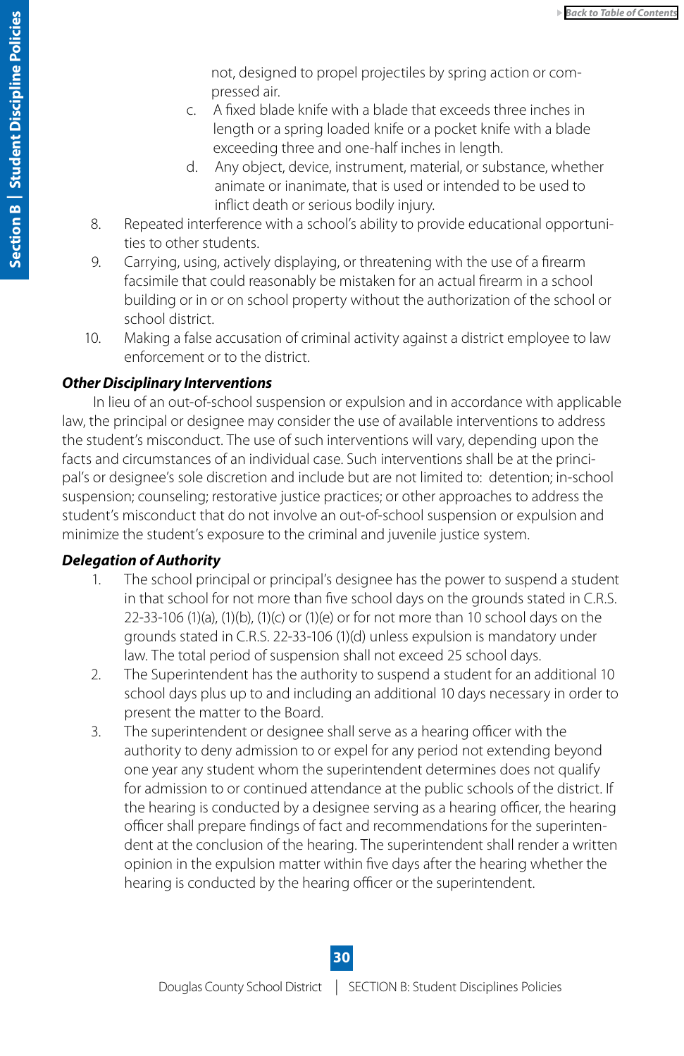not, designed to propel projectiles by spring action or compressed air.

   c. A fixed blade knife with a blade that exceeds three inches in length or a spring loaded knife or a pocket knife with a blade exceeding three and one-half inches in length.

   d. Any object, device, instrument, material, or substance, whether animate or inanimate, that is used or intended to be used to inflict death or serious bodily injury.

8. Repeated interference with a school's ability to provide educational opportunities to other students.
9. Carrying, using, actively displaying, or threatening with the use of a firearm facsimile that could reasonably be mistaken for an actual firearm in a school building or in or on school property without the authorization of the school or school district.
10. Making a false accusation of criminal activity against a district employee to law enforcement or to the district.

***Other Disciplinary Interventions***

In lieu of an out-of-school suspension or expulsion and in accordance with applicable law, the principal or designee may consider the use of available interventions to address the student's misconduct. The use of such interventions will vary, depending upon the facts and circumstances of an individual case. Such interventions shall be at the principal's or designee's sole discretion and include but are not limited to: detention; in-school suspension; counseling; restorative justice practices; or other approaches to address the student's misconduct that do not involve an out-of-school suspension or expulsion and minimize the student's exposure to the criminal and juvenile justice system.

***Delegation of Authority***

1. The school principal or principal's designee has the power to suspend a student in that school for not more than five school days on the grounds stated in C.R.S. 22-33-106 (1)(a), (1)(b), (1)(c) or (1)(e) or for not more than 10 school days on the grounds stated in C.R.S. 22-33-106 (1)(d) unless expulsion is mandatory under law. The total period of suspension shall not exceed 25 school days.
2. The Superintendent has the authority to suspend a student for an additional 10 school days plus up to and including an additional 10 days necessary in order to present the matter to the Board.
3. The superintendent or designee shall serve as a hearing officer with the authority to deny admission to or expel for any period not extending beyond one year any student whom the superintendent determines does not qualify for admission to or continued attendance at the public schools of the district. If the hearing is conducted by a designee serving as a hearing officer, the hearing officer shall prepare findings of fact and recommendations for the superintendent at the conclusion of the hearing. The superintendent shall render a written opinion in the expulsion matter within five days after the hearing whether the hearing is conducted by the hearing officer or the superintendent.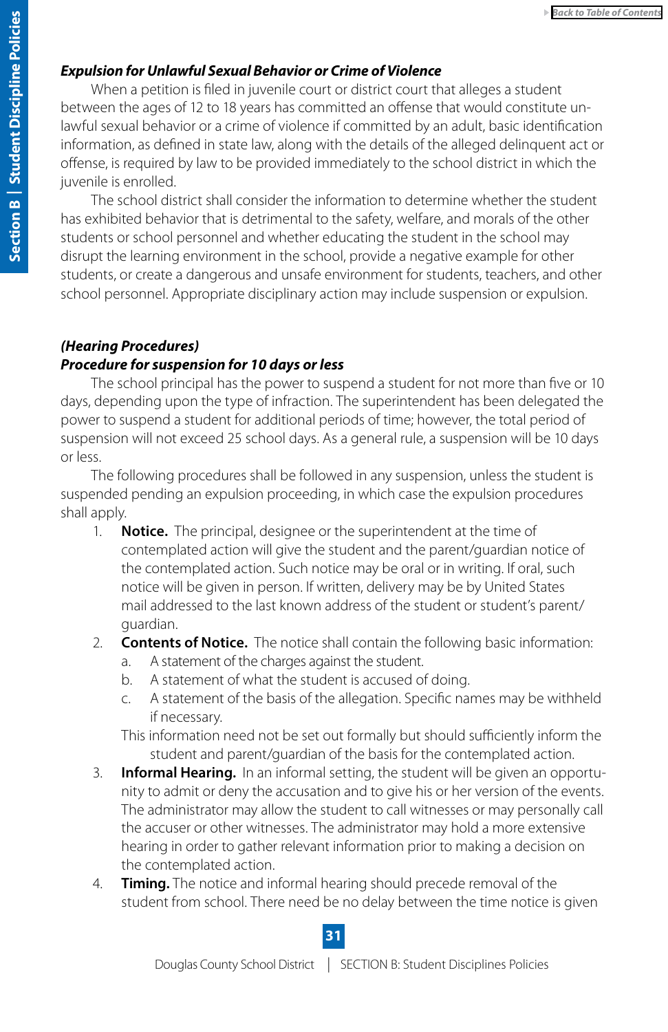***Expulsion for Unlawful Sexual Behavior or Crime of Violence***

When a petition is filed in juvenile court or district court that alleges a student between the ages of 12 to 18 years has committed an offense that would constitute unlawful sexual behavior or a crime of violence if committed by an adult, basic identification information, as defined in state law, along with the details of the alleged delinquent act or offense, is required by law to be provided immediately to the school district in which the juvenile is enrolled.

The school district shall consider the information to determine whether the student has exhibited behavior that is detrimental to the safety, welfare, and morals of the other students or school personnel and whether educating the student in the school may disrupt the learning environment in the school, provide a negative example for other students, or create a dangerous and unsafe environment for students, teachers, and other school personnel. Appropriate disciplinary action may include suspension or expulsion.

***(Hearing Procedures)***

***Procedure for suspension for 10 days or less***

The school principal has the power to suspend a student for not more than five or 10 days, depending upon the type of infraction. The superintendent has been delegated the power to suspend a student for additional periods of time; however, the total period of suspension will not exceed 25 school days. As a general rule, a suspension will be 10 days or less.

The following procedures shall be followed in any suspension, unless the student is suspended pending an expulsion proceeding, in which case the expulsion procedures shall apply.

1. **Notice.** The principal, designee or the superintendent at the time of contemplated action will give the student and the parent/guardian notice of the contemplated action. Such notice may be oral or in writing. If oral, such notice will be given in person. If written, delivery may be by United States mail addressed to the last known address of the student or student's parent/guardian.
2. **Contents of Notice.** The notice shall contain the following basic information:
   a. A statement of the charges against the student.
   b. A statement of what the student is accused of doing.
   c. A statement of the basis of the allegation. Specific names may be withheld if necessary.

   This information need not be set out formally but should sufficiently inform the student and parent/guardian of the basis for the contemplated action.
3. **Informal Hearing.** In an informal setting, the student will be given an opportunity to admit or deny the accusation and to give his or her version of the events. The administrator may allow the student to call witnesses or may personally call the accuser or other witnesses. The administrator may hold a more extensive hearing in order to gather relevant information prior to making a decision on the contemplated action.
4. **Timing.** The notice and informal hearing should precede removal of the student from school. There need be no delay between the time notice is given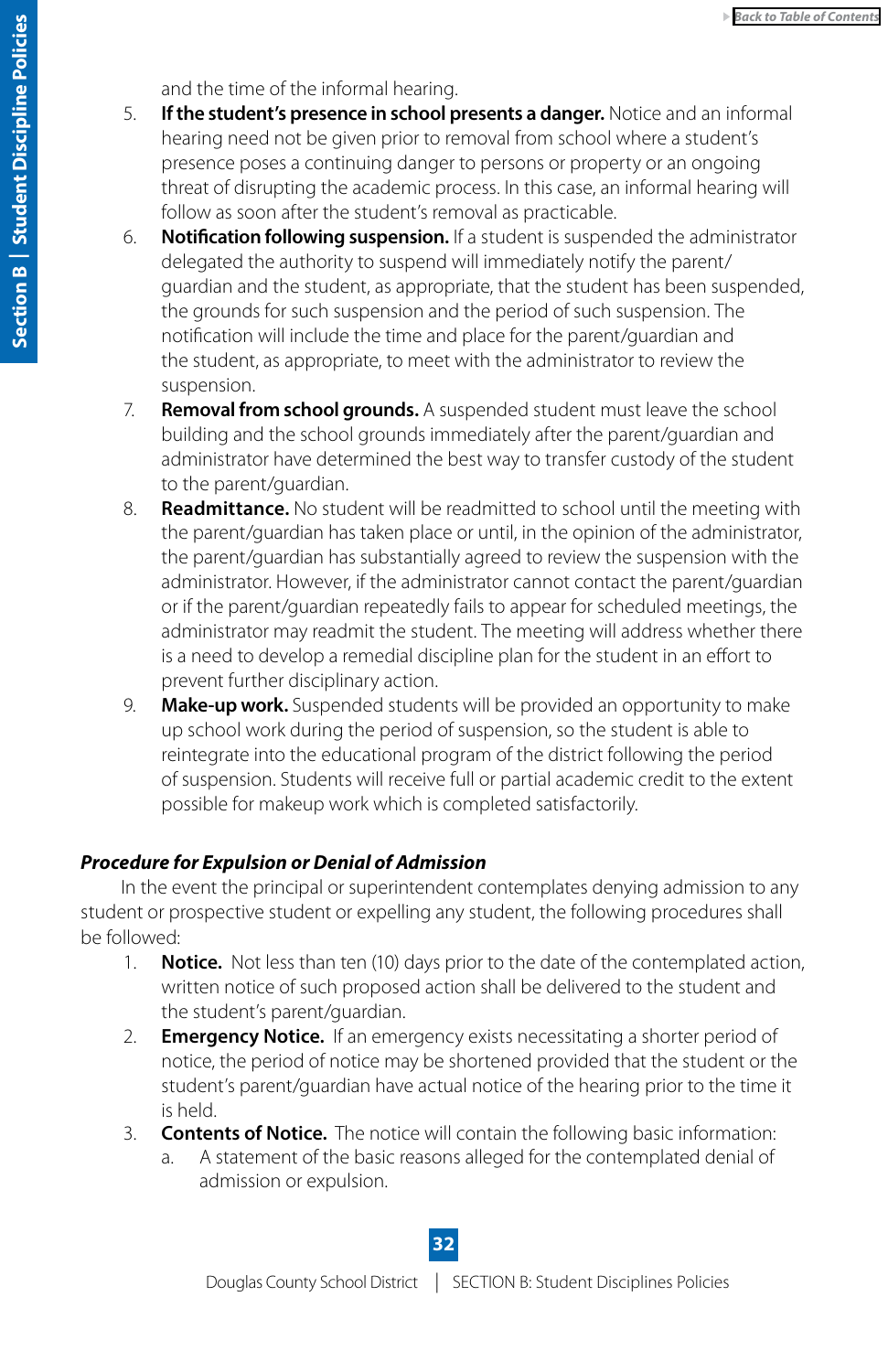and the time of the informal hearing.

5. **If the student's presence in school presents a danger.** Notice and an informal hearing need not be given prior to removal from school where a student's presence poses a continuing danger to persons or property or an ongoing threat of disrupting the academic process. In this case, an informal hearing will follow as soon after the student's removal as practicable.
6. **Notification following suspension.** If a student is suspended the administrator delegated the authority to suspend will immediately notify the parent/guardian and the student, as appropriate, that the student has been suspended, the grounds for such suspension and the period of such suspension. The notification will include the time and place for the parent/guardian and the student, as appropriate, to meet with the administrator to review the suspension.
7. **Removal from school grounds.** A suspended student must leave the school building and the school grounds immediately after the parent/guardian and administrator have determined the best way to transfer custody of the student to the parent/guardian.
8. **Readmittance.** No student will be readmitted to school until the meeting with the parent/guardian has taken place or until, in the opinion of the administrator, the parent/guardian has substantially agreed to review the suspension with the administrator. However, if the administrator cannot contact the parent/guardian or if the parent/guardian repeatedly fails to appear for scheduled meetings, the administrator may readmit the student. The meeting will address whether there is a need to develop a remedial discipline plan for the student in an effort to prevent further disciplinary action.
9. **Make-up work.** Suspended students will be provided an opportunity to make up school work during the period of suspension, so the student is able to reintegrate into the educational program of the district following the period of suspension. Students will receive full or partial academic credit to the extent possible for makeup work which is completed satisfactorily.

***Procedure for Expulsion or Denial of Admission***

In the event the principal or superintendent contemplates denying admission to any student or prospective student or expelling any student, the following procedures shall be followed:

1. **Notice.** Not less than ten (10) days prior to the date of the contemplated action, written notice of such proposed action shall be delivered to the student and the student's parent/guardian.
2. **Emergency Notice.** If an emergency exists necessitating a shorter period of notice, the period of notice may be shortened provided that the student or the student's parent/guardian have actual notice of the hearing prior to the time it is held.
3. **Contents of Notice.** The notice will contain the following basic information:
   a. A statement of the basic reasons alleged for the contemplated denial of admission or expulsion.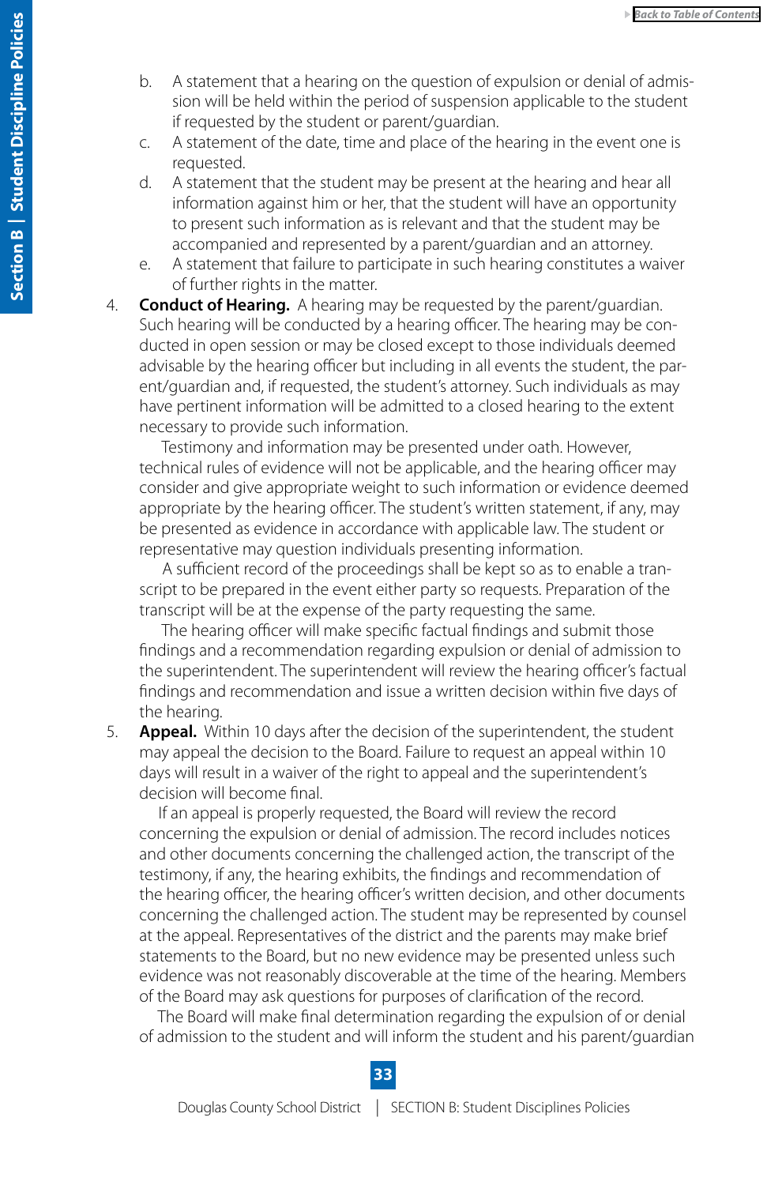b. A statement that a hearing on the question of expulsion or denial of admission will be held within the period of suspension applicable to the student if requested by the student or parent/guardian.
   c. A statement of the date, time and place of the hearing in the event one is requested.
   d. A statement that the student may be present at the hearing and hear all information against him or her, that the student will have an opportunity to present such information as is relevant and that the student may be accompanied and represented by a parent/guardian and an attorney.
   e. A statement that failure to participate in such hearing constitutes a waiver of further rights in the matter.

4. **Conduct of Hearing.** A hearing may be requested by the parent/guardian. Such hearing will be conducted by a hearing officer. The hearing may be conducted in open session or may be closed except to those individuals deemed advisable by the hearing officer but including in all events the student, the parent/guardian and, if requested, the student's attorney. Such individuals as may have pertinent information will be admitted to a closed hearing to the extent necessary to provide such information.

   Testimony and information may be presented under oath. However, technical rules of evidence will not be applicable, and the hearing officer may consider and give appropriate weight to such information or evidence deemed appropriate by the hearing officer. The student's written statement, if any, may be presented as evidence in accordance with applicable law. The student or representative may question individuals presenting information.

   A sufficient record of the proceedings shall be kept so as to enable a transcript to be prepared in the event either party so requests. Preparation of the transcript will be at the expense of the party requesting the same.

   The hearing officer will make specific factual findings and submit those findings and a recommendation regarding expulsion or denial of admission to the superintendent. The superintendent will review the hearing officer's factual findings and recommendation and issue a written decision within five days of the hearing.

5. **Appeal.** Within 10 days after the decision of the superintendent, the student may appeal the decision to the Board. Failure to request an appeal within 10 days will result in a waiver of the right to appeal and the superintendent's decision will become final.

   If an appeal is properly requested, the Board will review the record concerning the expulsion or denial of admission. The record includes notices and other documents concerning the challenged action, the transcript of the testimony, if any, the hearing exhibits, the findings and recommendation of the hearing officer, the hearing officer's written decision, and other documents concerning the challenged action. The student may be represented by counsel at the appeal. Representatives of the district and the parents may make brief statements to the Board, but no new evidence may be presented unless such evidence was not reasonably discoverable at the time of the hearing. Members of the Board may ask questions for purposes of clarification of the record.

   The Board will make final determination regarding the expulsion of or denial of admission to the student and will inform the student and his parent/guardian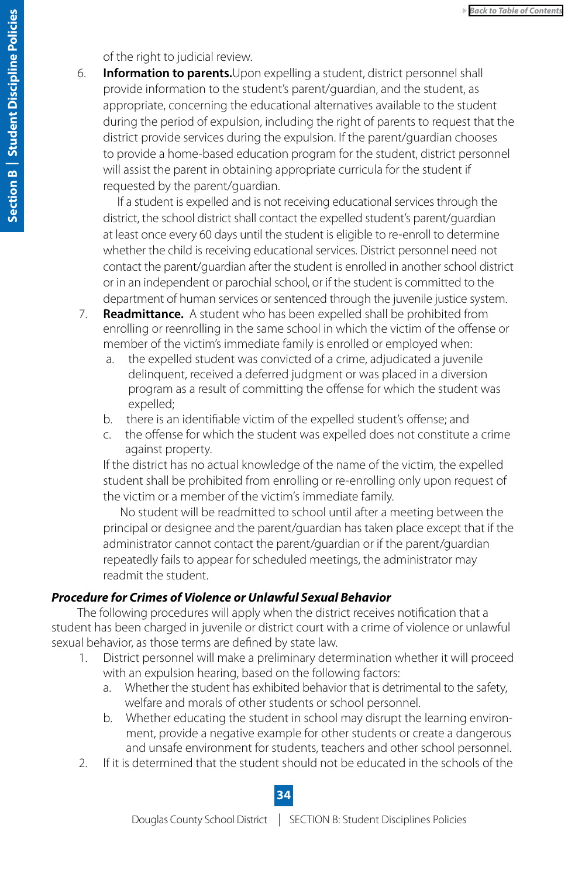of the right to judicial review.

6. **Information to parents.** Upon expelling a student, district personnel shall provide information to the student's parent/guardian, and the student, as appropriate, concerning the educational alternatives available to the student during the period of expulsion, including the right of parents to request that the district provide services during the expulsion. If the parent/guardian chooses to provide a home-based education program for the student, district personnel will assist the parent in obtaining appropriate curricula for the student if requested by the parent/guardian.

   If a student is expelled and is not receiving educational services through the district, the school district shall contact the expelled student's parent/guardian at least once every 60 days until the student is eligible to re-enroll to determine whether the child is receiving educational services. District personnel need not contact the parent/guardian after the student is enrolled in another school district or in an independent or parochial school, or if the student is committed to the department of human services or sentenced through the juvenile justice system.

7. **Readmittance.** A student who has been expelled shall be prohibited from enrolling or reenrolling in the same school in which the victim of the offense or member of the victim's immediate family is enrolled or employed when:
   a. the expelled student was convicted of a crime, adjudicated a juvenile delinquent, received a deferred judgment or was placed in a diversion program as a result of committing the offense for which the student was expelled;
   b. there is an identifiable victim of the expelled student's offense; and
   c. the offense for which the student was expelled does not constitute a crime against property.

   If the district has no actual knowledge of the name of the victim, the expelled student shall be prohibited from enrolling or re-enrolling only upon request of the victim or a member of the victim's immediate family.

   No student will be readmitted to school until after a meeting between the principal or designee and the parent/guardian has taken place except that if the administrator cannot contact the parent/guardian or if the parent/guardian repeatedly fails to appear for scheduled meetings, the administrator may readmit the student.

***Procedure for Crimes of Violence or Unlawful Sexual Behavior***

The following procedures will apply when the district receives notification that a student has been charged in juvenile or district court with a crime of violence or unlawful sexual behavior, as those terms are defined by state law.

1. District personnel will make a preliminary determination whether it will proceed with an expulsion hearing, based on the following factors:
   a. Whether the student has exhibited behavior that is detrimental to the safety, welfare and morals of other students or school personnel.
   b. Whether educating the student in school may disrupt the learning environment, provide a negative example for other students or create a dangerous and unsafe environment for students, teachers and other school personnel.
2. If it is determined that the student should not be educated in the schools of the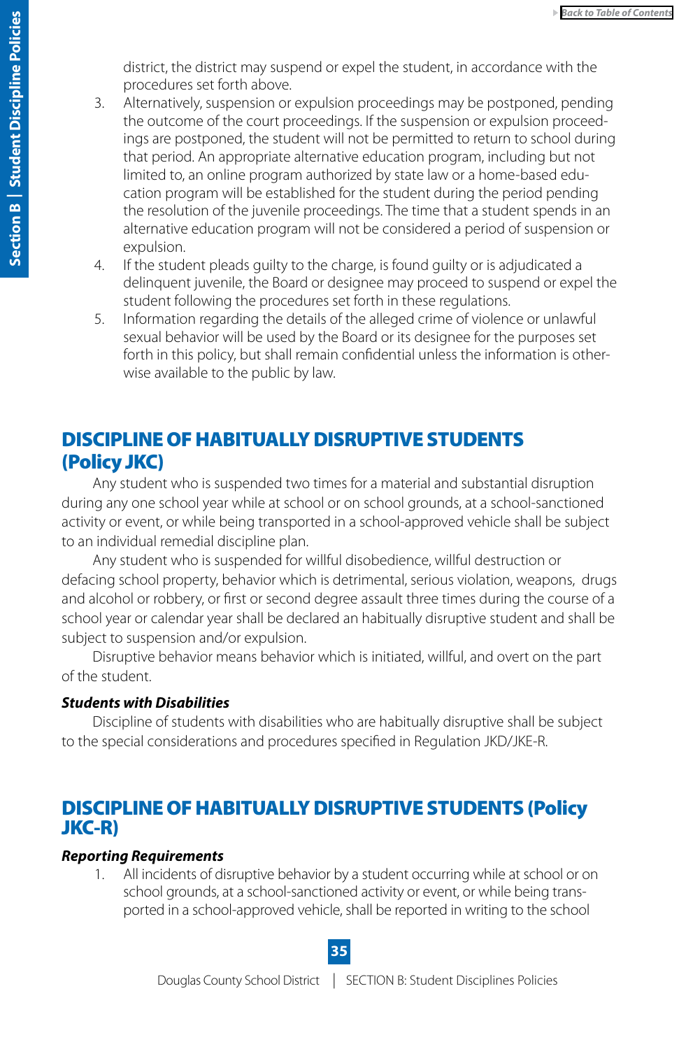district, the district may suspend or expel the student, in accordance with the procedures set forth above.

3. Alternatively, suspension or expulsion proceedings may be postponed, pending the outcome of the court proceedings. If the suspension or expulsion proceedings are postponed, the student will not be permitted to return to school during that period. An appropriate alternative education program, including but not limited to, an online program authorized by state law or a home-based education program will be established for the student during the period pending the resolution of the juvenile proceedings. The time that a student spends in an alternative education program will not be considered a period of suspension or expulsion.
4. If the student pleads guilty to the charge, is found guilty or is adjudicated a delinquent juvenile, the Board or designee may proceed to suspend or expel the student following the procedures set forth in these regulations.
5. Information regarding the details of the alleged crime of violence or unlawful sexual behavior will be used by the Board or its designee for the purposes set forth in this policy, but shall remain confidential unless the information is otherwise available to the public by law.

## DISCIPLINE OF HABITUALLY DISRUPTIVE STUDENTS (Policy JKC)

Any student who is suspended two times for a material and substantial disruption during any one school year while at school or on school grounds, at a school-sanctioned activity or event, or while being transported in a school-approved vehicle shall be subject to an individual remedial discipline plan.

Any student who is suspended for willful disobedience, willful destruction or defacing school property, behavior which is detrimental, serious violation, weapons, drugs and alcohol or robbery, or first or second degree assault three times during the course of a school year or calendar year shall be declared an habitually disruptive student and shall be subject to suspension and/or expulsion.

Disruptive behavior means behavior which is initiated, willful, and overt on the part of the student.

***Students with Disabilities***

Discipline of students with disabilities who are habitually disruptive shall be subject to the special considerations and procedures specified in Regulation JKD/JKE-R.

## DISCIPLINE OF HABITUALLY DISRUPTIVE STUDENTS (Policy JKC-R)

***Reporting Requirements***

1. All incidents of disruptive behavior by a student occurring while at school or on school grounds, at a school-sanctioned activity or event, or while being transported in a school-approved vehicle, shall be reported in writing to the school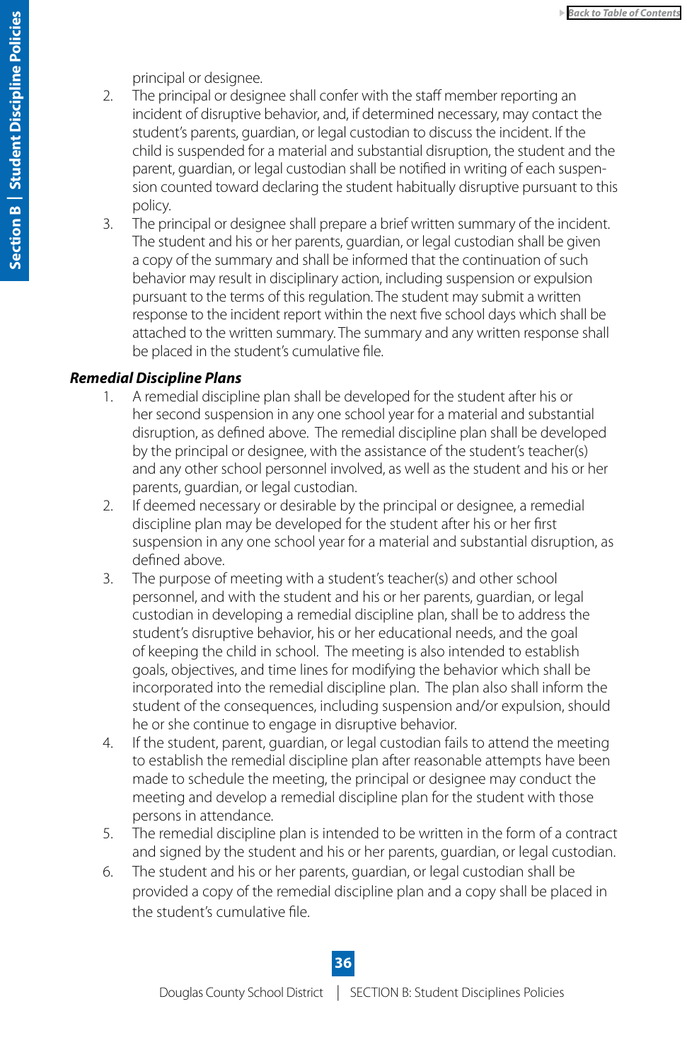principal or designee.

2. The principal or designee shall confer with the staff member reporting an incident of disruptive behavior, and, if determined necessary, may contact the student's parents, guardian, or legal custodian to discuss the incident. If the child is suspended for a material and substantial disruption, the student and the parent, guardian, or legal custodian shall be notified in writing of each suspension counted toward declaring the student habitually disruptive pursuant to this policy.
3. The principal or designee shall prepare a brief written summary of the incident. The student and his or her parents, guardian, or legal custodian shall be given a copy of the summary and shall be informed that the continuation of such behavior may result in disciplinary action, including suspension or expulsion pursuant to the terms of this regulation. The student may submit a written response to the incident report within the next five school days which shall be attached to the written summary. The summary and any written response shall be placed in the student's cumulative file.

***Remedial Discipline Plans***

1. A remedial discipline plan shall be developed for the student after his or her second suspension in any one school year for a material and substantial disruption, as defined above. The remedial discipline plan shall be developed by the principal or designee, with the assistance of the student's teacher(s) and any other school personnel involved, as well as the student and his or her parents, guardian, or legal custodian.
2. If deemed necessary or desirable by the principal or designee, a remedial discipline plan may be developed for the student after his or her first suspension in any one school year for a material and substantial disruption, as defined above.
3. The purpose of meeting with a student's teacher(s) and other school personnel, and with the student and his or her parents, guardian, or legal custodian in developing a remedial discipline plan, shall be to address the student's disruptive behavior, his or her educational needs, and the goal of keeping the child in school. The meeting is also intended to establish goals, objectives, and time lines for modifying the behavior which shall be incorporated into the remedial discipline plan. The plan also shall inform the student of the consequences, including suspension and/or expulsion, should he or she continue to engage in disruptive behavior.
4. If the student, parent, guardian, or legal custodian fails to attend the meeting to establish the remedial discipline plan after reasonable attempts have been made to schedule the meeting, the principal or designee may conduct the meeting and develop a remedial discipline plan for the student with those persons in attendance.
5. The remedial discipline plan is intended to be written in the form of a contract and signed by the student and his or her parents, guardian, or legal custodian.
6. The student and his or her parents, guardian, or legal custodian shall be provided a copy of the remedial discipline plan and a copy shall be placed in the student's cumulative file.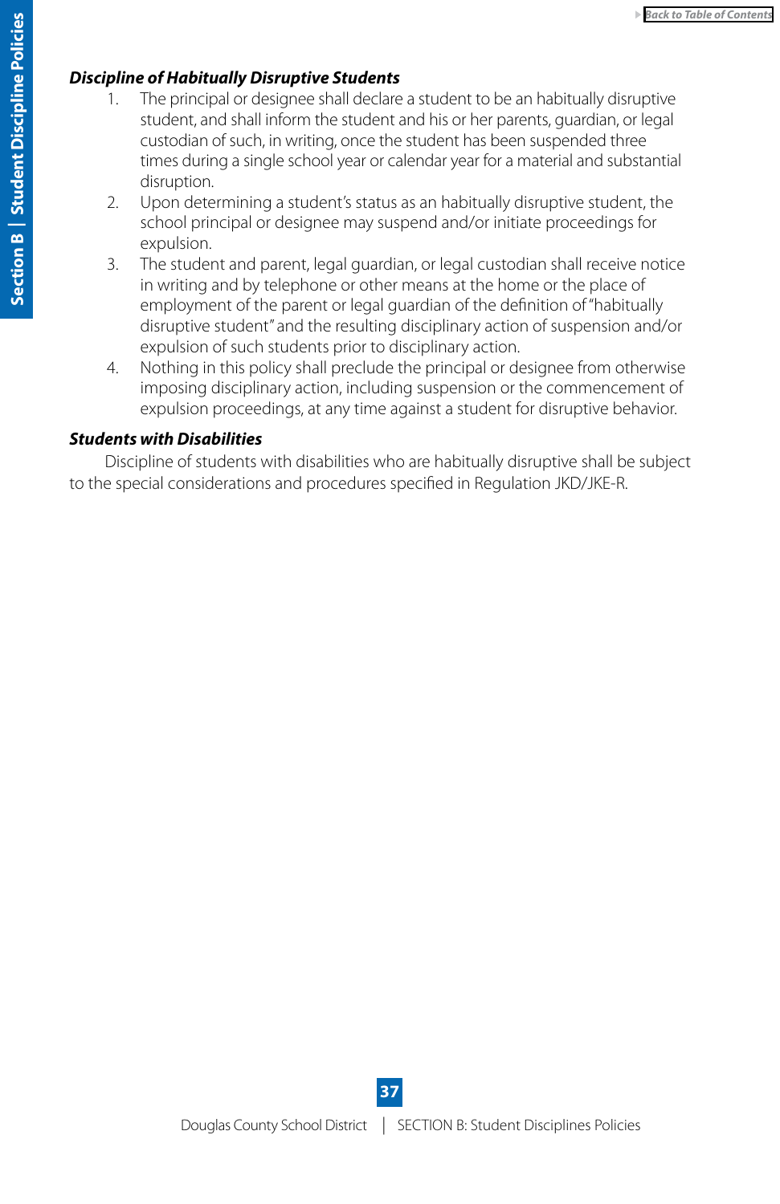***Discipline of Habitually Disruptive Students***

1. The principal or designee shall declare a student to be an habitually disruptive student, and shall inform the student and his or her parents, guardian, or legal custodian of such, in writing, once the student has been suspended three times during a single school year or calendar year for a material and substantial disruption.
2. Upon determining a student's status as an habitually disruptive student, the school principal or designee may suspend and/or initiate proceedings for expulsion.
3. The student and parent, legal guardian, or legal custodian shall receive notice in writing and by telephone or other means at the home or the place of employment of the parent or legal guardian of the definition of "habitually disruptive student" and the resulting disciplinary action of suspension and/or expulsion of such students prior to disciplinary action.
4. Nothing in this policy shall preclude the principal or designee from otherwise imposing disciplinary action, including suspension or the commencement of expulsion proceedings, at any time against a student for disruptive behavior.

***Students with Disabilities***

Discipline of students with disabilities who are habitually disruptive shall be subject to the special considerations and procedures specified in Regulation JKD/JKE-R.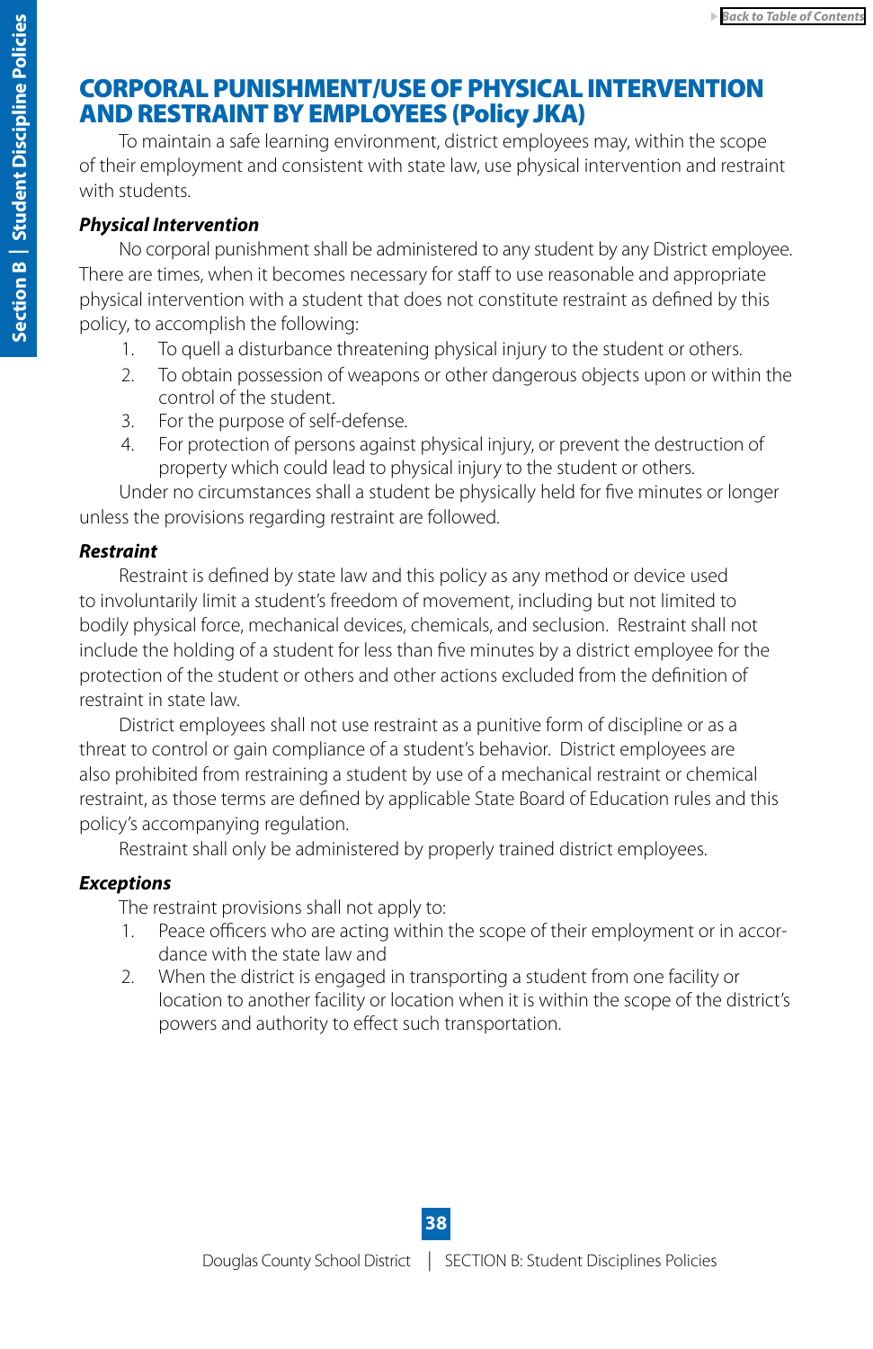## CORPORAL PUNISHMENT/USE OF PHYSICAL INTERVENTION AND RESTRAINT BY EMPLOYEES (Policy JKA)

To maintain a safe learning environment, district employees may, within the scope of their employment and consistent with state law, use physical intervention and restraint with students.

### *Physical Intervention*

No corporal punishment shall be administered to any student by any District employee. There are times, when it becomes necessary for staff to use reasonable and appropriate physical intervention with a student that does not constitute restraint as defined by this policy, to accomplish the following:

1. To quell a disturbance threatening physical injury to the student or others.
2. To obtain possession of weapons or other dangerous objects upon or within the control of the student.
3. For the purpose of self-defense.
4. For protection of persons against physical injury, or prevent the destruction of property which could lead to physical injury to the student or others.

Under no circumstances shall a student be physically held for five minutes or longer unless the provisions regarding restraint are followed.

### *Restraint*

Restraint is defined by state law and this policy as any method or device used to involuntarily limit a student's freedom of movement, including but not limited to bodily physical force, mechanical devices, chemicals, and seclusion. Restraint shall not include the holding of a student for less than five minutes by a district employee for the protection of the student or others and other actions excluded from the definition of restraint in state law.

District employees shall not use restraint as a punitive form of discipline or as a threat to control or gain compliance of a student's behavior. District employees are also prohibited from restraining a student by use of a mechanical restraint or chemical restraint, as those terms are defined by applicable State Board of Education rules and this policy's accompanying regulation.

Restraint shall only be administered by properly trained district employees.

### *Exceptions*

The restraint provisions shall not apply to:

1. Peace officers who are acting within the scope of their employment or in accordance with the state law and
2. When the district is engaged in transporting a student from one facility or location to another facility or location when it is within the scope of the district's powers and authority to effect such transportation.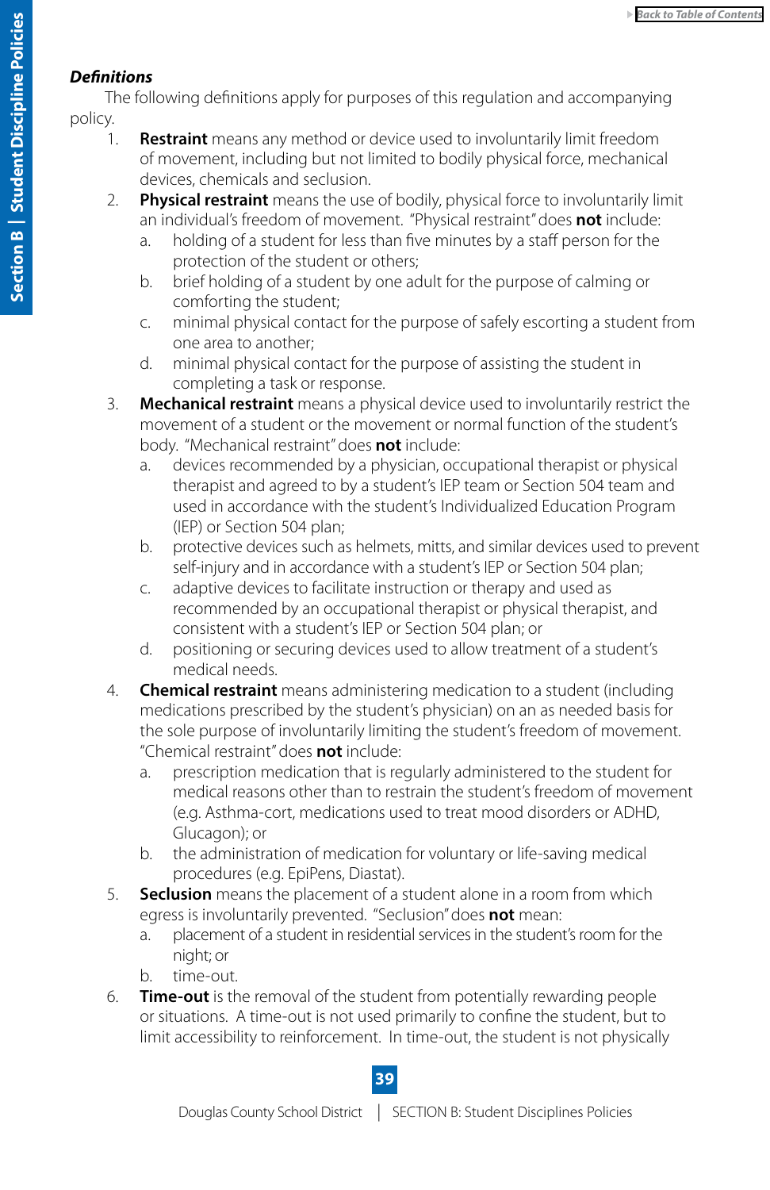***Definitions***

The following definitions apply for purposes of this regulation and accompanying policy.

1. **Restraint** means any method or device used to involuntarily limit freedom of movement, including but not limited to bodily physical force, mechanical devices, chemicals and seclusion.
2. **Physical restraint** means the use of bodily, physical force to involuntarily limit an individual's freedom of movement. "Physical restraint" does **not** include:
   a. holding of a student for less than five minutes by a staff person for the protection of the student or others;
   b. brief holding of a student by one adult for the purpose of calming or comforting the student;
   c. minimal physical contact for the purpose of safely escorting a student from one area to another;
   d. minimal physical contact for the purpose of assisting the student in completing a task or response.
3. **Mechanical restraint** means a physical device used to involuntarily restrict the movement of a student or the movement or normal function of the student's body. "Mechanical restraint" does **not** include:
   a. devices recommended by a physician, occupational therapist or physical therapist and agreed to by a student's IEP team or Section 504 team and used in accordance with the student's Individualized Education Program (IEP) or Section 504 plan;
   b. protective devices such as helmets, mitts, and similar devices used to prevent self-injury and in accordance with a student's IEP or Section 504 plan;
   c. adaptive devices to facilitate instruction or therapy and used as recommended by an occupational therapist or physical therapist, and consistent with a student's IEP or Section 504 plan; or
   d. positioning or securing devices used to allow treatment of a student's medical needs.
4. **Chemical restraint** means administering medication to a student (including medications prescribed by the student's physician) on an as needed basis for the sole purpose of involuntarily limiting the student's freedom of movement. "Chemical restraint" does **not** include:
   a. prescription medication that is regularly administered to the student for medical reasons other than to restrain the student's freedom of movement (e.g. Asthma-cort, medications used to treat mood disorders or ADHD, Glucagon); or
   b. the administration of medication for voluntary or life-saving medical procedures (e.g. EpiPens, Diastat).
5. **Seclusion** means the placement of a student alone in a room from which egress is involuntarily prevented. "Seclusion" does **not** mean:
   a. placement of a student in residential services in the student's room for the night; or
   b. time-out.
6. **Time-out** is the removal of the student from potentially rewarding people or situations. A time-out is not used primarily to confine the student, but to limit accessibility to reinforcement. In time-out, the student is not physically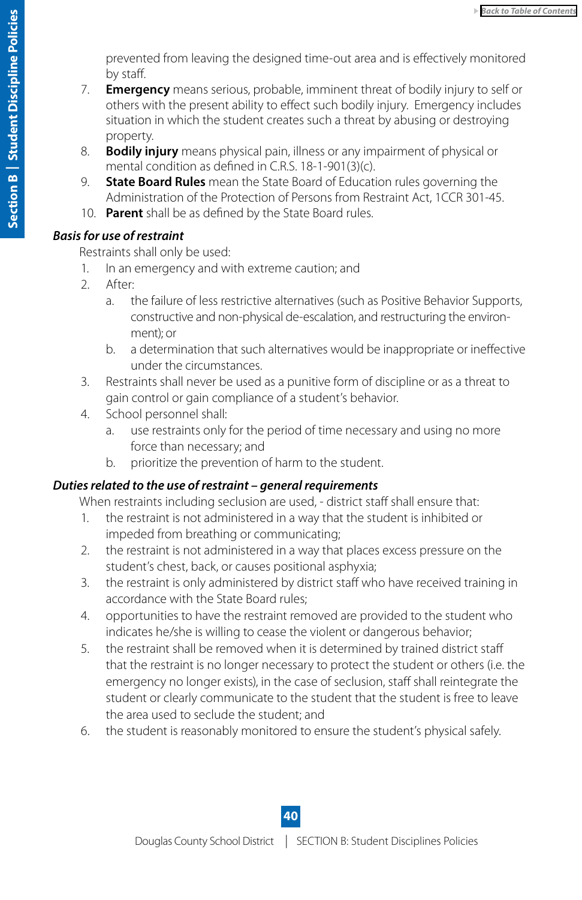prevented from leaving the designed time-out area and is effectively monitored by staff.

7. **Emergency** means serious, probable, imminent threat of bodily injury to self or others with the present ability to effect such bodily injury. Emergency includes situation in which the student creates such a threat by abusing or destroying property.
8. **Bodily injury** means physical pain, illness or any impairment of physical or mental condition as defined in C.R.S. 18-1-901(3)(c).
9. **State Board Rules** mean the State Board of Education rules governing the Administration of the Protection of Persons from Restraint Act, 1CCR 301-45.
10. **Parent** shall be as defined by the State Board rules.

***Basis for use of restraint***

Restraints shall only be used:

1. In an emergency and with extreme caution; and
2. After:
   a. the failure of less restrictive alternatives (such as Positive Behavior Supports, constructive and non-physical de-escalation, and restructuring the environment); or
   b. a determination that such alternatives would be inappropriate or ineffective under the circumstances.
3. Restraints shall never be used as a punitive form of discipline or as a threat to gain control or gain compliance of a student's behavior.
4. School personnel shall:
   a. use restraints only for the period of time necessary and using no more force than necessary; and
   b. prioritize the prevention of harm to the student.

***Duties related to the use of restraint – general requirements***

When restraints including seclusion are used, - district staff shall ensure that:

1. the restraint is not administered in a way that the student is inhibited or impeded from breathing or communicating;
2. the restraint is not administered in a way that places excess pressure on the student's chest, back, or causes positional asphyxia;
3. the restraint is only administered by district staff who have received training in accordance with the State Board rules;
4. opportunities to have the restraint removed are provided to the student who indicates he/she is willing to cease the violent or dangerous behavior;
5. the restraint shall be removed when it is determined by trained district staff that the restraint is no longer necessary to protect the student or others (i.e. the emergency no longer exists), in the case of seclusion, staff shall reintegrate the student or clearly communicate to the student that the student is free to leave the area used to seclude the student; and
6. the student is reasonably monitored to ensure the student's physical safely.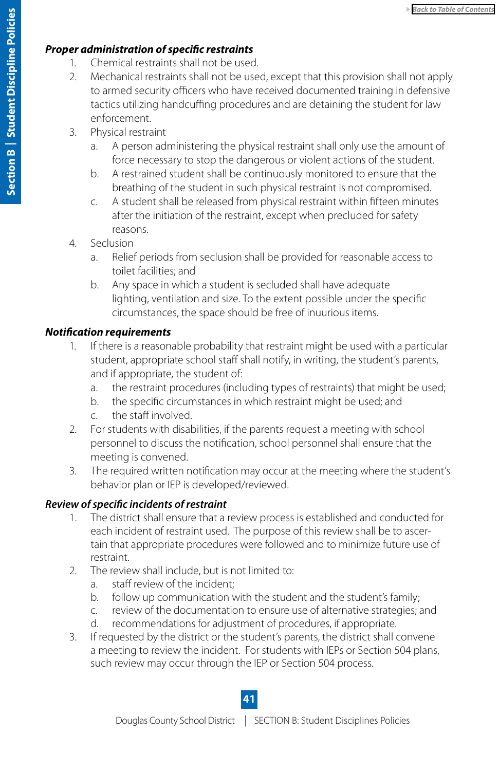***Proper administration of specific restraints***

1. Chemical restraints shall not be used.
2. Mechanical restraints shall not be used, except that this provision shall not apply to armed security officers who have received documented training in defensive tactics utilizing handcuffing procedures and are detaining the student for law enforcement.
3. Physical restraint
   a. A person administering the physical restraint shall only use the amount of force necessary to stop the dangerous or violent actions of the student.
   b. A restrained student shall be continuously monitored to ensure that the breathing of the student in such physical restraint is not compromised.
   c. A student shall be released from physical restraint within fifteen minutes after the initiation of the restraint, except when precluded for safety reasons.
4. Seclusion
   a. Relief periods from seclusion shall be provided for reasonable access to toilet facilities; and
   b. Any space in which a student is secluded shall have adequate lighting, ventilation and size. To the extent possible under the specific circumstances, the space should be free of inuurious items.

***Notification requirements***

1. If there is a reasonable probability that restraint might be used with a particular student, appropriate school staff shall notify, in writing, the student's parents, and if appropriate, the student of:
   a. the restraint procedures (including types of restraints) that might be used;
   b. the specific circumstances in which restraint might be used; and
   c. the staff involved.
2. For students with disabilities, if the parents request a meeting with school personnel to discuss the notification, school personnel shall ensure that the meeting is convened.
3. The required written notification may occur at the meeting where the student's behavior plan or IEP is developed/reviewed.

***Review of specific incidents of restraint***

1. The district shall ensure that a review process is established and conducted for each incident of restraint used. The purpose of this review shall be to ascertain that appropriate procedures were followed and to minimize future use of restraint.
2. The review shall include, but is not limited to:
   a. staff review of the incident;
   b. follow up communication with the student and the student's family;
   c. review of the documentation to ensure use of alternative strategies; and
   d. recommendations for adjustment of procedures, if appropriate.
3. If requested by the district or the student's parents, the district shall convene a meeting to review the incident. For students with IEPs or Section 504 plans, such review may occur through the IEP or Section 504 process.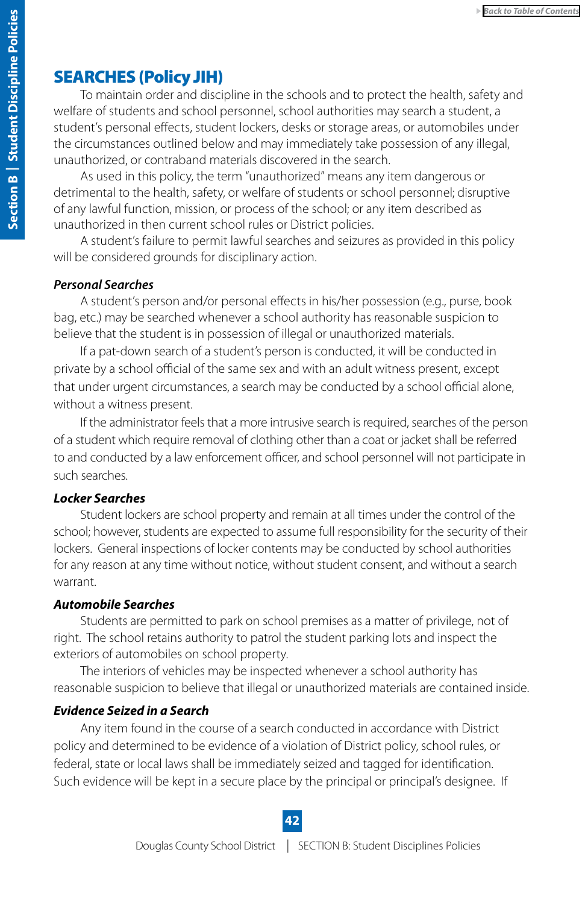## SEARCHES (Policy JIH)

To maintain order and discipline in the schools and to protect the health, safety and welfare of students and school personnel, school authorities may search a student, a student's personal effects, student lockers, desks or storage areas, or automobiles under the circumstances outlined below and may immediately take possession of any illegal, unauthorized, or contraband materials discovered in the search.

As used in this policy, the term "unauthorized" means any item dangerous or detrimental to the health, safety, or welfare of students or school personnel; disruptive of any lawful function, mission, or process of the school; or any item described as unauthorized in then current school rules or District policies.

A student's failure to permit lawful searches and seizures as provided in this policy will be considered grounds for disciplinary action.

### *Personal Searches*

A student's person and/or personal effects in his/her possession (e.g., purse, book bag, etc.) may be searched whenever a school authority has reasonable suspicion to believe that the student is in possession of illegal or unauthorized materials.

If a pat-down search of a student's person is conducted, it will be conducted in private by a school official of the same sex and with an adult witness present, except that under urgent circumstances, a search may be conducted by a school official alone, without a witness present.

If the administrator feels that a more intrusive search is required, searches of the person of a student which require removal of clothing other than a coat or jacket shall be referred to and conducted by a law enforcement officer, and school personnel will not participate in such searches.

### *Locker Searches*

Student lockers are school property and remain at all times under the control of the school; however, students are expected to assume full responsibility for the security of their lockers. General inspections of locker contents may be conducted by school authorities for any reason at any time without notice, without student consent, and without a search warrant.

### *Automobile Searches*

Students are permitted to park on school premises as a matter of privilege, not of right. The school retains authority to patrol the student parking lots and inspect the exteriors of automobiles on school property.

The interiors of vehicles may be inspected whenever a school authority has reasonable suspicion to believe that illegal or unauthorized materials are contained inside.

### *Evidence Seized in a Search*

Any item found in the course of a search conducted in accordance with District policy and determined to be evidence of a violation of District policy, school rules, or federal, state or local laws shall be immediately seized and tagged for identification. Such evidence will be kept in a secure place by the principal or principal's designee. If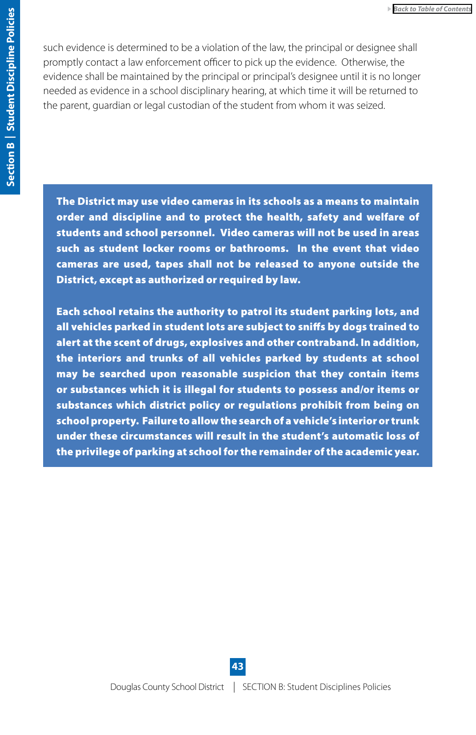such evidence is determined to be a violation of the law, the principal or designee shall promptly contact a law enforcement officer to pick up the evidence. Otherwise, the evidence shall be maintained by the principal or principal's designee until it is no longer needed as evidence in a school disciplinary hearing, at which time it will be returned to the parent, guardian or legal custodian of the student from whom it was seized.

**The District may use video cameras in its schools as a means to maintain order and discipline and to protect the health, safety and welfare of students and school personnel. Video cameras will not be used in areas such as student locker rooms or bathrooms. In the event that video cameras are used, tapes shall not be released to anyone outside the District, except as authorized or required by law.**

**Each school retains the authority to patrol its student parking lots, and all vehicles parked in student lots are subject to sniffs by dogs trained to alert at the scent of drugs, explosives and other contraband. In addition, the interiors and trunks of all vehicles parked by students at school may be searched upon reasonable suspicion that they contain items or substances which it is illegal for students to possess and/or items or substances which district policy or regulations prohibit from being on school property. Failure to allow the search of a vehicle's interior or trunk under these circumstances will result in the student's automatic loss of the privilege of parking at school for the remainder of the academic year.**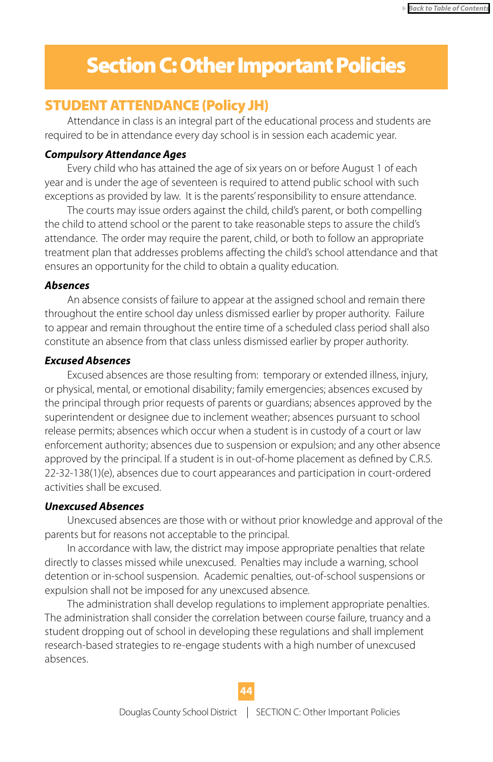# Section C: Other Important Policies

## STUDENT ATTENDANCE (Policy JH)

Attendance in class is an integral part of the educational process and students are required to be in attendance every day school is in session each academic year.

### *Compulsory Attendance Ages*

Every child who has attained the age of six years on or before August 1 of each year and is under the age of seventeen is required to attend public school with such exceptions as provided by law. It is the parents' responsibility to ensure attendance.

The courts may issue orders against the child, child's parent, or both compelling the child to attend school or the parent to take reasonable steps to assure the child's attendance. The order may require the parent, child, or both to follow an appropriate treatment plan that addresses problems affecting the child's school attendance and that ensures an opportunity for the child to obtain a quality education.

### *Absences*

An absence consists of failure to appear at the assigned school and remain there throughout the entire school day unless dismissed earlier by proper authority. Failure to appear and remain throughout the entire time of a scheduled class period shall also constitute an absence from that class unless dismissed earlier by proper authority.

### *Excused Absences*

Excused absences are those resulting from: temporary or extended illness, injury, or physical, mental, or emotional disability; family emergencies; absences excused by the principal through prior requests of parents or guardians; absences approved by the superintendent or designee due to inclement weather; absences pursuant to school release permits; absences which occur when a student is in custody of a court or law enforcement authority; absences due to suspension or expulsion; and any other absence approved by the principal. If a student is in out-of-home placement as defined by C.R.S. 22-32-138(1)(e), absences due to court appearances and participation in court-ordered activities shall be excused.

### *Unexcused Absences*

Unexcused absences are those with or without prior knowledge and approval of the parents but for reasons not acceptable to the principal.

In accordance with law, the district may impose appropriate penalties that relate directly to classes missed while unexcused. Penalties may include a warning, school detention or in-school suspension. Academic penalties, out-of-school suspensions or expulsion shall not be imposed for any unexcused absence.

The administration shall develop regulations to implement appropriate penalties. The administration shall consider the correlation between course failure, truancy and a student dropping out of school in developing these regulations and shall implement research-based strategies to re-engage students with a high number of unexcused absences.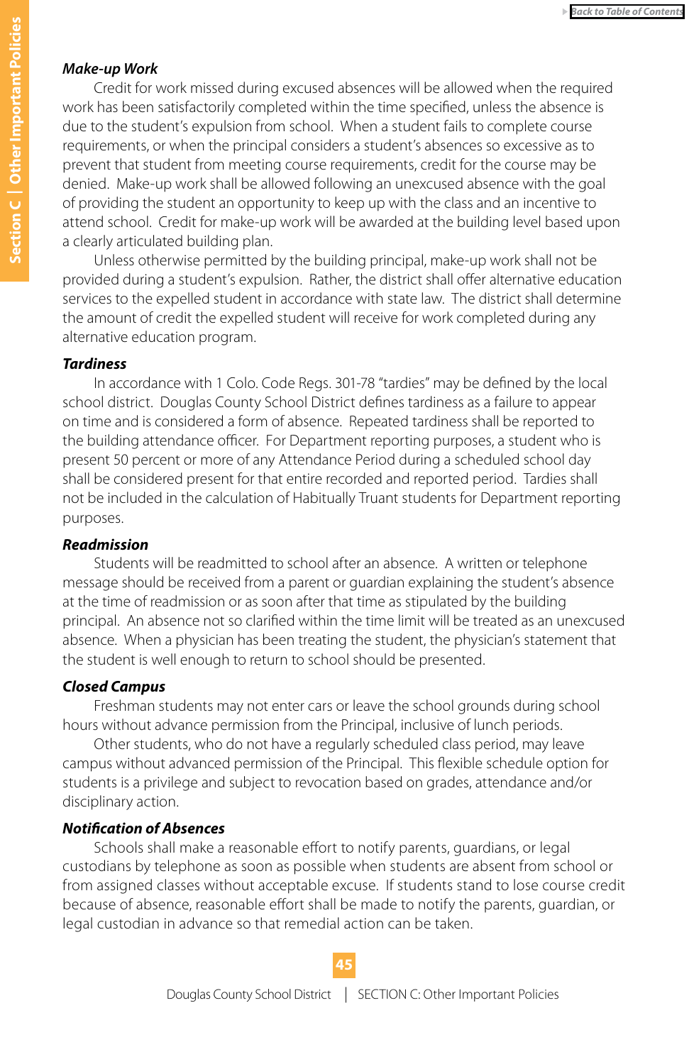### *Make-up Work*

Credit for work missed during excused absences will be allowed when the required work has been satisfactorily completed within the time specified, unless the absence is due to the student's expulsion from school. When a student fails to complete course requirements, or when the principal considers a student's absences so excessive as to prevent that student from meeting course requirements, credit for the course may be denied. Make-up work shall be allowed following an unexcused absence with the goal of providing the student an opportunity to keep up with the class and an incentive to attend school. Credit for make-up work will be awarded at the building level based upon a clearly articulated building plan.

Unless otherwise permitted by the building principal, make-up work shall not be provided during a student's expulsion. Rather, the district shall offer alternative education services to the expelled student in accordance with state law. The district shall determine the amount of credit the expelled student will receive for work completed during any alternative education program.

### *Tardiness*

In accordance with 1 Colo. Code Regs. 301-78 "tardies" may be defined by the local school district. Douglas County School District defines tardiness as a failure to appear on time and is considered a form of absence. Repeated tardiness shall be reported to the building attendance officer. For Department reporting purposes, a student who is present 50 percent or more of any Attendance Period during a scheduled school day shall be considered present for that entire recorded and reported period. Tardies shall not be included in the calculation of Habitually Truant students for Department reporting purposes.

### *Readmission*

Students will be readmitted to school after an absence. A written or telephone message should be received from a parent or guardian explaining the student's absence at the time of readmission or as soon after that time as stipulated by the building principal. An absence not so clarified within the time limit will be treated as an unexcused absence. When a physician has been treating the student, the physician's statement that the student is well enough to return to school should be presented.

### *Closed Campus*

Freshman students may not enter cars or leave the school grounds during school hours without advance permission from the Principal, inclusive of lunch periods.

Other students, who do not have a regularly scheduled class period, may leave campus without advanced permission of the Principal. This flexible schedule option for students is a privilege and subject to revocation based on grades, attendance and/or disciplinary action.

### *Notification of Absences*

Schools shall make a reasonable effort to notify parents, guardians, or legal custodians by telephone as soon as possible when students are absent from school or from assigned classes without acceptable excuse. If students stand to lose course credit because of absence, reasonable effort shall be made to notify the parents, guardian, or legal custodian in advance so that remedial action can be taken.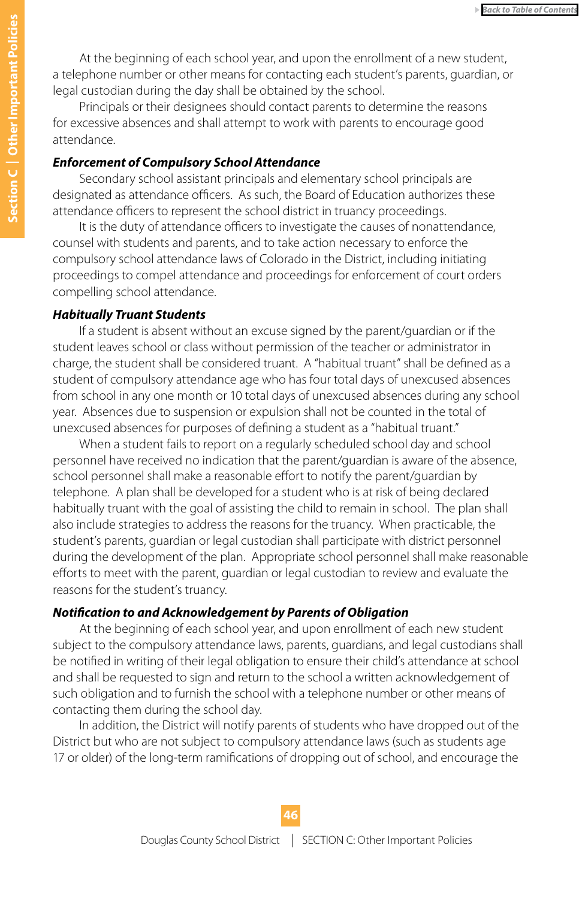At the beginning of each school year, and upon the enrollment of a new student, a telephone number or other means for contacting each student's parents, guardian, or legal custodian during the day shall be obtained by the school.

Principals or their designees should contact parents to determine the reasons for excessive absences and shall attempt to work with parents to encourage good attendance.

### *Enforcement of Compulsory School Attendance*

Secondary school assistant principals and elementary school principals are designated as attendance officers. As such, the Board of Education authorizes these attendance officers to represent the school district in truancy proceedings.

It is the duty of attendance officers to investigate the causes of nonattendance, counsel with students and parents, and to take action necessary to enforce the compulsory school attendance laws of Colorado in the District, including initiating proceedings to compel attendance and proceedings for enforcement of court orders compelling school attendance.

### *Habitually Truant Students*

If a student is absent without an excuse signed by the parent/guardian or if the student leaves school or class without permission of the teacher or administrator in charge, the student shall be considered truant. A "habitual truant" shall be defined as a student of compulsory attendance age who has four total days of unexcused absences from school in any one month or 10 total days of unexcused absences during any school year. Absences due to suspension or expulsion shall not be counted in the total of unexcused absences for purposes of defining a student as a "habitual truant."

When a student fails to report on a regularly scheduled school day and school personnel have received no indication that the parent/guardian is aware of the absence, school personnel shall make a reasonable effort to notify the parent/guardian by telephone. A plan shall be developed for a student who is at risk of being declared habitually truant with the goal of assisting the child to remain in school. The plan shall also include strategies to address the reasons for the truancy. When practicable, the student's parents, guardian or legal custodian shall participate with district personnel during the development of the plan. Appropriate school personnel shall make reasonable efforts to meet with the parent, guardian or legal custodian to review and evaluate the reasons for the student's truancy.

### *Notification to and Acknowledgement by Parents of Obligation*

At the beginning of each school year, and upon enrollment of each new student subject to the compulsory attendance laws, parents, guardians, and legal custodians shall be notified in writing of their legal obligation to ensure their child's attendance at school and shall be requested to sign and return to the school a written acknowledgement of such obligation and to furnish the school with a telephone number or other means of contacting them during the school day.

In addition, the District will notify parents of students who have dropped out of the District but who are not subject to compulsory attendance laws (such as students age 17 or older) of the long-term ramifications of dropping out of school, and encourage the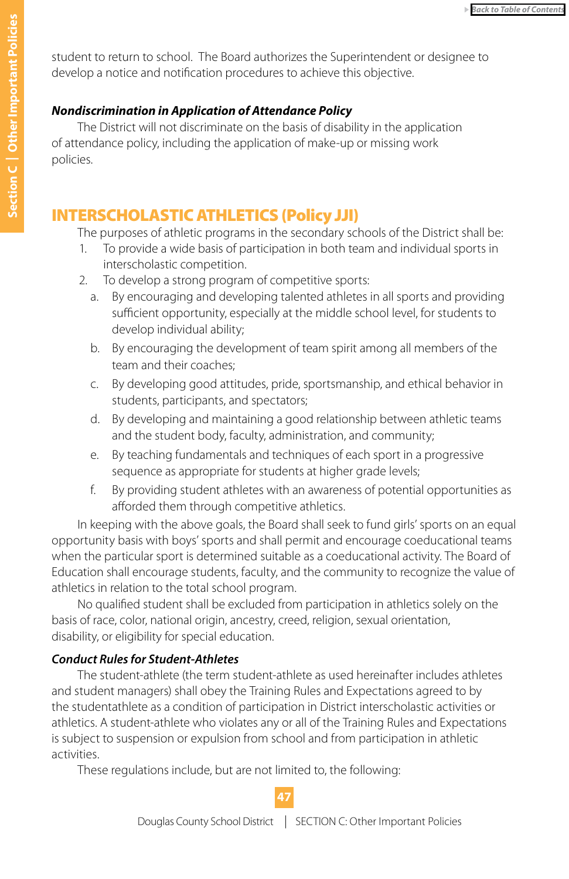student to return to school. The Board authorizes the Superintendent or designee to develop a notice and notification procedures to achieve this objective.

***Nondiscrimination in Application of Attendance Policy***

The District will not discriminate on the basis of disability in the application of attendance policy, including the application of make-up or missing work policies.

## INTERSCHOLASTIC ATHLETICS (Policy JJI)

The purposes of athletic programs in the secondary schools of the District shall be:

1. To provide a wide basis of participation in both team and individual sports in interscholastic competition.
2. To develop a strong program of competitive sports:
   a. By encouraging and developing talented athletes in all sports and providing sufficient opportunity, especially at the middle school level, for students to develop individual ability;
   b. By encouraging the development of team spirit among all members of the team and their coaches;
   c. By developing good attitudes, pride, sportsmanship, and ethical behavior in students, participants, and spectators;
   d. By developing and maintaining a good relationship between athletic teams and the student body, faculty, administration, and community;
   e. By teaching fundamentals and techniques of each sport in a progressive sequence as appropriate for students at higher grade levels;
   f. By providing student athletes with an awareness of potential opportunities as afforded them through competitive athletics.

In keeping with the above goals, the Board shall seek to fund girls' sports on an equal opportunity basis with boys' sports and shall permit and encourage coeducational teams when the particular sport is determined suitable as a coeducational activity. The Board of Education shall encourage students, faculty, and the community to recognize the value of athletics in relation to the total school program.

No qualified student shall be excluded from participation in athletics solely on the basis of race, color, national origin, ancestry, creed, religion, sexual orientation, disability, or eligibility for special education.

***Conduct Rules for Student-Athletes***

The student-athlete (the term student-athlete as used hereinafter includes athletes and student managers) shall obey the Training Rules and Expectations agreed to by the studentathlete as a condition of participation in District interscholastic activities or athletics. A student-athlete who violates any or all of the Training Rules and Expectations is subject to suspension or expulsion from school and from participation in athletic activities.

These regulations include, but are not limited to, the following: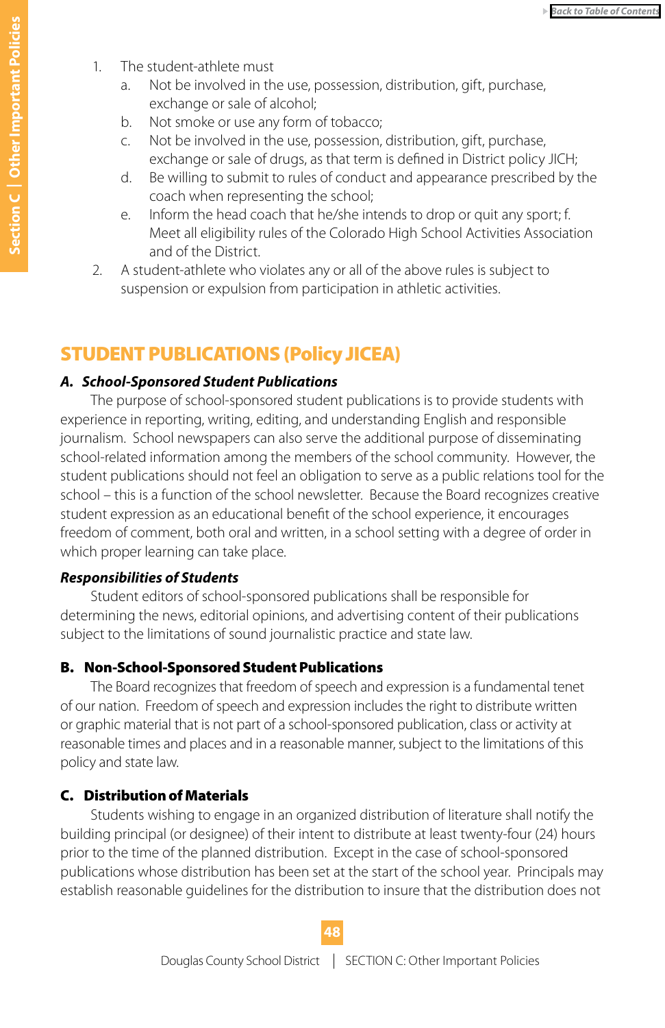1. The student-athlete must
   a. Not be involved in the use, possession, distribution, gift, purchase, exchange or sale of alcohol;
   b. Not smoke or use any form of tobacco;
   c. Not be involved in the use, possession, distribution, gift, purchase, exchange or sale of drugs, as that term is defined in District policy JICH;
   d. Be willing to submit to rules of conduct and appearance prescribed by the coach when representing the school;
   e. Inform the head coach that he/she intends to drop or quit any sport; f. Meet all eligibility rules of the Colorado High School Activities Association and of the District.
2. A student-athlete who violates any or all of the above rules is subject to suspension or expulsion from participation in athletic activities.

## STUDENT PUBLICATIONS (Policy JICEA)

### *A. School-Sponsored Student Publications*

The purpose of school-sponsored student publications is to provide students with experience in reporting, writing, editing, and understanding English and responsible journalism. School newspapers can also serve the additional purpose of disseminating school-related information among the members of the school community. However, the student publications should not feel an obligation to serve as a public relations tool for the school – this is a function of the school newsletter. Because the Board recognizes creative student expression as an educational benefit of the school experience, it encourages freedom of comment, both oral and written, in a school setting with a degree of order in which proper learning can take place.

#### *Responsibilities of Students*

Student editors of school-sponsored publications shall be responsible for determining the news, editorial opinions, and advertising content of their publications subject to the limitations of sound journalistic practice and state law.

### B. Non-School-Sponsored Student Publications

The Board recognizes that freedom of speech and expression is a fundamental tenet of our nation. Freedom of speech and expression includes the right to distribute written or graphic material that is not part of a school-sponsored publication, class or activity at reasonable times and places and in a reasonable manner, subject to the limitations of this policy and state law.

### C. Distribution of Materials

Students wishing to engage in an organized distribution of literature shall notify the building principal (or designee) of their intent to distribute at least twenty-four (24) hours prior to the time of the planned distribution. Except in the case of school-sponsored publications whose distribution has been set at the start of the school year. Principals may establish reasonable guidelines for the distribution to insure that the distribution does not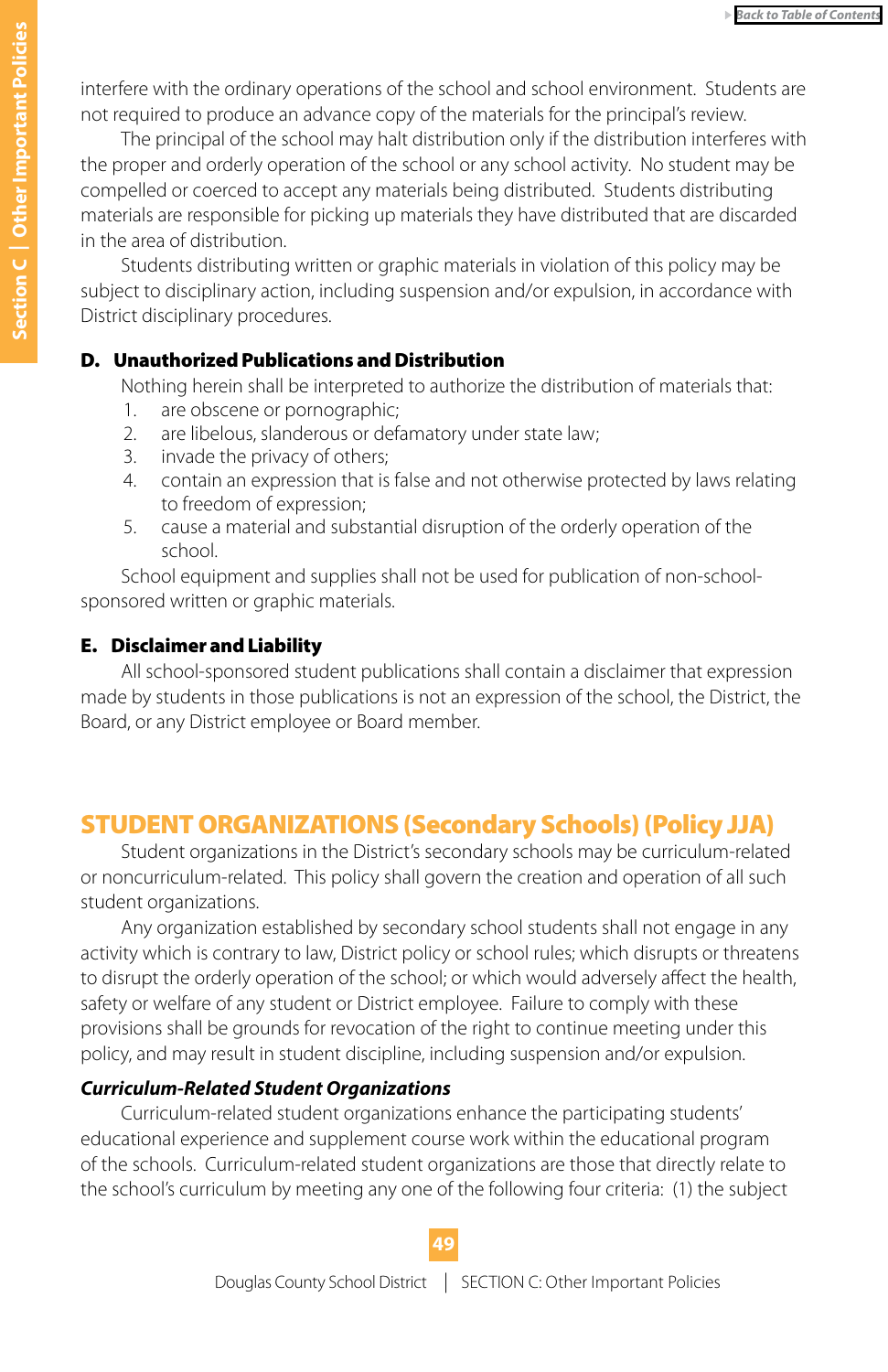interfere with the ordinary operations of the school and school environment. Students are not required to produce an advance copy of the materials for the principal's review.

The principal of the school may halt distribution only if the distribution interferes with the proper and orderly operation of the school or any school activity. No student may be compelled or coerced to accept any materials being distributed. Students distributing materials are responsible for picking up materials they have distributed that are discarded in the area of distribution.

Students distributing written or graphic materials in violation of this policy may be subject to disciplinary action, including suspension and/or expulsion, in accordance with District disciplinary procedures.

### D. Unauthorized Publications and Distribution

Nothing herein shall be interpreted to authorize the distribution of materials that:

1. are obscene or pornographic;
2. are libelous, slanderous or defamatory under state law;
3. invade the privacy of others;
4. contain an expression that is false and not otherwise protected by laws relating to freedom of expression;
5. cause a material and substantial disruption of the orderly operation of the school.

School equipment and supplies shall not be used for publication of non-school-sponsored written or graphic materials.

### E. Disclaimer and Liability

All school-sponsored student publications shall contain a disclaimer that expression made by students in those publications is not an expression of the school, the District, the Board, or any District employee or Board member.

## STUDENT ORGANIZATIONS (Secondary Schools) (Policy JJA)

Student organizations in the District's secondary schools may be curriculum-related or noncurriculum-related. This policy shall govern the creation and operation of all such student organizations.

Any organization established by secondary school students shall not engage in any activity which is contrary to law, District policy or school rules; which disrupts or threatens to disrupt the orderly operation of the school; or which would adversely affect the health, safety or welfare of any student or District employee. Failure to comply with these provisions shall be grounds for revocation of the right to continue meeting under this policy, and may result in student discipline, including suspension and/or expulsion.

***Curriculum-Related Student Organizations***

Curriculum-related student organizations enhance the participating students' educational experience and supplement course work within the educational program of the schools. Curriculum-related student organizations are those that directly relate to the school's curriculum by meeting any one of the following four criteria: (1) the subject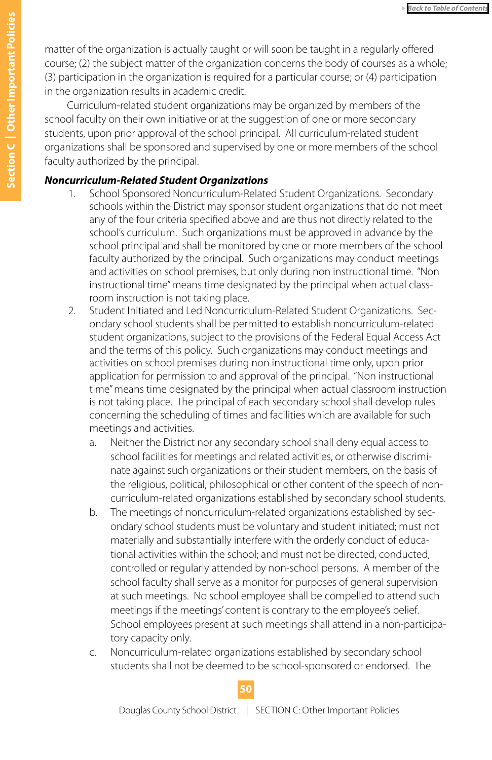matter of the organization is actually taught or will soon be taught in a regularly offered course; (2) the subject matter of the organization concerns the body of courses as a whole; (3) participation in the organization is required for a particular course; or (4) participation in the organization results in academic credit.

Curriculum-related student organizations may be organized by members of the school faculty on their own initiative or at the suggestion of one or more secondary students, upon prior approval of the school principal. All curriculum-related student organizations shall be sponsored and supervised by one or more members of the school faculty authorized by the principal.

***Noncurriculum-Related Student Organizations***

1. School Sponsored Noncurriculum-Related Student Organizations. Secondary schools within the District may sponsor student organizations that do not meet any of the four criteria specified above and are thus not directly related to the school's curriculum. Such organizations must be approved in advance by the school principal and shall be monitored by one or more members of the school faculty authorized by the principal. Such organizations may conduct meetings and activities on school premises, but only during non instructional time. "Non instructional time" means time designated by the principal when actual classroom instruction is not taking place.
2. Student Initiated and Led Noncurriculum-Related Student Organizations. Secondary school students shall be permitted to establish noncurriculum-related student organizations, subject to the provisions of the Federal Equal Access Act and the terms of this policy. Such organizations may conduct meetings and activities on school premises during non instructional time only, upon prior application for permission to and approval of the principal. "Non instructional time" means time designated by the principal when actual classroom instruction is not taking place. The principal of each secondary school shall develop rules concerning the scheduling of times and facilities which are available for such meetings and activities.
    a. Neither the District nor any secondary school shall deny equal access to school facilities for meetings and related activities, or otherwise discriminate against such organizations or their student members, on the basis of the religious, political, philosophical or other content of the speech of noncurriculum-related organizations established by secondary school students.
    b. The meetings of noncurriculum-related organizations established by secondary school students must be voluntary and student initiated; must not materially and substantially interfere with the orderly conduct of educational activities within the school; and must not be directed, conducted, controlled or regularly attended by non-school persons. A member of the school faculty shall serve as a monitor for purposes of general supervision at such meetings. No school employee shall be compelled to attend such meetings if the meetings' content is contrary to the employee's belief. School employees present at such meetings shall attend in a non-participatory capacity only.
    c. Noncurriculum-related organizations established by secondary school students shall not be deemed to be school-sponsored or endorsed. The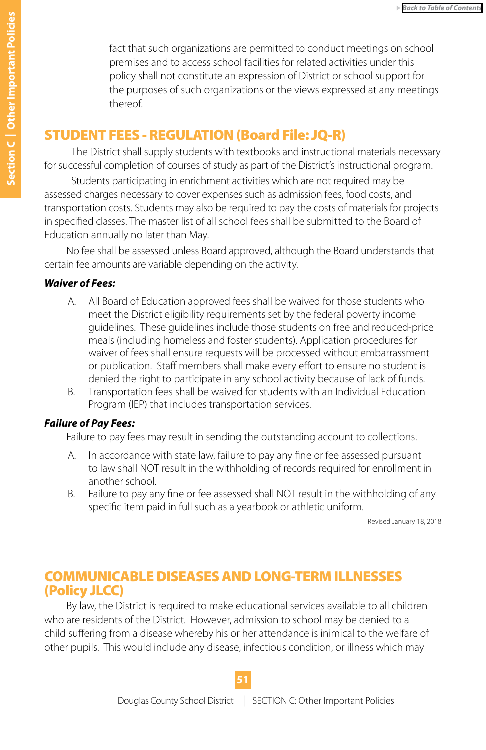fact that such organizations are permitted to conduct meetings on school premises and to access school facilities for related activities under this policy shall not constitute an expression of District or school support for the purposes of such organizations or the views expressed at any meetings thereof.

## STUDENT FEES - REGULATION (Board File: JQ-R)

The District shall supply students with textbooks and instructional materials necessary for successful completion of courses of study as part of the District's instructional program.

Students participating in enrichment activities which are not required may be assessed charges necessary to cover expenses such as admission fees, food costs, and transportation costs. Students may also be required to pay the costs of materials for projects in specified classes. The master list of all school fees shall be submitted to the Board of Education annually no later than May.

No fee shall be assessed unless Board approved, although the Board understands that certain fee amounts are variable depending on the activity.

***Waiver of Fees:***

A. All Board of Education approved fees shall be waived for those students who meet the District eligibility requirements set by the federal poverty income guidelines. These guidelines include those students on free and reduced-price meals (including homeless and foster students). Application procedures for waiver of fees shall ensure requests will be processed without embarrassment or publication. Staff members shall make every effort to ensure no student is denied the right to participate in any school activity because of lack of funds.

B. Transportation fees shall be waived for students with an Individual Education Program (IEP) that includes transportation services.

***Failure of Pay Fees:***

Failure to pay fees may result in sending the outstanding account to collections.

A. In accordance with state law, failure to pay any fine or fee assessed pursuant to law shall NOT result in the withholding of records required for enrollment in another school.

B. Failure to pay any fine or fee assessed shall NOT result in the withholding of any specific item paid in full such as a yearbook or athletic uniform.

Revised January 18, 2018

## COMMUNICABLE DISEASES AND LONG-TERM ILLNESSES (Policy JLCC)

By law, the District is required to make educational services available to all children who are residents of the District. However, admission to school may be denied to a child suffering from a disease whereby his or her attendance is inimical to the welfare of other pupils. This would include any disease, infectious condition, or illness which may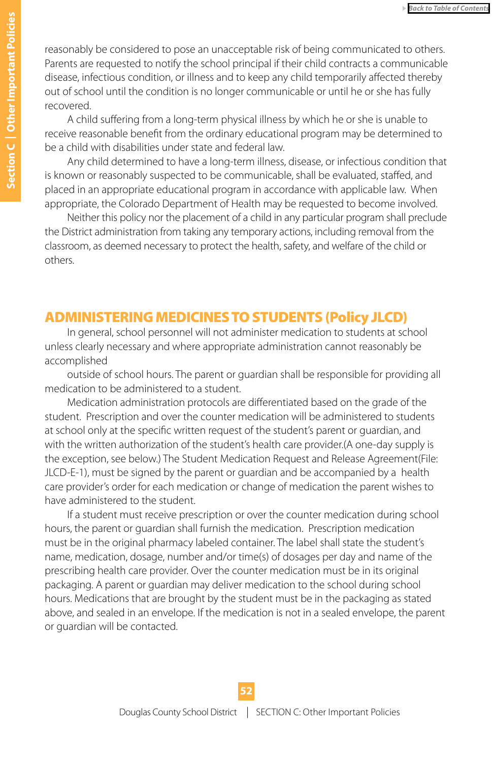reasonably be considered to pose an unacceptable risk of being communicated to others. Parents are requested to notify the school principal if their child contracts a communicable disease, infectious condition, or illness and to keep any child temporarily affected thereby out of school until the condition is no longer communicable or until he or she has fully recovered.

A child suffering from a long-term physical illness by which he or she is unable to receive reasonable benefit from the ordinary educational program may be determined to be a child with disabilities under state and federal law.

Any child determined to have a long-term illness, disease, or infectious condition that is known or reasonably suspected to be communicable, shall be evaluated, staffed, and placed in an appropriate educational program in accordance with applicable law. When appropriate, the Colorado Department of Health may be requested to become involved.

Neither this policy nor the placement of a child in any particular program shall preclude the District administration from taking any temporary actions, including removal from the classroom, as deemed necessary to protect the health, safety, and welfare of the child or others.

## ADMINISTERING MEDICINES TO STUDENTS (Policy JLCD)

In general, school personnel will not administer medication to students at school unless clearly necessary and where appropriate administration cannot reasonably be accomplished

outside of school hours. The parent or guardian shall be responsible for providing all medication to be administered to a student.

Medication administration protocols are differentiated based on the grade of the student. Prescription and over the counter medication will be administered to students at school only at the specific written request of the student's parent or guardian, and with the written authorization of the student's health care provider.(A one-day supply is the exception, see below.) The Student Medication Request and Release Agreement(File: JLCD-E-1), must be signed by the parent or guardian and be accompanied by a health care provider's order for each medication or change of medication the parent wishes to have administered to the student.

If a student must receive prescription or over the counter medication during school hours, the parent or guardian shall furnish the medication. Prescription medication must be in the original pharmacy labeled container. The label shall state the student's name, medication, dosage, number and/or time(s) of dosages per day and name of the prescribing health care provider. Over the counter medication must be in its original packaging. A parent or guardian may deliver medication to the school during school hours. Medications that are brought by the student must be in the packaging as stated above, and sealed in an envelope. If the medication is not in a sealed envelope, the parent or guardian will be contacted.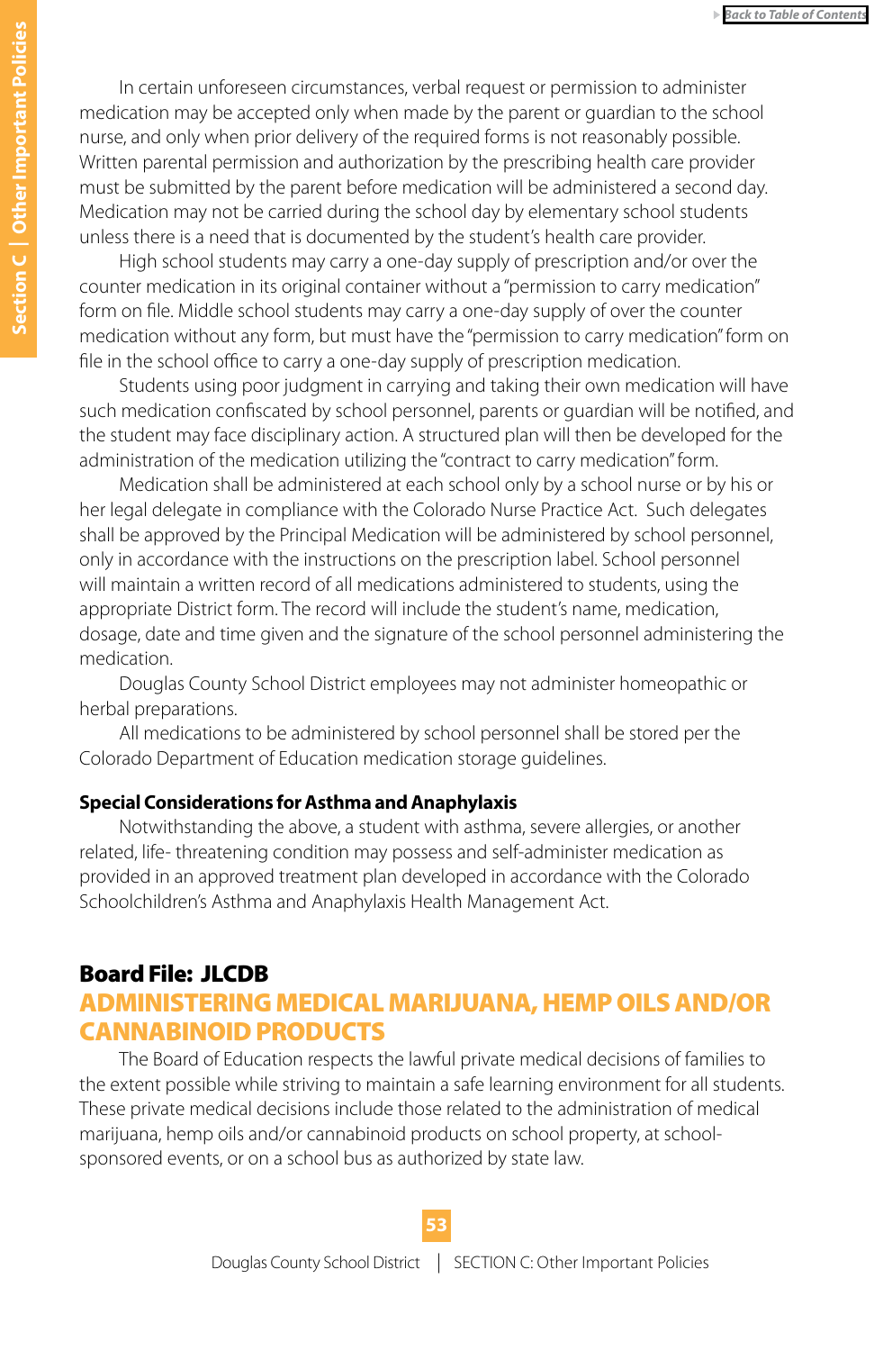In certain unforeseen circumstances, verbal request or permission to administer medication may be accepted only when made by the parent or guardian to the school nurse, and only when prior delivery of the required forms is not reasonably possible. Written parental permission and authorization by the prescribing health care provider must be submitted by the parent before medication will be administered a second day. Medication may not be carried during the school day by elementary school students unless there is a need that is documented by the student's health care provider.

High school students may carry a one-day supply of prescription and/or over the counter medication in its original container without a "permission to carry medication" form on file. Middle school students may carry a one-day supply of over the counter medication without any form, but must have the "permission to carry medication" form on file in the school office to carry a one-day supply of prescription medication.

Students using poor judgment in carrying and taking their own medication will have such medication confiscated by school personnel, parents or guardian will be notified, and the student may face disciplinary action. A structured plan will then be developed for the administration of the medication utilizing the "contract to carry medication" form.

Medication shall be administered at each school only by a school nurse or by his or her legal delegate in compliance with the Colorado Nurse Practice Act. Such delegates shall be approved by the Principal Medication will be administered by school personnel, only in accordance with the instructions on the prescription label. School personnel will maintain a written record of all medications administered to students, using the appropriate District form. The record will include the student's name, medication, dosage, date and time given and the signature of the school personnel administering the medication.

Douglas County School District employees may not administer homeopathic or herbal preparations.

All medications to be administered by school personnel shall be stored per the Colorado Department of Education medication storage guidelines.

### Special Considerations for Asthma and Anaphylaxis

Notwithstanding the above, a student with asthma, severe allergies, or another related, life- threatening condition may possess and self-administer medication as provided in an approved treatment plan developed in accordance with the Colorado Schoolchildren's Asthma and Anaphylaxis Health Management Act.

## Board File: JLCDB

## ADMINISTERING MEDICAL MARIJUANA, HEMP OILS AND/OR CANNABINOID PRODUCTS

The Board of Education respects the lawful private medical decisions of families to the extent possible while striving to maintain a safe learning environment for all students. These private medical decisions include those related to the administration of medical marijuana, hemp oils and/or cannabinoid products on school property, at school-sponsored events, or on a school bus as authorized by state law.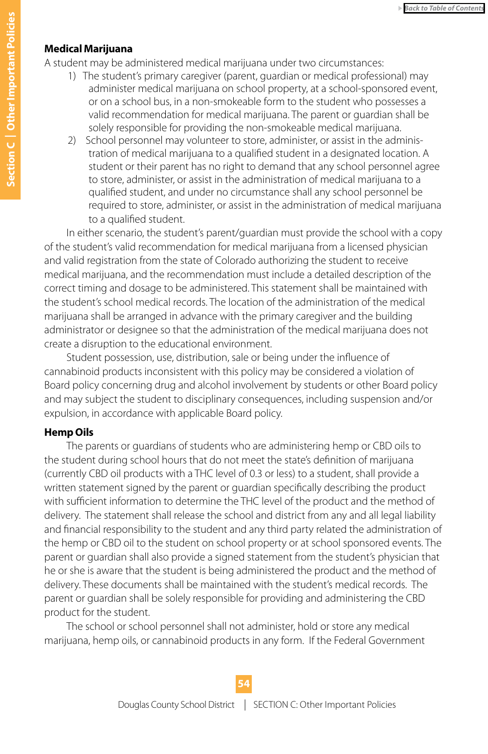**Medical Marijuana**

A student may be administered medical marijuana under two circumstances:

1) The student's primary caregiver (parent, guardian or medical professional) may administer medical marijuana on school property, at a school-sponsored event, or on a school bus, in a non-smokeable form to the student who possesses a valid recommendation for medical marijuana. The parent or guardian shall be solely responsible for providing the non-smokeable medical marijuana.
2) School personnel may volunteer to store, administer, or assist in the administration of medical marijuana to a qualified student in a designated location. A student or their parent has no right to demand that any school personnel agree to store, administer, or assist in the administration of medical marijuana to a qualified student, and under no circumstance shall any school personnel be required to store, administer, or assist in the administration of medical marijuana to a qualified student.

In either scenario, the student's parent/guardian must provide the school with a copy of the student's valid recommendation for medical marijuana from a licensed physician and valid registration from the state of Colorado authorizing the student to receive medical marijuana, and the recommendation must include a detailed description of the correct timing and dosage to be administered. This statement shall be maintained with the student's school medical records. The location of the administration of the medical marijuana shall be arranged in advance with the primary caregiver and the building administrator or designee so that the administration of the medical marijuana does not create a disruption to the educational environment.

Student possession, use, distribution, sale or being under the influence of cannabinoid products inconsistent with this policy may be considered a violation of Board policy concerning drug and alcohol involvement by students or other Board policy and may subject the student to disciplinary consequences, including suspension and/or expulsion, in accordance with applicable Board policy.

**Hemp Oils**

The parents or guardians of students who are administering hemp or CBD oils to the student during school hours that do not meet the state's definition of marijuana (currently CBD oil products with a THC level of 0.3 or less) to a student, shall provide a written statement signed by the parent or guardian specifically describing the product with sufficient information to determine the THC level of the product and the method of delivery. The statement shall release the school and district from any and all legal liability and financial responsibility to the student and any third party related the administration of the hemp or CBD oil to the student on school property or at school sponsored events. The parent or guardian shall also provide a signed statement from the student's physician that he or she is aware that the student is being administered the product and the method of delivery. These documents shall be maintained with the student's medical records. The parent or guardian shall be solely responsible for providing and administering the CBD product for the student.

The school or school personnel shall not administer, hold or store any medical marijuana, hemp oils, or cannabinoid products in any form. If the Federal Government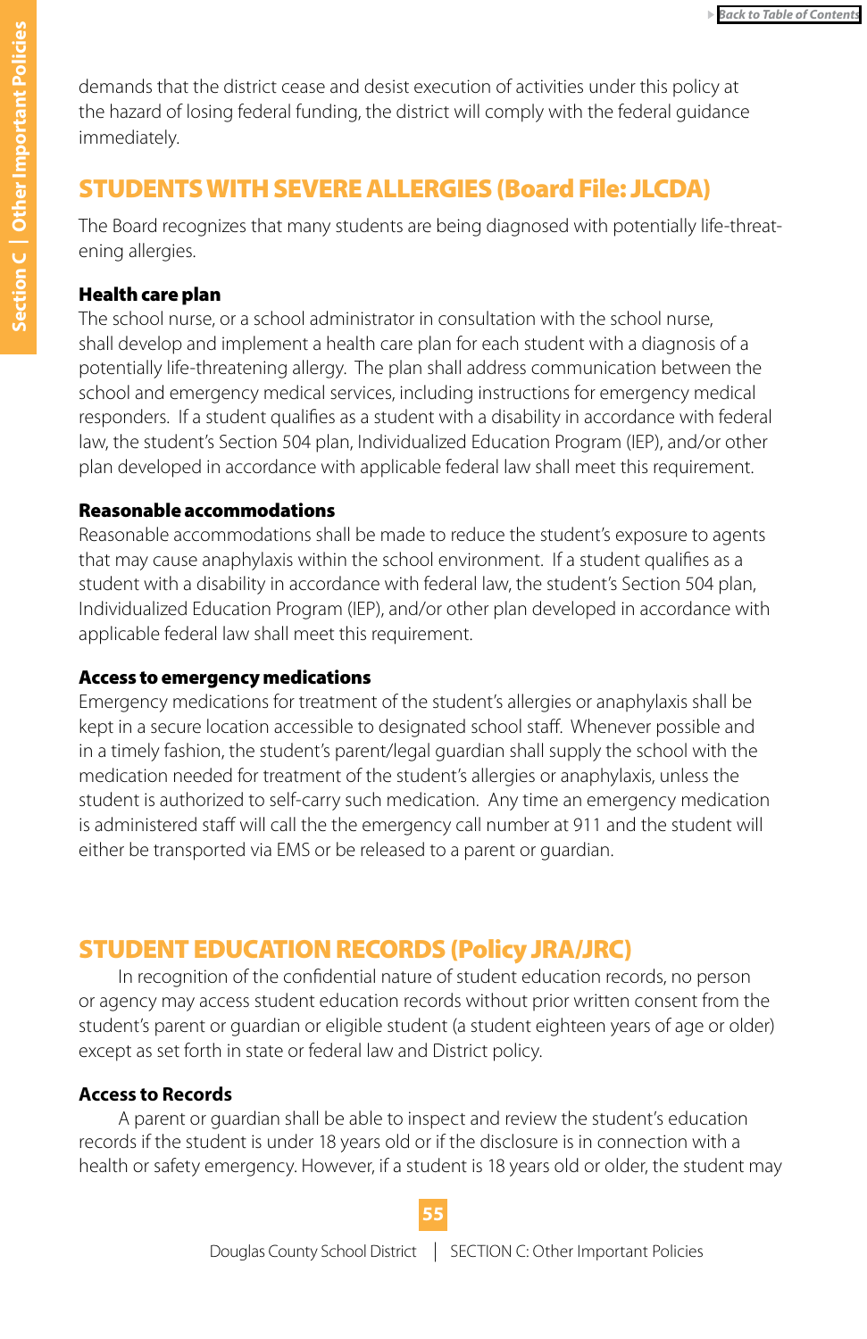demands that the district cease and desist execution of activities under this policy at the hazard of losing federal funding, the district will comply with the federal guidance immediately.

## STUDENTS WITH SEVERE ALLERGIES (Board File: JLCDA)

The Board recognizes that many students are being diagnosed with potentially life-threatening allergies.

**Health care plan**
The school nurse, or a school administrator in consultation with the school nurse, shall develop and implement a health care plan for each student with a diagnosis of a potentially life-threatening allergy. The plan shall address communication between the school and emergency medical services, including instructions for emergency medical responders. If a student qualifies as a student with a disability in accordance with federal law, the student's Section 504 plan, Individualized Education Program (IEP), and/or other plan developed in accordance with applicable federal law shall meet this requirement.

**Reasonable accommodations**
Reasonable accommodations shall be made to reduce the student's exposure to agents that may cause anaphylaxis within the school environment. If a student qualifies as a student with a disability in accordance with federal law, the student's Section 504 plan, Individualized Education Program (IEP), and/or other plan developed in accordance with applicable federal law shall meet this requirement.

**Access to emergency medications**
Emergency medications for treatment of the student's allergies or anaphylaxis shall be kept in a secure location accessible to designated school staff. Whenever possible and in a timely fashion, the student's parent/legal guardian shall supply the school with the medication needed for treatment of the student's allergies or anaphylaxis, unless the student is authorized to self-carry such medication. Any time an emergency medication is administered staff will call the the emergency call number at 911 and the student will either be transported via EMS or be released to a parent or guardian.

## STUDENT EDUCATION RECORDS (Policy JRA/JRC)

In recognition of the confidential nature of student education records, no person or agency may access student education records without prior written consent from the student's parent or guardian or eligible student (a student eighteen years of age or older) except as set forth in state or federal law and District policy.

**Access to Records**
A parent or guardian shall be able to inspect and review the student's education records if the student is under 18 years old or if the disclosure is in connection with a health or safety emergency. However, if a student is 18 years old or older, the student may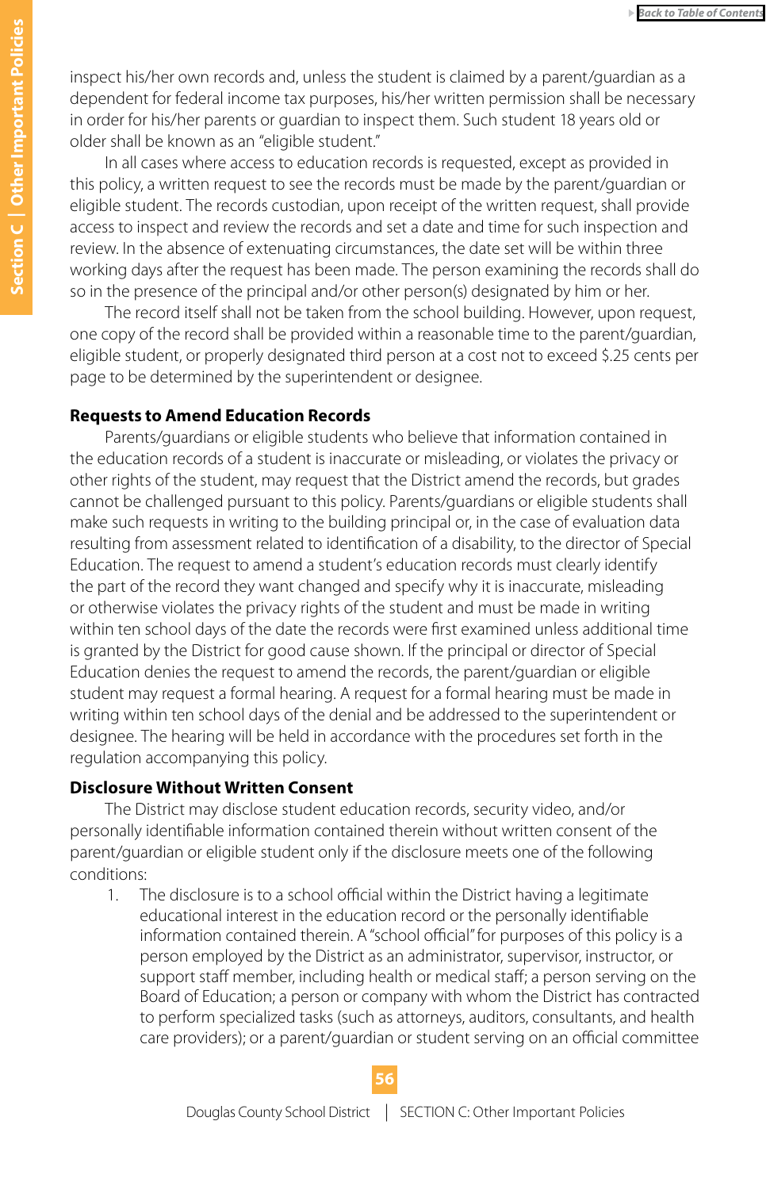inspect his/her own records and, unless the student is claimed by a parent/guardian as a dependent for federal income tax purposes, his/her written permission shall be necessary in order for his/her parents or guardian to inspect them. Such student 18 years old or older shall be known as an "eligible student."

In all cases where access to education records is requested, except as provided in this policy, a written request to see the records must be made by the parent/guardian or eligible student. The records custodian, upon receipt of the written request, shall provide access to inspect and review the records and set a date and time for such inspection and review. In the absence of extenuating circumstances, the date set will be within three working days after the request has been made. The person examining the records shall do so in the presence of the principal and/or other person(s) designated by him or her.

The record itself shall not be taken from the school building. However, upon request, one copy of the record shall be provided within a reasonable time to the parent/guardian, eligible student, or properly designated third person at a cost not to exceed $.25 cents per page to be determined by the superintendent or designee.

**Requests to Amend Education Records**

Parents/guardians or eligible students who believe that information contained in the education records of a student is inaccurate or misleading, or violates the privacy or other rights of the student, may request that the District amend the records, but grades cannot be challenged pursuant to this policy. Parents/guardians or eligible students shall make such requests in writing to the building principal or, in the case of evaluation data resulting from assessment related to identification of a disability, to the director of Special Education. The request to amend a student's education records must clearly identify the part of the record they want changed and specify why it is inaccurate, misleading or otherwise violates the privacy rights of the student and must be made in writing within ten school days of the date the records were first examined unless additional time is granted by the District for good cause shown. If the principal or director of Special Education denies the request to amend the records, the parent/guardian or eligible student may request a formal hearing. A request for a formal hearing must be made in writing within ten school days of the denial and be addressed to the superintendent or designee. The hearing will be held in accordance with the procedures set forth in the regulation accompanying this policy.

**Disclosure Without Written Consent**

The District may disclose student education records, security video, and/or personally identifiable information contained therein without written consent of the parent/guardian or eligible student only if the disclosure meets one of the following conditions:

1. The disclosure is to a school official within the District having a legitimate educational interest in the education record or the personally identifiable information contained therein. A "school official" for purposes of this policy is a person employed by the District as an administrator, supervisor, instructor, or support staff member, including health or medical staff; a person serving on the Board of Education; a person or company with whom the District has contracted to perform specialized tasks (such as attorneys, auditors, consultants, and health care providers); or a parent/guardian or student serving on an official committee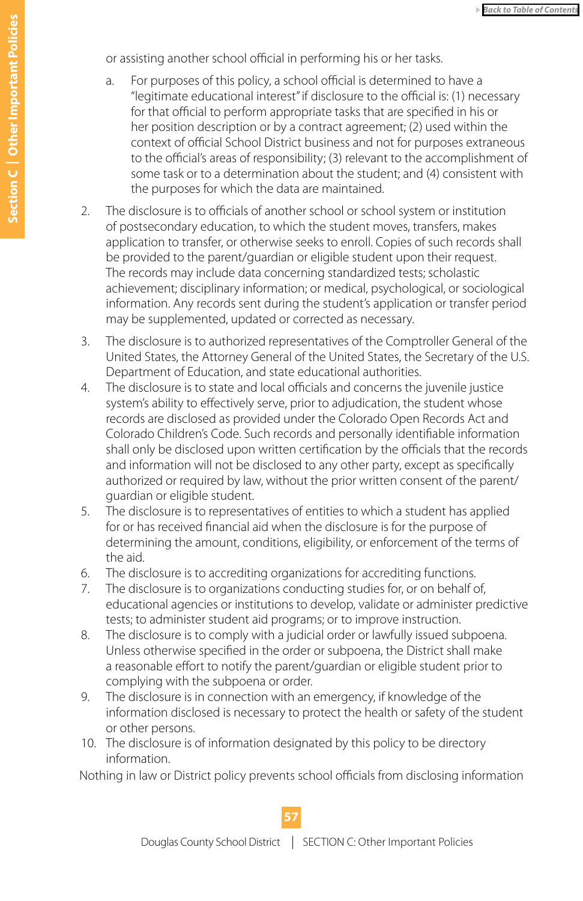or assisting another school official in performing his or her tasks.

   a. For purposes of this policy, a school official is determined to have a "legitimate educational interest" if disclosure to the official is: (1) necessary for that official to perform appropriate tasks that are specified in his or her position description or by a contract agreement; (2) used within the context of official School District business and not for purposes extraneous to the official's areas of responsibility; (3) relevant to the accomplishment of some task or to a determination about the student; and (4) consistent with the purposes for which the data are maintained.

2. The disclosure is to officials of another school or school system or institution of postsecondary education, to which the student moves, transfers, makes application to transfer, or otherwise seeks to enroll. Copies of such records shall be provided to the parent/guardian or eligible student upon their request. The records may include data concerning standardized tests; scholastic achievement; disciplinary information; or medical, psychological, or sociological information. Any records sent during the student's application or transfer period may be supplemented, updated or corrected as necessary.
3. The disclosure is to authorized representatives of the Comptroller General of the United States, the Attorney General of the United States, the Secretary of the U.S. Department of Education, and state educational authorities.
4. The disclosure is to state and local officials and concerns the juvenile justice system's ability to effectively serve, prior to adjudication, the student whose records are disclosed as provided under the Colorado Open Records Act and Colorado Children's Code. Such records and personally identifiable information shall only be disclosed upon written certification by the officials that the records and information will not be disclosed to any other party, except as specifically authorized or required by law, without the prior written consent of the parent/guardian or eligible student.
5. The disclosure is to representatives of entities to which a student has applied for or has received financial aid when the disclosure is for the purpose of determining the amount, conditions, eligibility, or enforcement of the terms of the aid.
6. The disclosure is to accrediting organizations for accrediting functions.
7. The disclosure is to organizations conducting studies for, or on behalf of, educational agencies or institutions to develop, validate or administer predictive tests; to administer student aid programs; or to improve instruction.
8. The disclosure is to comply with a judicial order or lawfully issued subpoena. Unless otherwise specified in the order or subpoena, the District shall make a reasonable effort to notify the parent/guardian or eligible student prior to complying with the subpoena or order.
9. The disclosure is in connection with an emergency, if knowledge of the information disclosed is necessary to protect the health or safety of the student or other persons.
10. The disclosure is of information designated by this policy to be directory information.

Nothing in law or District policy prevents school officials from disclosing information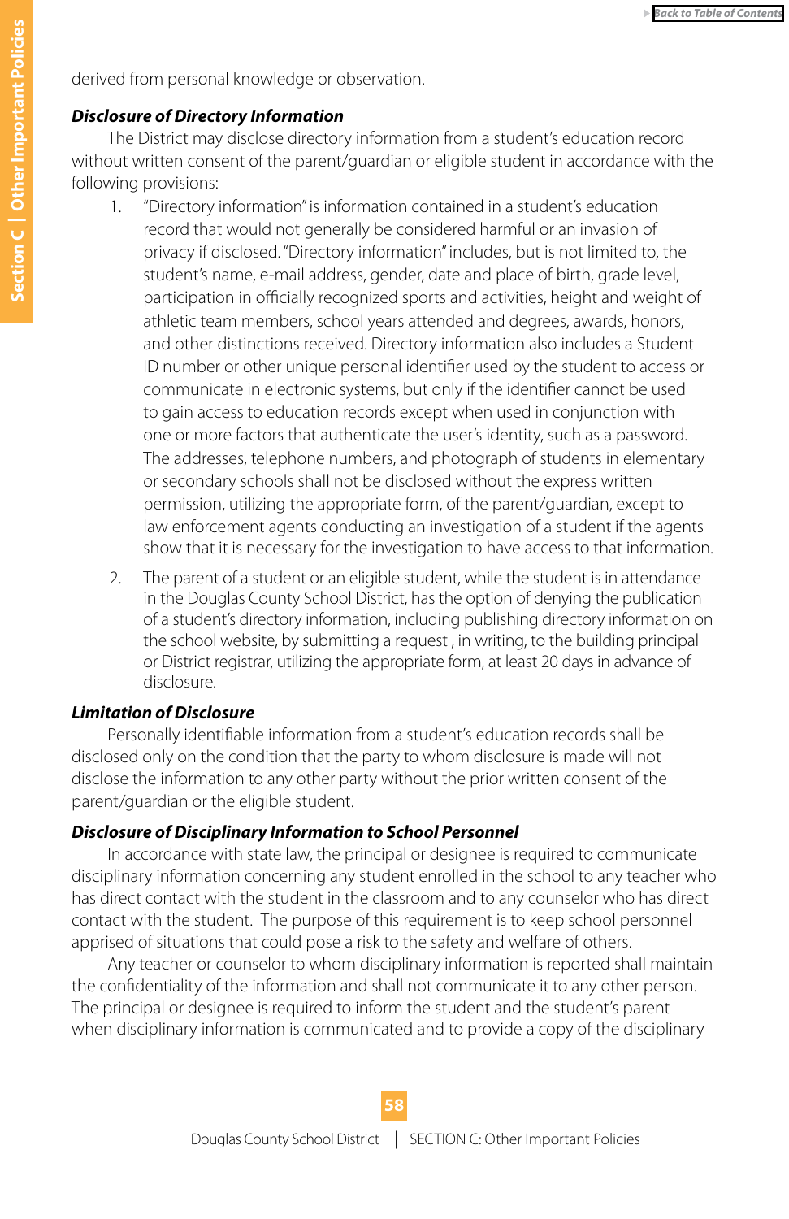derived from personal knowledge or observation.

***Disclosure of Directory Information***

The District may disclose directory information from a student's education record without written consent of the parent/guardian or eligible student in accordance with the following provisions:

1. "Directory information" is information contained in a student's education record that would not generally be considered harmful or an invasion of privacy if disclosed. "Directory information" includes, but is not limited to, the student's name, e-mail address, gender, date and place of birth, grade level, participation in officially recognized sports and activities, height and weight of athletic team members, school years attended and degrees, awards, honors, and other distinctions received. Directory information also includes a Student ID number or other unique personal identifier used by the student to access or communicate in electronic systems, but only if the identifier cannot be used to gain access to education records except when used in conjunction with one or more factors that authenticate the user's identity, such as a password. The addresses, telephone numbers, and photograph of students in elementary or secondary schools shall not be disclosed without the express written permission, utilizing the appropriate form, of the parent/guardian, except to law enforcement agents conducting an investigation of a student if the agents show that it is necessary for the investigation to have access to that information.
2. The parent of a student or an eligible student, while the student is in attendance in the Douglas County School District, has the option of denying the publication of a student's directory information, including publishing directory information on the school website, by submitting a request , in writing, to the building principal or District registrar, utilizing the appropriate form, at least 20 days in advance of disclosure.

***Limitation of Disclosure***

Personally identifiable information from a student's education records shall be disclosed only on the condition that the party to whom disclosure is made will not disclose the information to any other party without the prior written consent of the parent/guardian or the eligible student.

***Disclosure of Disciplinary Information to School Personnel***

In accordance with state law, the principal or designee is required to communicate disciplinary information concerning any student enrolled in the school to any teacher who has direct contact with the student in the classroom and to any counselor who has direct contact with the student. The purpose of this requirement is to keep school personnel apprised of situations that could pose a risk to the safety and welfare of others.

Any teacher or counselor to whom disciplinary information is reported shall maintain the confidentiality of the information and shall not communicate it to any other person. The principal or designee is required to inform the student and the student's parent when disciplinary information is communicated and to provide a copy of the disciplinary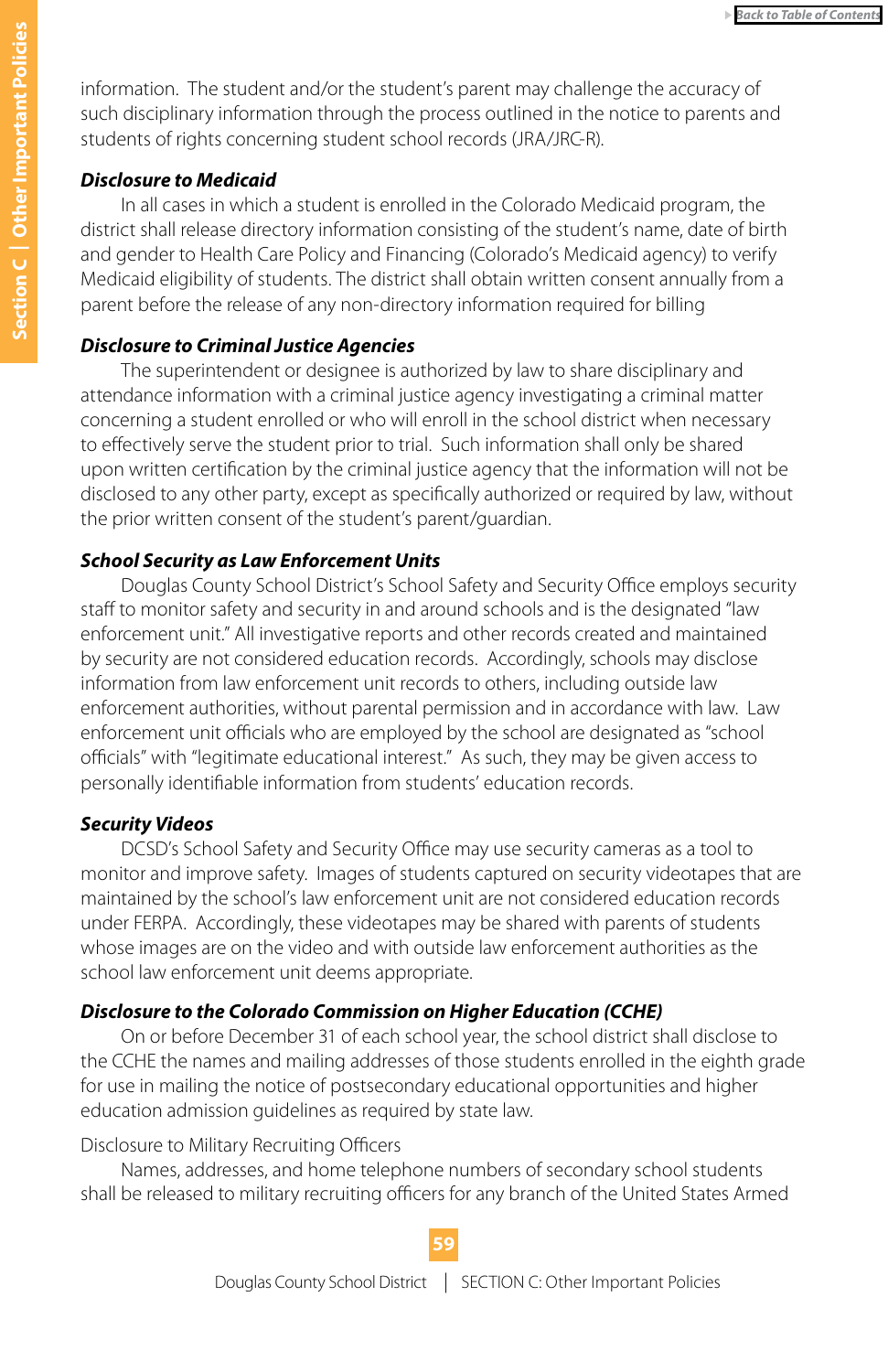information. The student and/or the student's parent may challenge the accuracy of such disciplinary information through the process outlined in the notice to parents and students of rights concerning student school records (JRA/JRC-R).

***Disclosure to Medicaid***

In all cases in which a student is enrolled in the Colorado Medicaid program, the district shall release directory information consisting of the student's name, date of birth and gender to Health Care Policy and Financing (Colorado's Medicaid agency) to verify Medicaid eligibility of students. The district shall obtain written consent annually from a parent before the release of any non-directory information required for billing

***Disclosure to Criminal Justice Agencies***

The superintendent or designee is authorized by law to share disciplinary and attendance information with a criminal justice agency investigating a criminal matter concerning a student enrolled or who will enroll in the school district when necessary to effectively serve the student prior to trial. Such information shall only be shared upon written certification by the criminal justice agency that the information will not be disclosed to any other party, except as specifically authorized or required by law, without the prior written consent of the student's parent/guardian.

***School Security as Law Enforcement Units***

Douglas County School District's School Safety and Security Office employs security staff to monitor safety and security in and around schools and is the designated "law enforcement unit." All investigative reports and other records created and maintained by security are not considered education records. Accordingly, schools may disclose information from law enforcement unit records to others, including outside law enforcement authorities, without parental permission and in accordance with law. Law enforcement unit officials who are employed by the school are designated as "school officials" with "legitimate educational interest." As such, they may be given access to personally identifiable information from students' education records.

***Security Videos***

DCSD's School Safety and Security Office may use security cameras as a tool to monitor and improve safety. Images of students captured on security videotapes that are maintained by the school's law enforcement unit are not considered education records under FERPA. Accordingly, these videotapes may be shared with parents of students whose images are on the video and with outside law enforcement authorities as the school law enforcement unit deems appropriate.

***Disclosure to the Colorado Commission on Higher Education (CCHE)***

On or before December 31 of each school year, the school district shall disclose to the CCHE the names and mailing addresses of those students enrolled in the eighth grade for use in mailing the notice of postsecondary educational opportunities and higher education admission guidelines as required by state law.

Disclosure to Military Recruiting Officers

Names, addresses, and home telephone numbers of secondary school students shall be released to military recruiting officers for any branch of the United States Armed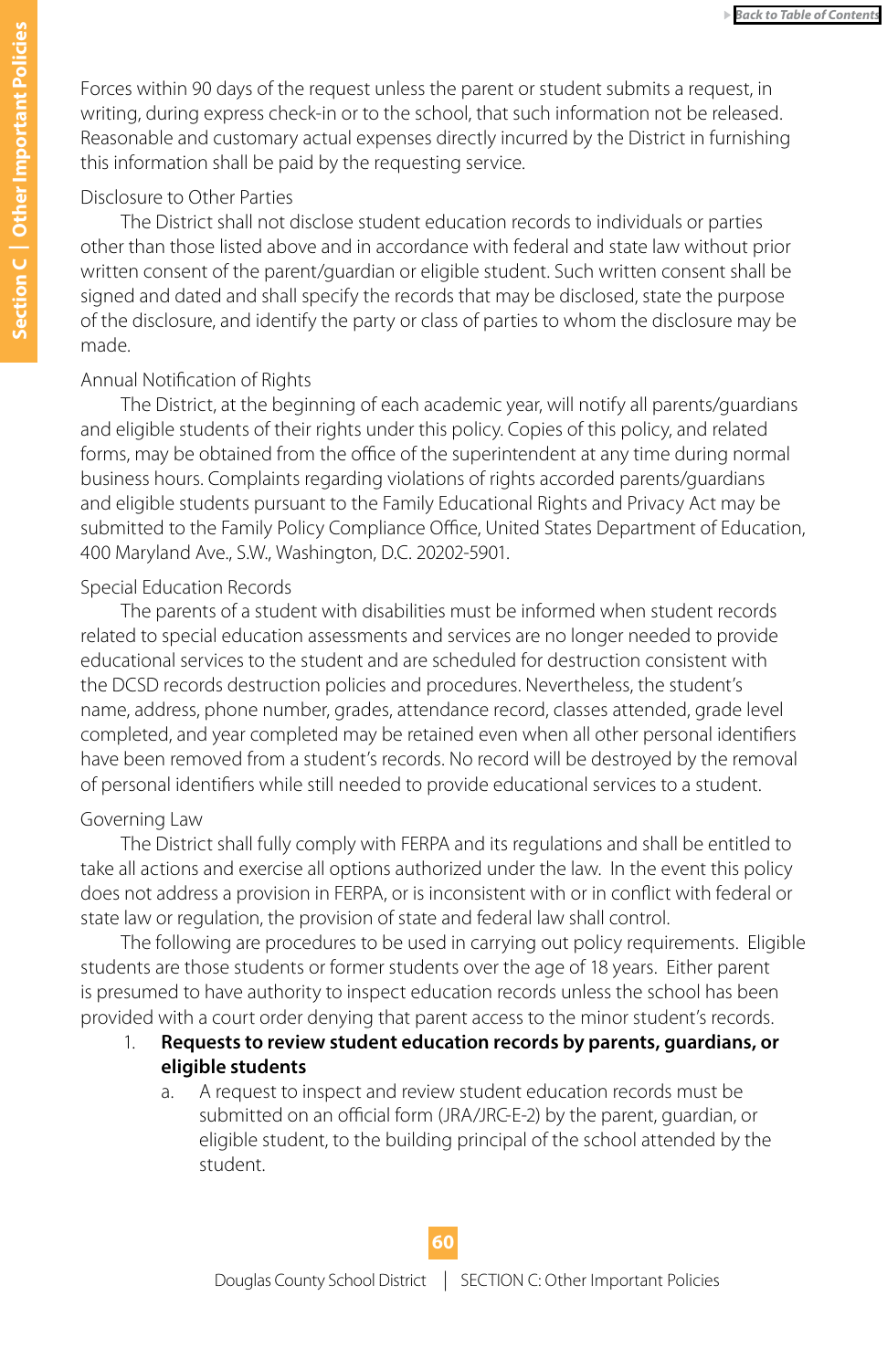Forces within 90 days of the request unless the parent or student submits a request, in writing, during express check-in or to the school, that such information not be released. Reasonable and customary actual expenses directly incurred by the District in furnishing this information shall be paid by the requesting service.

Disclosure to Other Parties

The District shall not disclose student education records to individuals or parties other than those listed above and in accordance with federal and state law without prior written consent of the parent/guardian or eligible student. Such written consent shall be signed and dated and shall specify the records that may be disclosed, state the purpose of the disclosure, and identify the party or class of parties to whom the disclosure may be made.

Annual Notification of Rights

The District, at the beginning of each academic year, will notify all parents/guardians and eligible students of their rights under this policy. Copies of this policy, and related forms, may be obtained from the office of the superintendent at any time during normal business hours. Complaints regarding violations of rights accorded parents/guardians and eligible students pursuant to the Family Educational Rights and Privacy Act may be submitted to the Family Policy Compliance Office, United States Department of Education, 400 Maryland Ave., S.W., Washington, D.C. 20202-5901.

Special Education Records

The parents of a student with disabilities must be informed when student records related to special education assessments and services are no longer needed to provide educational services to the student and are scheduled for destruction consistent with the DCSD records destruction policies and procedures. Nevertheless, the student's name, address, phone number, grades, attendance record, classes attended, grade level completed, and year completed may be retained even when all other personal identifiers have been removed from a student's records. No record will be destroyed by the removal of personal identifiers while still needed to provide educational services to a student.

Governing Law

The District shall fully comply with FERPA and its regulations and shall be entitled to take all actions and exercise all options authorized under the law. In the event this policy does not address a provision in FERPA, or is inconsistent with or in conflict with federal or state law or regulation, the provision of state and federal law shall control.

The following are procedures to be used in carrying out policy requirements. Eligible students are those students or former students over the age of 18 years. Either parent is presumed to have authority to inspect education records unless the school has been provided with a court order denying that parent access to the minor student's records.

1. **Requests to review student education records by parents, guardians, or eligible students**
   a. A request to inspect and review student education records must be submitted on an official form (JRA/JRC-E-2) by the parent, guardian, or eligible student, to the building principal of the school attended by the student.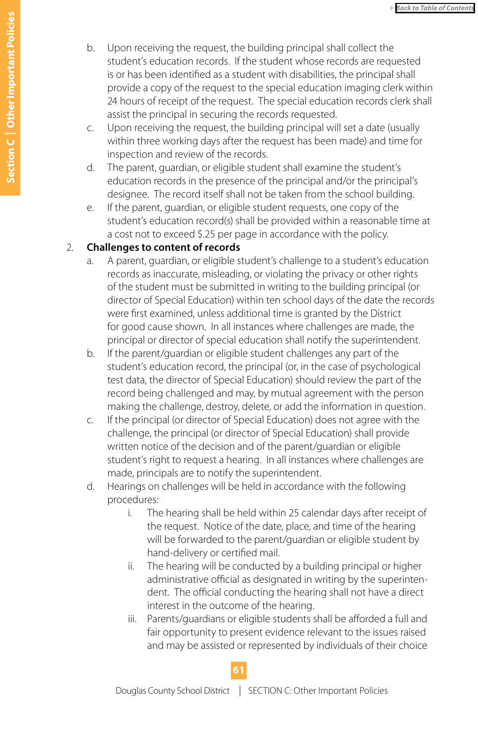b. Upon receiving the request, the building principal shall collect the student's education records. If the student whose records are requested is or has been identified as a student with disabilities, the principal shall provide a copy of the request to the special education imaging clerk within 24 hours of receipt of the request. The special education records clerk shall assist the principal in securing the records requested.

c. Upon receiving the request, the building principal will set a date (usually within three working days after the request has been made) and time for inspection and review of the records.

d. The parent, guardian, or eligible student shall examine the student's education records in the presence of the principal and/or the principal's designee. The record itself shall not be taken from the school building.

e. If the parent, guardian, or eligible student requests, one copy of the student's education record(s) shall be provided within a reasonable time at a cost not to exceed $.25 per page in accordance with the policy.

2. **Challenges to content of records**

   a. A parent, guardian, or eligible student's challenge to a student's education records as inaccurate, misleading, or violating the privacy or other rights of the student must be submitted in writing to the building principal (or director of Special Education) within ten school days of the date the records were first examined, unless additional time is granted by the District for good cause shown. In all instances where challenges are made, the principal or director of special education shall notify the superintendent.

   b. If the parent/guardian or eligible student challenges any part of the student's education record, the principal (or, in the case of psychological test data, the director of Special Education) should review the part of the record being challenged and may, by mutual agreement with the person making the challenge, destroy, delete, or add the information in question.

   c. If the principal (or director of Special Education) does not agree with the challenge, the principal (or director of Special Education) shall provide written notice of the decision and of the parent/guardian or eligible student's right to request a hearing. In all instances where challenges are made, principals are to notify the superintendent.

   d. Hearings on challenges will be held in accordance with the following procedures:

      i. The hearing shall be held within 25 calendar days after receipt of the request. Notice of the date, place, and time of the hearing will be forwarded to the parent/guardian or eligible student by hand-delivery or certified mail.

      ii. The hearing will be conducted by a building principal or higher administrative official as designated in writing by the superintendent. The official conducting the hearing shall not have a direct interest in the outcome of the hearing.

      iii. Parents/guardians or eligible students shall be afforded a full and fair opportunity to present evidence relevant to the issues raised and may be assisted or represented by individuals of their choice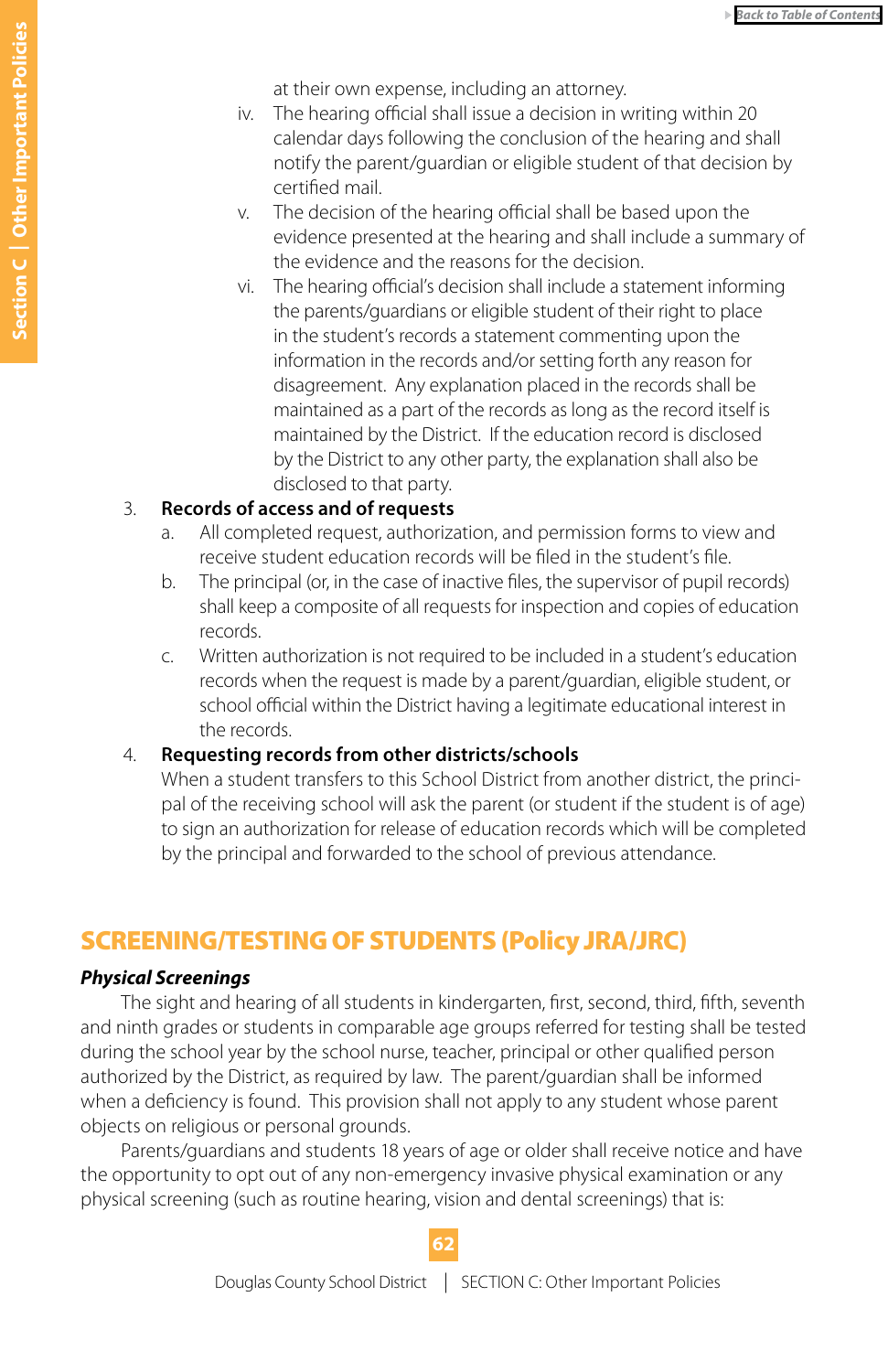at their own expense, including an attorney.

iv. The hearing official shall issue a decision in writing within 20 calendar days following the conclusion of the hearing and shall notify the parent/guardian or eligible student of that decision by certified mail.

v. The decision of the hearing official shall be based upon the evidence presented at the hearing and shall include a summary of the evidence and the reasons for the decision.

vi. The hearing official's decision shall include a statement informing the parents/guardians or eligible student of their right to place in the student's records a statement commenting upon the information in the records and/or setting forth any reason for disagreement. Any explanation placed in the records shall be maintained as a part of the records as long as the record itself is maintained by the District. If the education record is disclosed by the District to any other party, the explanation shall also be disclosed to that party.

3. **Records of access and of requests**
   a. All completed request, authorization, and permission forms to view and receive student education records will be filed in the student's file.
   b. The principal (or, in the case of inactive files, the supervisor of pupil records) shall keep a composite of all requests for inspection and copies of education records.
   c. Written authorization is not required to be included in a student's education records when the request is made by a parent/guardian, eligible student, or school official within the District having a legitimate educational interest in the records.

4. **Requesting records from other districts/schools**
   When a student transfers to this School District from another district, the principal of the receiving school will ask the parent (or student if the student is of age) to sign an authorization for release of education records which will be completed by the principal and forwarded to the school of previous attendance.

## SCREENING/TESTING OF STUDENTS (Policy JRA/JRC)

***Physical Screenings***

The sight and hearing of all students in kindergarten, first, second, third, fifth, seventh and ninth grades or students in comparable age groups referred for testing shall be tested during the school year by the school nurse, teacher, principal or other qualified person authorized by the District, as required by law. The parent/guardian shall be informed when a deficiency is found. This provision shall not apply to any student whose parent objects on religious or personal grounds.

Parents/guardians and students 18 years of age or older shall receive notice and have the opportunity to opt out of any non-emergency invasive physical examination or any physical screening (such as routine hearing, vision and dental screenings) that is: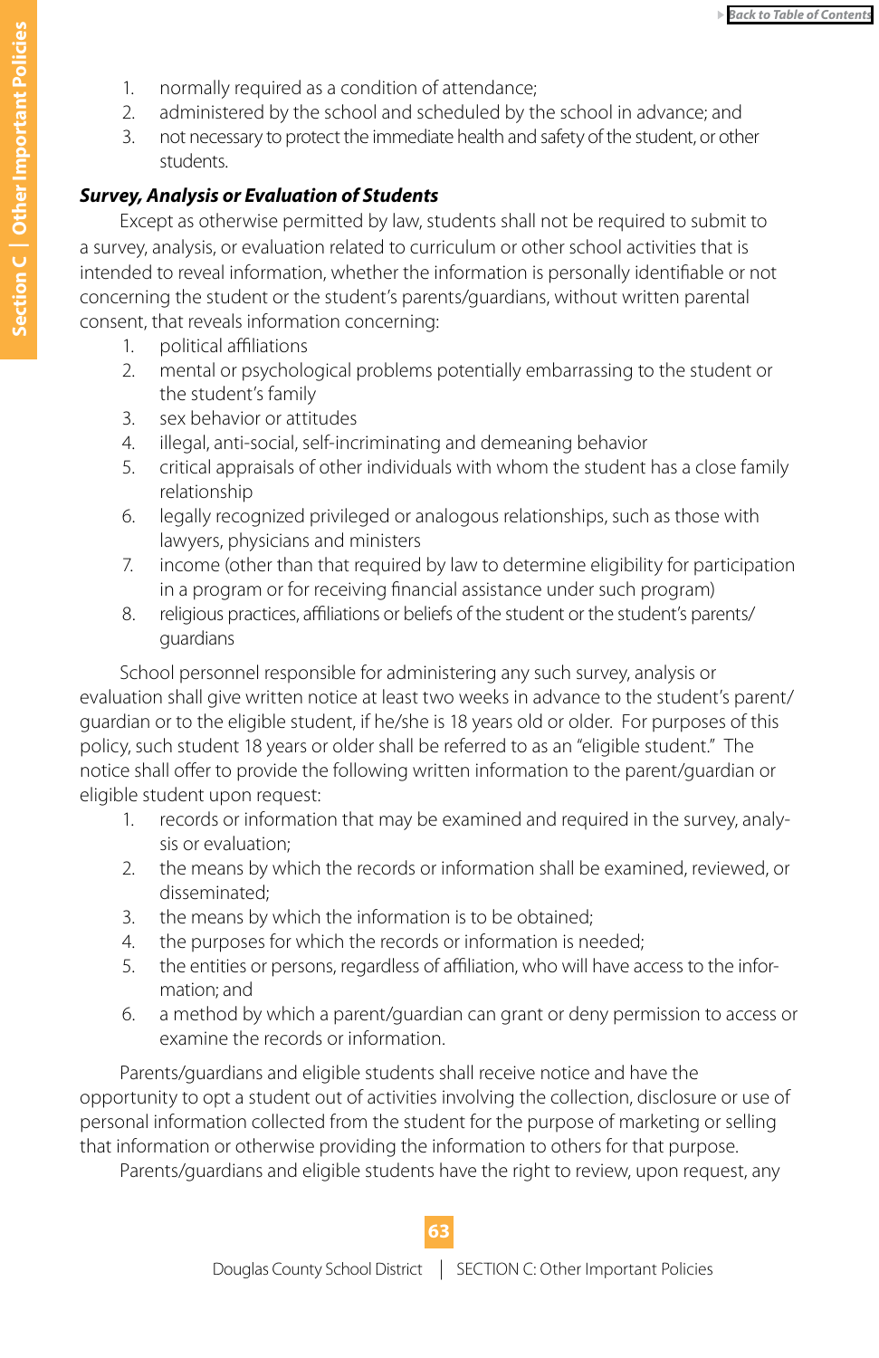1. normally required as a condition of attendance;
2. administered by the school and scheduled by the school in advance; and
3. not necessary to protect the immediate health and safety of the student, or other students.

***Survey, Analysis or Evaluation of Students***

Except as otherwise permitted by law, students shall not be required to submit to a survey, analysis, or evaluation related to curriculum or other school activities that is intended to reveal information, whether the information is personally identifiable or not concerning the student or the student's parents/guardians, without written parental consent, that reveals information concerning:

1. political affiliations
2. mental or psychological problems potentially embarrassing to the student or the student's family
3. sex behavior or attitudes
4. illegal, anti-social, self-incriminating and demeaning behavior
5. critical appraisals of other individuals with whom the student has a close family relationship
6. legally recognized privileged or analogous relationships, such as those with lawyers, physicians and ministers
7. income (other than that required by law to determine eligibility for participation in a program or for receiving financial assistance under such program)
8. religious practices, affiliations or beliefs of the student or the student's parents/guardians

School personnel responsible for administering any such survey, analysis or evaluation shall give written notice at least two weeks in advance to the student's parent/guardian or to the eligible student, if he/she is 18 years old or older. For purposes of this policy, such student 18 years or older shall be referred to as an "eligible student." The notice shall offer to provide the following written information to the parent/guardian or eligible student upon request:

1. records or information that may be examined and required in the survey, analysis or evaluation;
2. the means by which the records or information shall be examined, reviewed, or disseminated;
3. the means by which the information is to be obtained;
4. the purposes for which the records or information is needed;
5. the entities or persons, regardless of affiliation, who will have access to the information; and
6. a method by which a parent/guardian can grant or deny permission to access or examine the records or information.

Parents/guardians and eligible students shall receive notice and have the opportunity to opt a student out of activities involving the collection, disclosure or use of personal information collected from the student for the purpose of marketing or selling that information or otherwise providing the information to others for that purpose.

Parents/guardians and eligible students have the right to review, upon request, any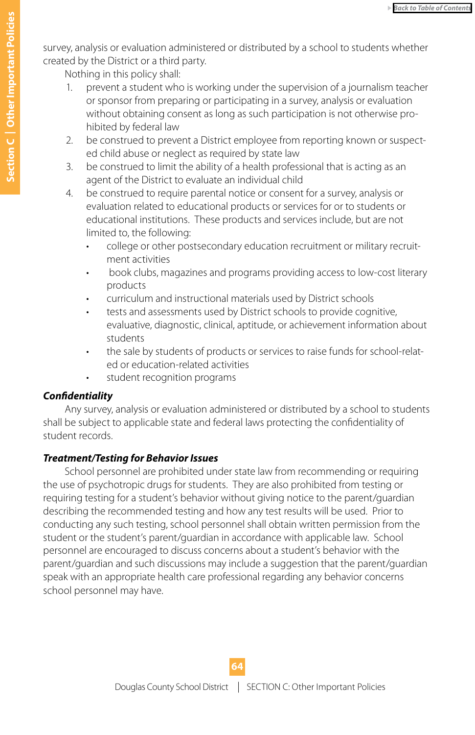survey, analysis or evaluation administered or distributed by a school to students whether created by the District or a third party.

Nothing in this policy shall:

1. prevent a student who is working under the supervision of a journalism teacher or sponsor from preparing or participating in a survey, analysis or evaluation without obtaining consent as long as such participation is not otherwise prohibited by federal law
2. be construed to prevent a District employee from reporting known or suspected child abuse or neglect as required by state law
3. be construed to limit the ability of a health professional that is acting as an agent of the District to evaluate an individual child
4. be construed to require parental notice or consent for a survey, analysis or evaluation related to educational products or services for or to students or educational institutions. These products and services include, but are not limited to, the following:
    - college or other postsecondary education recruitment or military recruitment activities
    - book clubs, magazines and programs providing access to low-cost literary products
    - curriculum and instructional materials used by District schools
    - tests and assessments used by District schools to provide cognitive, evaluative, diagnostic, clinical, aptitude, or achievement information about students
    - the sale by students of products or services to raise funds for school-related or education-related activities
    - student recognition programs

***Confidentiality***

Any survey, analysis or evaluation administered or distributed by a school to students shall be subject to applicable state and federal laws protecting the confidentiality of student records.

***Treatment/Testing for Behavior Issues***

School personnel are prohibited under state law from recommending or requiring the use of psychotropic drugs for students. They are also prohibited from testing or requiring testing for a student's behavior without giving notice to the parent/guardian describing the recommended testing and how any test results will be used. Prior to conducting any such testing, school personnel shall obtain written permission from the student or the student's parent/guardian in accordance with applicable law. School personnel are encouraged to discuss concerns about a student's behavior with the parent/guardian and such discussions may include a suggestion that the parent/guardian speak with an appropriate health care professional regarding any behavior concerns school personnel may have.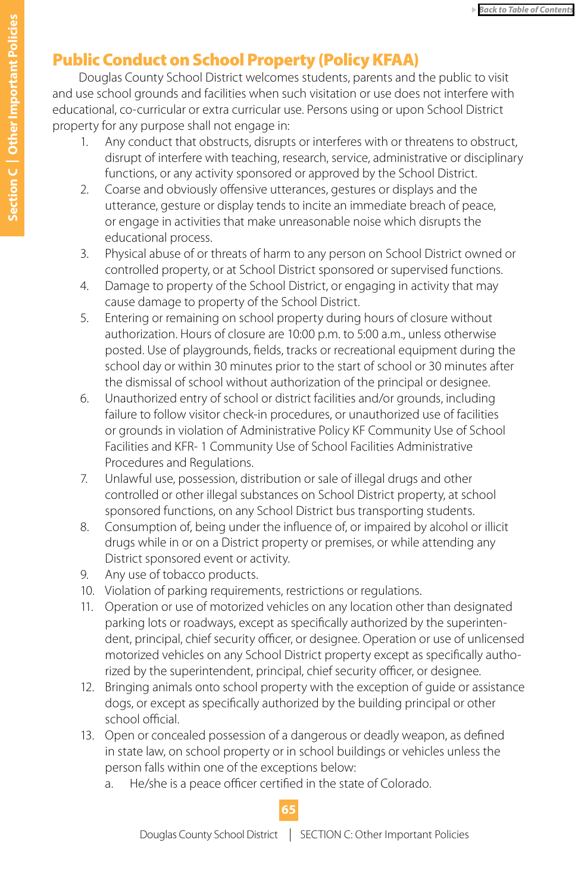## Public Conduct on School Property (Policy KFAA)

Douglas County School District welcomes students, parents and the public to visit and use school grounds and facilities when such visitation or use does not interfere with educational, co-curricular or extra curricular use. Persons using or upon School District property for any purpose shall not engage in:

1. Any conduct that obstructs, disrupts or interferes with or threatens to obstruct, disrupt of interfere with teaching, research, service, administrative or disciplinary functions, or any activity sponsored or approved by the School District.
2. Coarse and obviously offensive utterances, gestures or displays and the utterance, gesture or display tends to incite an immediate breach of peace, or engage in activities that make unreasonable noise which disrupts the educational process.
3. Physical abuse of or threats of harm to any person on School District owned or controlled property, or at School District sponsored or supervised functions.
4. Damage to property of the School District, or engaging in activity that may cause damage to property of the School District.
5. Entering or remaining on school property during hours of closure without authorization. Hours of closure are 10:00 p.m. to 5:00 a.m., unless otherwise posted. Use of playgrounds, fields, tracks or recreational equipment during the school day or within 30 minutes prior to the start of school or 30 minutes after the dismissal of school without authorization of the principal or designee.
6. Unauthorized entry of school or district facilities and/or grounds, including failure to follow visitor check-in procedures, or unauthorized use of facilities or grounds in violation of Administrative Policy KF Community Use of School Facilities and KFR- 1 Community Use of School Facilities Administrative Procedures and Regulations.
7. Unlawful use, possession, distribution or sale of illegal drugs and other controlled or other illegal substances on School District property, at school sponsored functions, on any School District bus transporting students.
8. Consumption of, being under the influence of, or impaired by alcohol or illicit drugs while in or on a District property or premises, or while attending any District sponsored event or activity.
9. Any use of tobacco products.
10. Violation of parking requirements, restrictions or regulations.
11. Operation or use of motorized vehicles on any location other than designated parking lots or roadways, except as specifically authorized by the superintendent, principal, chief security officer, or designee. Operation or use of unlicensed motorized vehicles on any School District property except as specifically authorized by the superintendent, principal, chief security officer, or designee.
12. Bringing animals onto school property with the exception of guide or assistance dogs, or except as specifically authorized by the building principal or other school official.
13. Open or concealed possession of a dangerous or deadly weapon, as defined in state law, on school property or in school buildings or vehicles unless the person falls within one of the exceptions below:
    a. He/she is a peace officer certified in the state of Colorado.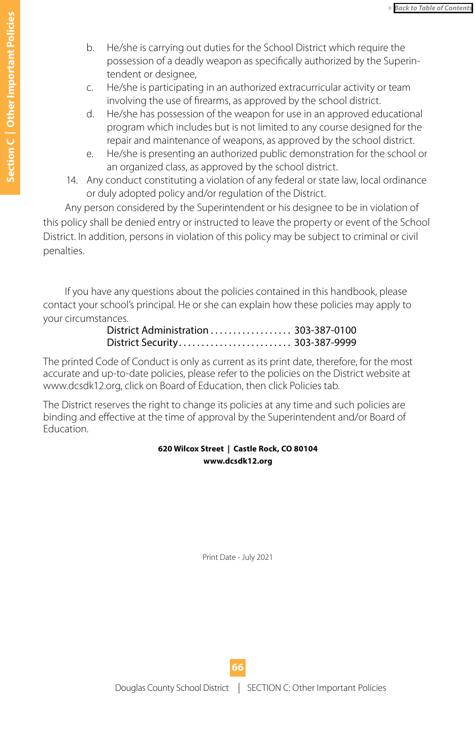b. He/she is carrying out duties for the School District which require the possession of a deadly weapon as specifically authorized by the Superintendent or designee,
c. He/she is participating in an authorized extracurricular activity or team involving the use of firearms, as approved by the school district.
d. He/she has possession of the weapon for use in an approved educational program which includes but is not limited to any course designed for the repair and maintenance of weapons, as approved by the school district.
e. He/she is presenting an authorized public demonstration for the school or an organized class, as approved by the school district.

14. Any conduct constituting a violation of any federal or state law, local ordinance or duly adopted policy and/or regulation of the District.

Any person considered by the Superintendent or his designee to be in violation of this policy shall be denied entry or instructed to leave the property or event of the School District. In addition, persons in violation of this policy may be subject to criminal or civil penalties.

If you have any questions about the policies contained in this handbook, please contact your school's principal. He or she can explain how these policies may apply to your circumstances.

District Administration .................. 303-387-0100
District Security......................... 303-387-9999

The printed Code of Conduct is only as current as its print date, therefore, for the most accurate and up-to-date policies, please refer to the policies on the District website at www.dcsdk12.org, click on Board of Education, then click Policies tab.

The District reserves the right to change its policies at any time and such policies are binding and effective at the time of approval by the Superintendent and/or Board of Education.

**620 Wilcox Street | Castle Rock, CO 80104**
**www.dcsdk12.org**

Print Date - July 2021